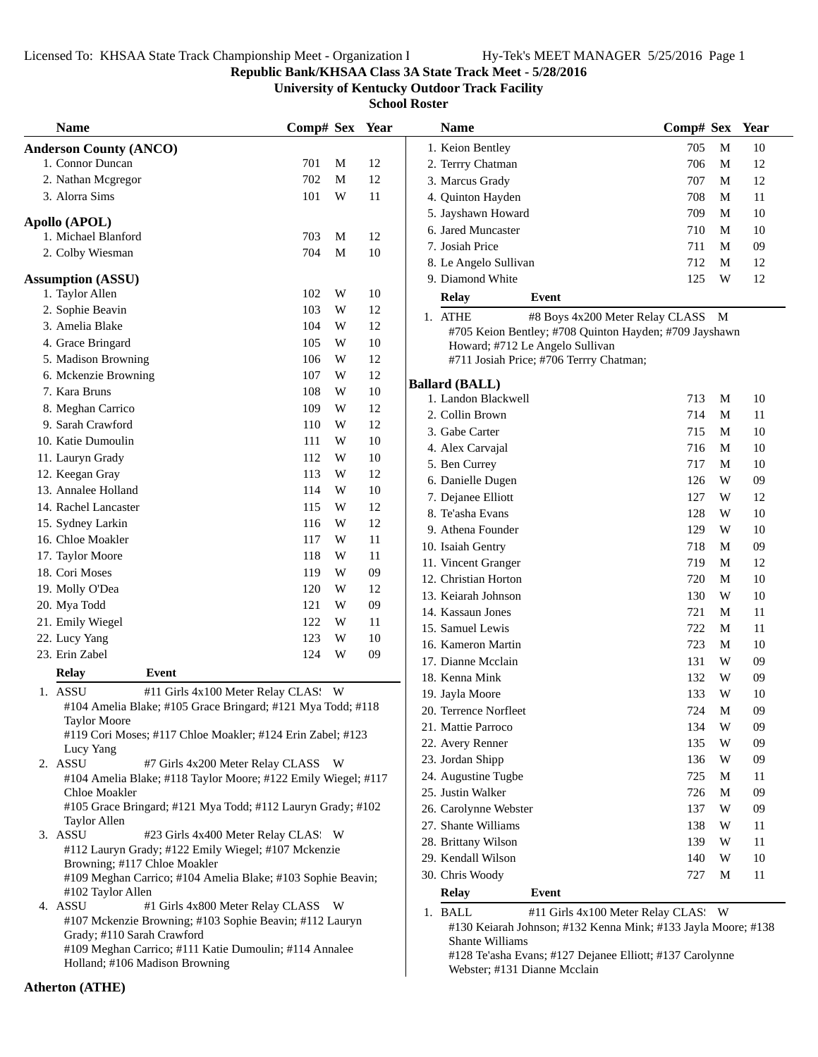**Republic Bank/KHSAA Class 3A State Track Meet - 5/28/2016**

**University of Kentucky Outdoor Track Facility**

**School Roster**

### Anderson County (ANCO)

| Name | Comp# | Sex | Year |
|---|---|---|---|
| 1. Connor Duncan | 701 | M | 12 |
| 2. Nathan Mcgregor | 702 | M | 12 |
| 3. Alorra Sims | 101 | W | 11 |

### Apollo (APOL)

| Name | Comp# | Sex | Year |
|---|---|---|---|
| 1. Michael Blanford | 703 | M | 12 |
| 2. Colby Wiesman | 704 | M | 10 |

### Assumption (ASSU)

| Name | Comp# | Sex | Year |
|---|---|---|---|
| 1. Taylor Allen | 102 | W | 10 |
| 2. Sophie Beavin | 103 | W | 12 |
| 3. Amelia Blake | 104 | W | 12 |
| 4. Grace Bringard | 105 | W | 10 |
| 5. Madison Browning | 106 | W | 12 |
| 6. Mckenzie Browning | 107 | W | 12 |
| 7. Kara Bruns | 108 | W | 10 |
| 8. Meghan Carrico | 109 | W | 12 |
| 9. Sarah Crawford | 110 | W | 12 |
| 10. Katie Dumoulin | 111 | W | 10 |
| 11. Lauryn Grady | 112 | W | 10 |
| 12. Keegan Gray | 113 | W | 12 |
| 13. Annalee Holland | 114 | W | 10 |
| 14. Rachel Lancaster | 115 | W | 12 |
| 15. Sydney Larkin | 116 | W | 12 |
| 16. Chloe Moakler | 117 | W | 11 |
| 17. Taylor Moore | 118 | W | 11 |
| 18. Cori Moses | 119 | W | 09 |
| 19. Molly O'Dea | 120 | W | 12 |
| 20. Mya Todd | 121 | W | 09 |
| 21. Emily Wiegel | 122 | W | 11 |
| 22. Lucy Yang | 123 | W | 10 |
| 23. Erin Zabel | 124 | W | 09 |

**Relay — Event**

1. ASSU — #11 Girls 4x100 Meter Relay CLAS! W
   #104 Amelia Blake; #105 Grace Bringard; #121 Mya Todd; #118 Taylor Moore
   #119 Cori Moses; #117 Chloe Moakler; #124 Erin Zabel; #123 Lucy Yang
2. ASSU — #7 Girls 4x200 Meter Relay CLASS W
   #104 Amelia Blake; #118 Taylor Moore; #122 Emily Wiegel; #117 Chloe Moakler
   #105 Grace Bringard; #121 Mya Todd; #112 Lauryn Grady; #102 Taylor Allen
3. ASSU — #23 Girls 4x400 Meter Relay CLAS! W
   #112 Lauryn Grady; #122 Emily Wiegel; #107 Mckenzie Browning; #117 Chloe Moakler
   #109 Meghan Carrico; #104 Amelia Blake; #103 Sophie Beavin; #102 Taylor Allen
4. ASSU — #1 Girls 4x800 Meter Relay CLASS W
   #107 Mckenzie Browning; #103 Sophie Beavin; #112 Lauryn Grady; #110 Sarah Crawford
   #109 Meghan Carrico; #111 Katie Dumoulin; #114 Annalee Holland; #106 Madison Browning

### Atherton (ATHE)

| Name | Comp# | Sex | Year |
|---|---|---|---|
| 1. Keion Bentley | 705 | M | 10 |
| 2. Terrry Chatman | 706 | M | 12 |
| 3. Marcus Grady | 707 | M | 12 |
| 4. Quinton Hayden | 708 | M | 11 |
| 5. Jayshawn Howard | 709 | M | 10 |
| 6. Jared Muncaster | 710 | M | 10 |
| 7. Josiah Price | 711 | M | 09 |
| 8. Le Angelo Sullivan | 712 | M | 12 |
| 9. Diamond White | 125 | W | 12 |

**Relay — Event**

1. ATHE — #8 Boys 4x200 Meter Relay CLASS M
   #705 Keion Bentley; #708 Quinton Hayden; #709 Jayshawn Howard; #712 Le Angelo Sullivan
   #711 Josiah Price; #706 Terrry Chatman;

### Ballard (BALL)

| Name | Comp# | Sex | Year |
|---|---|---|---|
| 1. Landon Blackwell | 713 | M | 10 |
| 2. Collin Brown | 714 | M | 11 |
| 3. Gabe Carter | 715 | M | 10 |
| 4. Alex Carvajal | 716 | M | 10 |
| 5. Ben Currey | 717 | M | 10 |
| 6. Danielle Dugen | 126 | W | 09 |
| 7. Dejanee Elliott | 127 | W | 12 |
| 8. Te'asha Evans | 128 | W | 10 |
| 9. Athena Founder | 129 | W | 10 |
| 10. Isaiah Gentry | 718 | M | 09 |
| 11. Vincent Granger | 719 | M | 12 |
| 12. Christian Horton | 720 | M | 10 |
| 13. Keiarah Johnson | 130 | W | 10 |
| 14. Kassaun Jones | 721 | M | 11 |
| 15. Samuel Lewis | 722 | M | 11 |
| 16. Kameron Martin | 723 | M | 10 |
| 17. Dianne Mcclain | 131 | W | 09 |
| 18. Kenna Mink | 132 | W | 09 |
| 19. Jayla Moore | 133 | W | 10 |
| 20. Terrence Norfleet | 724 | M | 09 |
| 21. Mattie Parroco | 134 | W | 09 |
| 22. Avery Renner | 135 | W | 09 |
| 23. Jordan Shipp | 136 | W | 09 |
| 24. Augustine Tugbe | 725 | M | 11 |
| 25. Justin Walker | 726 | M | 09 |
| 26. Carolynne Webster | 137 | W | 09 |
| 27. Shante Williams | 138 | W | 11 |
| 28. Brittany Wilson | 139 | W | 11 |
| 29. Kendall Wilson | 140 | W | 10 |
| 30. Chris Woody | 727 | M | 11 |

**Relay — Event**

1. BALL — #11 Girls 4x100 Meter Relay CLAS! W
   #130 Keiarah Johnson; #132 Kenna Mink; #133 Jayla Moore; #138 Shante Williams
   #128 Te'asha Evans; #127 Dejanee Elliott; #137 Carolynne Webster; #131 Dianne Mcclain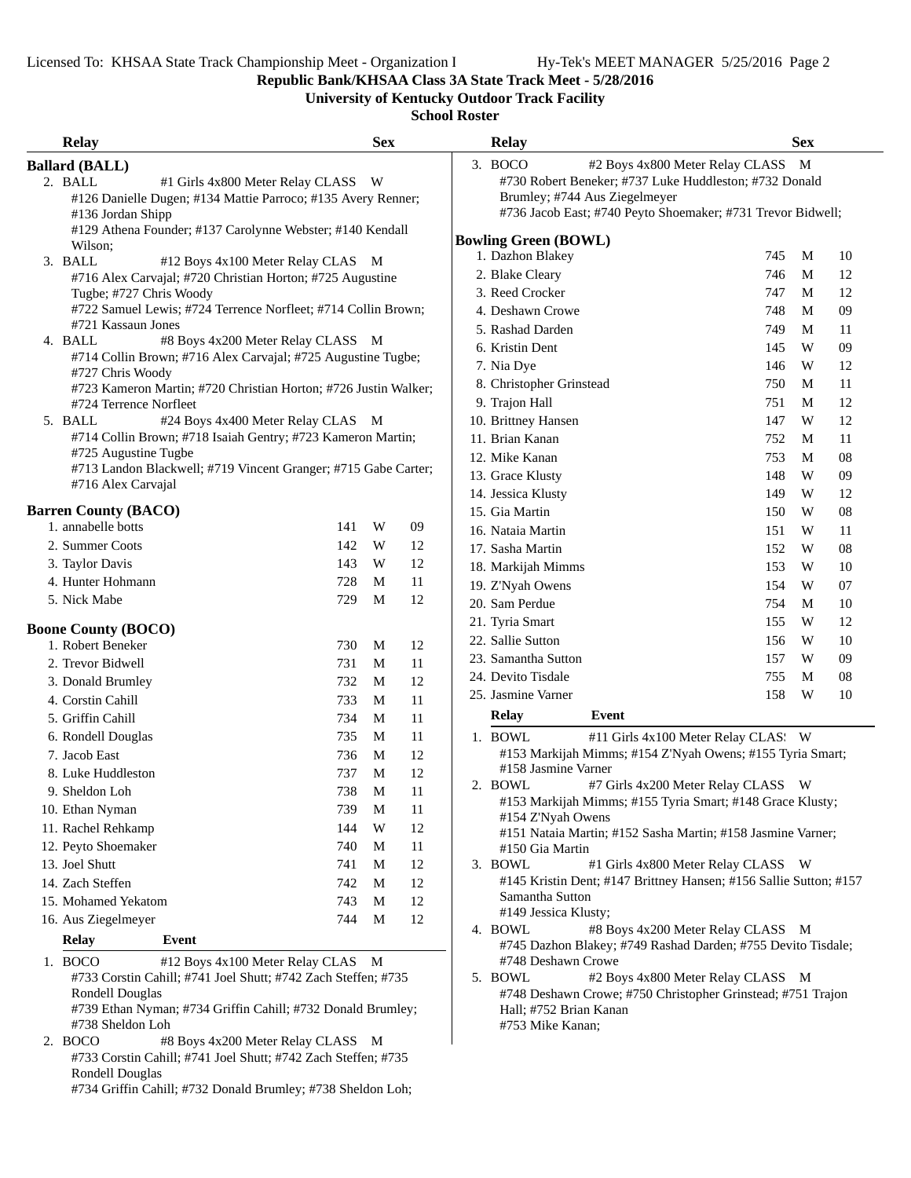Republic Bank/KHSAA Class 3A State Track Meet - 5/28/2016

University of Kentucky Outdoor Track Facility

School Roster

**Ballard (BALL)**

| Relay | Event | Sex |
|---|---|---|
| 2. BALL | #1 Girls 4x800 Meter Relay CLASS | W |
| | #126 Danielle Dugen; #134 Mattie Parroco; #135 Avery Renner; #136 Jordan Shipp; #129 Athena Founder; #137 Carolynne Webster; #140 Kendall Wilson; | |
| 3. BALL | #12 Boys 4x100 Meter Relay CLAS | M |
| | #716 Alex Carvajal; #720 Christian Horton; #725 Augustine Tugbe; #727 Chris Woody; #722 Samuel Lewis; #724 Terrence Norfleet; #714 Collin Brown; #721 Kassaun Jones | |
| 4. BALL | #8 Boys 4x200 Meter Relay CLASS | M |
| | #714 Collin Brown; #716 Alex Carvajal; #725 Augustine Tugbe; #727 Chris Woody; #723 Kameron Martin; #720 Christian Horton; #726 Justin Walker; #724 Terrence Norfleet | |
| 5. BALL | #24 Boys 4x400 Meter Relay CLASS | M |
| | #714 Collin Brown; #718 Isaiah Gentry; #723 Kameron Martin; #725 Augustine Tugbe; #713 Landon Blackwell; #719 Vincent Granger; #715 Gabe Carter; #716 Alex Carvajal | |

**Barren County (BACO)**

| # | Name | No. | Sex | Yr |
|---|---|---|---|---|
| 1. | annabelle botts | 141 | W | 09 |
| 2. | Summer Coots | 142 | W | 12 |
| 3. | Taylor Davis | 143 | W | 12 |
| 4. | Hunter Hohmann | 728 | M | 11 |
| 5. | Nick Mabe | 729 | M | 12 |

**Boone County (BOCO)**

| # | Name | No. | Sex | Yr |
|---|---|---|---|---|
| 1. | Robert Beneker | 730 | M | 12 |
| 2. | Trevor Bidwell | 731 | M | 11 |
| 3. | Donald Brumley | 732 | M | 12 |
| 4. | Corstin Cahill | 733 | M | 11 |
| 5. | Griffin Cahill | 734 | M | 11 |
| 6. | Rondell Douglas | 735 | M | 11 |
| 7. | Jacob East | 736 | M | 12 |
| 8. | Luke Huddleston | 737 | M | 12 |
| 9. | Sheldon Loh | 738 | M | 11 |
| 10. | Ethan Nyman | 739 | M | 11 |
| 11. | Rachel Rehkamp | 144 | W | 12 |
| 12. | Peyto Shoemaker | 740 | M | 11 |
| 13. | Joel Shutt | 741 | M | 12 |
| 14. | Zach Steffen | 742 | M | 12 |
| 15. | Mohamed Yekatom | 743 | M | 12 |
| 16. | Aus Ziegelmeyer | 744 | M | 12 |

| Relay | Event | Sex |
|---|---|---|
| 1. BOCO | #12 Boys 4x100 Meter Relay CLAS | M |
| | #733 Corstin Cahill; #741 Joel Shutt; #742 Zach Steffen; #735 Rondell Douglas; #739 Ethan Nyman; #734 Griffin Cahill; #732 Donald Brumley; #738 Sheldon Loh | |
| 2. BOCO | #8 Boys 4x200 Meter Relay CLASS | M |
| | #733 Corstin Cahill; #741 Joel Shutt; #742 Zach Steffen; #735 Rondell Douglas; #734 Griffin Cahill; #732 Donald Brumley; #738 Sheldon Loh; | |
| 3. BOCO | #2 Boys 4x800 Meter Relay CLASS | M |
| | #730 Robert Beneker; #737 Luke Huddleston; #732 Donald Brumley; #744 Aus Ziegelmeyer; #736 Jacob East; #740 Peyto Shoemaker; #731 Trevor Bidwell; | |

**Bowling Green (BOWL)**

| # | Name | No. | Sex | Yr |
|---|---|---|---|---|
| 1. | Dazhon Blakey | 745 | M | 10 |
| 2. | Blake Cleary | 746 | M | 12 |
| 3. | Reed Crocker | 747 | M | 12 |
| 4. | Deshawn Crowe | 748 | M | 09 |
| 5. | Rashad Darden | 749 | M | 11 |
| 6. | Kristin Dent | 145 | W | 09 |
| 7. | Nia Dye | 146 | W | 12 |
| 8. | Christopher Grinstead | 750 | M | 11 |
| 9. | Trajon Hall | 751 | M | 12 |
| 10. | Brittney Hansen | 147 | W | 12 |
| 11. | Brian Kanan | 752 | M | 11 |
| 12. | Mike Kanan | 753 | M | 08 |
| 13. | Grace Klusty | 148 | W | 09 |
| 14. | Jessica Klusty | 149 | W | 12 |
| 15. | Gia Martin | 150 | W | 08 |
| 16. | Nataia Martin | 151 | W | 11 |
| 17. | Sasha Martin | 152 | W | 08 |
| 18. | Markijah Mimms | 153 | W | 10 |
| 19. | Z'Nyah Owens | 154 | W | 07 |
| 20. | Sam Perdue | 754 | M | 10 |
| 21. | Tyria Smart | 155 | W | 12 |
| 22. | Sallie Sutton | 156 | W | 10 |
| 23. | Samantha Sutton | 157 | W | 09 |
| 24. | Devito Tisdale | 755 | M | 08 |
| 25. | Jasmine Varner | 158 | W | 10 |

| Relay | Event | Sex |
|---|---|---|
| 1. BOWL | #11 Girls 4x100 Meter Relay CLAS | W |
| | #153 Markijah Mimms; #154 Z'Nyah Owens; #155 Tyria Smart; #158 Jasmine Varner | |
| 2. BOWL | #7 Girls 4x200 Meter Relay CLASS | W |
| | #153 Markijah Mimms; #155 Tyria Smart; #148 Grace Klusty; #154 Z'Nyah Owens; #151 Nataia Martin; #152 Sasha Martin; #158 Jasmine Varner; #150 Gia Martin | |
| 3. BOWL | #1 Girls 4x800 Meter Relay CLASS | W |
| | #145 Kristin Dent; #147 Brittney Hansen; #156 Sallie Sutton; #157 Samantha Sutton; #149 Jessica Klusty; | |
| 4. BOWL | #8 Boys 4x200 Meter Relay CLASS | M |
| | #745 Dazhon Blakey; #749 Rashad Darden; #755 Devito Tisdale; #748 Deshawn Crowe | |
| 5. BOWL | #2 Boys 4x800 Meter Relay CLASS | M |
| | #748 Deshawn Crowe; #750 Christopher Grinstead; #751 Trajon Hall; #752 Brian Kanan; #753 Mike Kanan; | |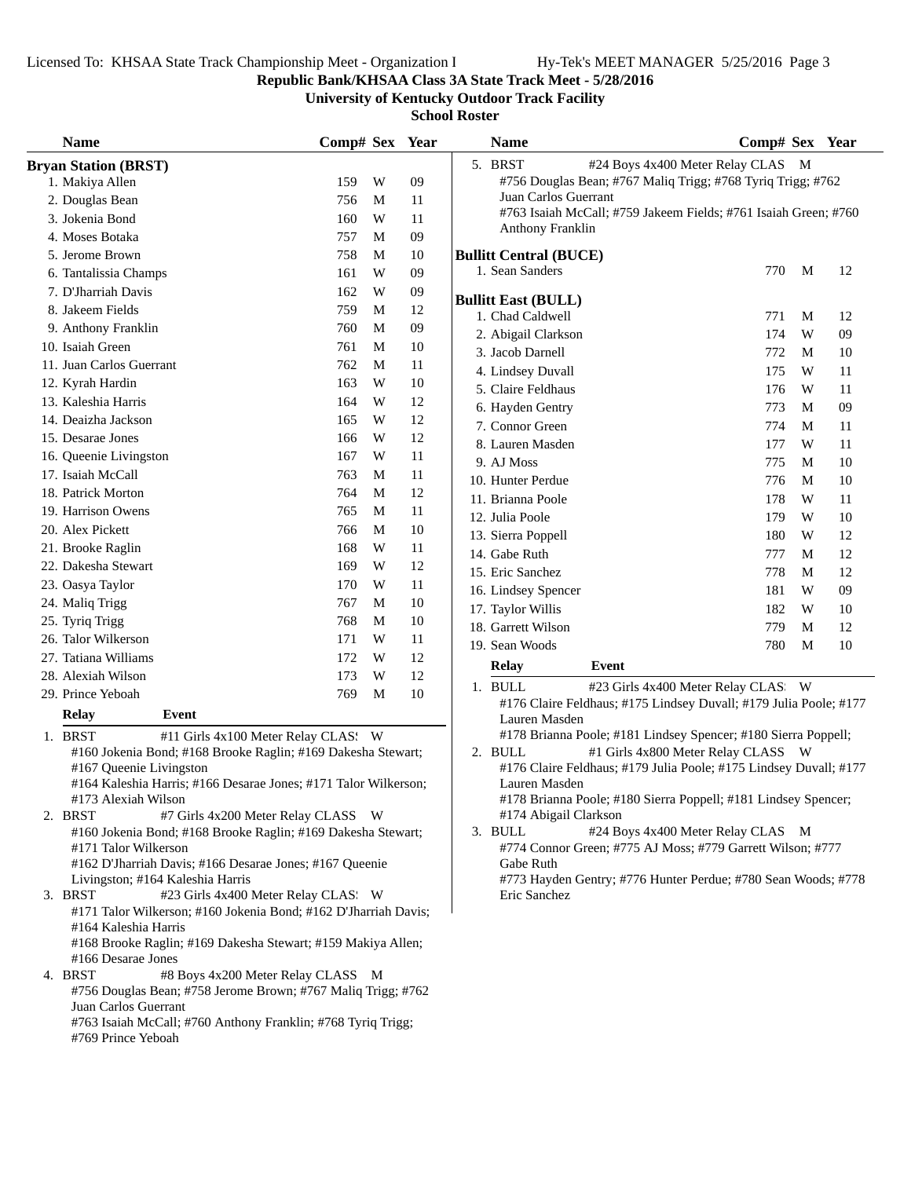# Republic Bank/KHSAA Class 3A State Track Meet - 5/28/2016

## University of Kentucky Outdoor Track Facility

### School Roster

## Bryan Station (BRST)

| | Name | Comp# | Sex | Year |
|---|---|---|---|---|
| 1. | Makiya Allen | 159 | W | 09 |
| 2. | Douglas Bean | 756 | M | 11 |
| 3. | Jokenia Bond | 160 | W | 11 |
| 4. | Moses Botaka | 757 | M | 09 |
| 5. | Jerome Brown | 758 | M | 10 |
| 6. | Tantalissia Champs | 161 | W | 09 |
| 7. | D'Jharriah Davis | 162 | W | 09 |
| 8. | Jakeem Fields | 759 | M | 12 |
| 9. | Anthony Franklin | 760 | M | 09 |
| 10. | Isaiah Green | 761 | M | 10 |
| 11. | Juan Carlos Guerrant | 762 | M | 11 |
| 12. | Kyrah Hardin | 163 | W | 10 |
| 13. | Kaleshia Harris | 164 | W | 12 |
| 14. | Deaizha Jackson | 165 | W | 12 |
| 15. | Desarae Jones | 166 | W | 12 |
| 16. | Queenie Livingston | 167 | W | 11 |
| 17. | Isaiah McCall | 763 | M | 11 |
| 18. | Patrick Morton | 764 | M | 12 |
| 19. | Harrison Owens | 765 | M | 11 |
| 20. | Alex Pickett | 766 | M | 10 |
| 21. | Brooke Raglin | 168 | W | 11 |
| 22. | Dakesha Stewart | 169 | W | 12 |
| 23. | Oasya Taylor | 170 | W | 11 |
| 24. | Maliq Trigg | 767 | M | 10 |
| 25. | Tyriq Trigg | 768 | M | 10 |
| 26. | Talor Wilkerson | 171 | W | 11 |
| 27. | Tatiana Williams | 172 | W | 12 |
| 28. | Alexiah Wilson | 173 | W | 12 |
| 29. | Prince Yeboah | 769 | M | 10 |

**Relay / Event**

1. BRST — #11 Girls 4x100 Meter Relay CLASS — W
   #160 Jokenia Bond; #168 Brooke Raglin; #169 Dakesha Stewart; #167 Queenie Livingston
   #164 Kaleshia Harris; #166 Desarae Jones; #171 Talor Wilkerson; #173 Alexiah Wilson
2. BRST — #7 Girls 4x200 Meter Relay CLASS — W
   #160 Jokenia Bond; #168 Brooke Raglin; #169 Dakesha Stewart; #171 Talor Wilkerson
   #162 D'Jharriah Davis; #166 Desarae Jones; #167 Queenie Livingston; #164 Kaleshia Harris
3. BRST — #23 Girls 4x400 Meter Relay CLASS — W
   #171 Talor Wilkerson; #160 Jokenia Bond; #162 D'Jharriah Davis; #164 Kaleshia Harris
   #168 Brooke Raglin; #169 Dakesha Stewart; #159 Makiya Allen; #166 Desarae Jones
4. BRST — #8 Boys 4x200 Meter Relay CLASS — M
   #756 Douglas Bean; #758 Jerome Brown; #767 Maliq Trigg; #762 Juan Carlos Guerrant
   #763 Isaiah McCall; #760 Anthony Franklin; #768 Tyriq Trigg; #769 Prince Yeboah
5. BRST — #24 Boys 4x400 Meter Relay CLAS — M
   #756 Douglas Bean; #767 Maliq Trigg; #768 Tyriq Trigg; #762 Juan Carlos Guerrant
   #763 Isaiah McCall; #759 Jakeem Fields; #761 Isaiah Green; #760 Anthony Franklin

## Bullitt Central (BUCE)

| | Name | Comp# | Sex | Year |
|---|---|---|---|---|
| 1. | Sean Sanders | 770 | M | 12 |

## Bullitt East (BULL)

| | Name | Comp# | Sex | Year |
|---|---|---|---|---|
| 1. | Chad Caldwell | 771 | M | 12 |
| 2. | Abigail Clarkson | 174 | W | 09 |
| 3. | Jacob Darnell | 772 | M | 10 |
| 4. | Lindsey Duvall | 175 | W | 11 |
| 5. | Claire Feldhaus | 176 | W | 11 |
| 6. | Hayden Gentry | 773 | M | 09 |
| 7. | Connor Green | 774 | M | 11 |
| 8. | Lauren Masden | 177 | W | 11 |
| 9. | AJ Moss | 775 | M | 10 |
| 10. | Hunter Perdue | 776 | M | 10 |
| 11. | Brianna Poole | 178 | W | 11 |
| 12. | Julia Poole | 179 | W | 10 |
| 13. | Sierra Poppell | 180 | W | 12 |
| 14. | Gabe Ruth | 777 | M | 12 |
| 15. | Eric Sanchez | 778 | M | 12 |
| 16. | Lindsey Spencer | 181 | W | 09 |
| 17. | Taylor Willis | 182 | W | 10 |
| 18. | Garrett Wilson | 779 | M | 12 |
| 19. | Sean Woods | 780 | M | 10 |

**Relay / Event**

1. BULL — #23 Girls 4x400 Meter Relay CLASS — W
   #176 Claire Feldhaus; #175 Lindsey Duvall; #179 Julia Poole; #177 Lauren Masden
   #178 Brianna Poole; #181 Lindsey Spencer; #180 Sierra Poppell;
2. BULL — #1 Girls 4x800 Meter Relay CLASS — W
   #176 Claire Feldhaus; #179 Julia Poole; #175 Lindsey Duvall; #177 Lauren Masden
   #178 Brianna Poole; #180 Sierra Poppell; #181 Lindsey Spencer; #174 Abigail Clarkson
3. BULL — #24 Boys 4x400 Meter Relay CLAS — M
   #774 Connor Green; #775 AJ Moss; #779 Garrett Wilson; #777 Gabe Ruth
   #773 Hayden Gentry; #776 Hunter Perdue; #780 Sean Woods; #778 Eric Sanchez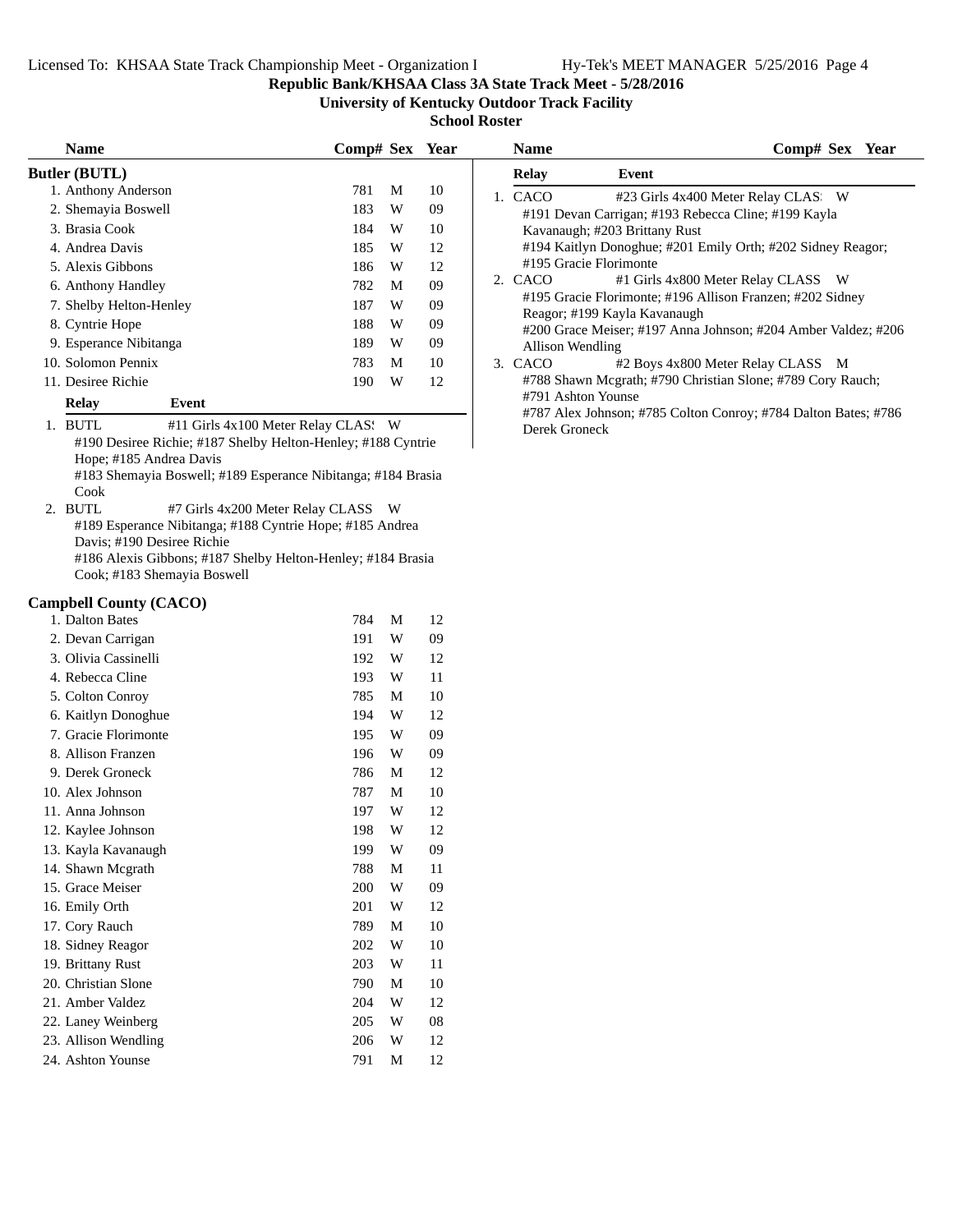Republic Bank/KHSAA Class 3A State Track Meet - 5/28/2016

University of Kentucky Outdoor Track Facility

School Roster

## Butler (BUTL)

| Name | Comp# | Sex | Year |
|---|---|---|---|
| 1. Anthony Anderson | 781 | M | 10 |
| 2. Shemayia Boswell | 183 | W | 09 |
| 3. Brasia Cook | 184 | W | 10 |
| 4. Andrea Davis | 185 | W | 12 |
| 5. Alexis Gibbons | 186 | W | 12 |
| 6. Anthony Handley | 782 | M | 09 |
| 7. Shelby Helton-Henley | 187 | W | 09 |
| 8. Cyntrie Hope | 188 | W | 09 |
| 9. Esperance Nibitanga | 189 | W | 09 |
| 10. Solomon Pennix | 783 | M | 10 |
| 11. Desiree Richie | 190 | W | 12 |

| Relay | Event | |
|---|---|---|
| 1. BUTL | #11 Girls 4x100 Meter Relay CLASS | W |
| | #190 Desiree Richie; #187 Shelby Helton-Henley; #188 Cyntrie Hope; #185 Andrea Davis | |
| | #183 Shemayia Boswell; #189 Esperance Nibitanga; #184 Brasia Cook | |
| 2. BUTL | #7 Girls 4x200 Meter Relay CLASS | W |
| | #189 Esperance Nibitanga; #188 Cyntrie Hope; #185 Andrea Davis; #190 Desiree Richie | |
| | #186 Alexis Gibbons; #187 Shelby Helton-Henley; #184 Brasia Cook; #183 Shemayia Boswell | |

## Campbell County (CACO)

| Name | Comp# | Sex | Year |
|---|---|---|---|
| 1. Dalton Bates | 784 | M | 12 |
| 2. Devan Carrigan | 191 | W | 09 |
| 3. Olivia Cassinelli | 192 | W | 12 |
| 4. Rebecca Cline | 193 | W | 11 |
| 5. Colton Conroy | 785 | M | 10 |
| 6. Kaitlyn Donoghue | 194 | W | 12 |
| 7. Gracie Florimonte | 195 | W | 09 |
| 8. Allison Franzen | 196 | W | 09 |
| 9. Derek Groneck | 786 | M | 12 |
| 10. Alex Johnson | 787 | M | 10 |
| 11. Anna Johnson | 197 | W | 12 |
| 12. Kaylee Johnson | 198 | W | 12 |
| 13. Kayla Kavanaugh | 199 | W | 09 |
| 14. Shawn Mcgrath | 788 | M | 11 |
| 15. Grace Meiser | 200 | W | 09 |
| 16. Emily Orth | 201 | W | 12 |
| 17. Cory Rauch | 789 | M | 10 |
| 18. Sidney Reagor | 202 | W | 10 |
| 19. Brittany Rust | 203 | W | 11 |
| 20. Christian Slone | 790 | M | 10 |
| 21. Amber Valdez | 204 | W | 12 |
| 22. Laney Weinberg | 205 | W | 08 |
| 23. Allison Wendling | 206 | W | 12 |
| 24. Ashton Younse | 791 | M | 12 |

| Relay | Event | |
|---|---|---|
| 1. CACO | #23 Girls 4x400 Meter Relay CLASS | W |
| | #191 Devan Carrigan; #193 Rebecca Cline; #199 Kayla Kavanaugh; #203 Brittany Rust | |
| | #194 Kaitlyn Donoghue; #201 Emily Orth; #202 Sidney Reagor; #195 Gracie Florimonte | |
| 2. CACO | #1 Girls 4x800 Meter Relay CLASS | W |
| | #195 Gracie Florimonte; #196 Allison Franzen; #202 Sidney Reagor; #199 Kayla Kavanaugh | |
| | #200 Grace Meiser; #197 Anna Johnson; #204 Amber Valdez; #206 Allison Wendling | |
| 3. CACO | #2 Boys 4x800 Meter Relay CLASS | M |
| | #788 Shawn Mcgrath; #790 Christian Slone; #789 Cory Rauch; #791 Ashton Younse | |
| | #787 Alex Johnson; #785 Colton Conroy; #784 Dalton Bates; #786 Derek Groneck | |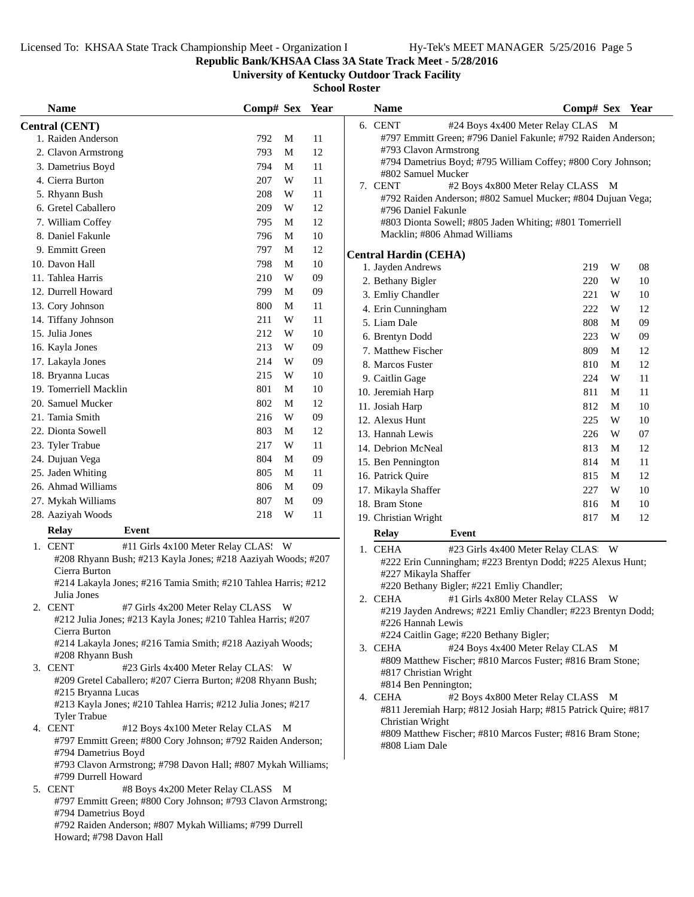# Republic Bank/KHSAA Class 3A State Track Meet - 5/28/2016

## University of Kentucky Outdoor Track Facility

### School Roster

## Central (CENT)

| Name | Comp# | Sex | Year |
|---|---|---|---|
| 1. Raiden Anderson | 792 | M | 11 |
| 2. Clavon Armstrong | 793 | M | 12 |
| 3. Dametrius Boyd | 794 | M | 11 |
| 4. Cierra Burton | 207 | W | 11 |
| 5. Rhyann Bush | 208 | W | 11 |
| 6. Gretel Caballero | 209 | W | 12 |
| 7. William Coffey | 795 | M | 12 |
| 8. Daniel Fakunle | 796 | M | 10 |
| 9. Emmitt Green | 797 | M | 12 |
| 10. Davon Hall | 798 | M | 10 |
| 11. Tahlea Harris | 210 | W | 09 |
| 12. Durrell Howard | 799 | M | 09 |
| 13. Cory Johnson | 800 | M | 11 |
| 14. Tiffany Johnson | 211 | W | 11 |
| 15. Julia Jones | 212 | W | 10 |
| 16. Kayla Jones | 213 | W | 09 |
| 17. Lakayla Jones | 214 | W | 09 |
| 18. Bryanna Lucas | 215 | W | 10 |
| 19. Tomerriell Macklin | 801 | M | 10 |
| 20. Samuel Mucker | 802 | M | 12 |
| 21. Tamia Smith | 216 | W | 09 |
| 22. Dionta Sowell | 803 | M | 12 |
| 23. Tyler Trabue | 217 | W | 11 |
| 24. Dujuan Vega | 804 | M | 09 |
| 25. Jaden Whiting | 805 | M | 11 |
| 26. Ahmad Williams | 806 | M | 09 |
| 27. Mykah Williams | 807 | M | 09 |
| 28. Aaziyah Woods | 218 | W | 11 |

**Relay** / **Event**

1. CENT — #11 Girls 4x100 Meter Relay CLASS W
   #208 Rhyann Bush; #213 Kayla Jones; #218 Aaziyah Woods; #207 Cierra Burton
   #214 Lakayla Jones; #216 Tamia Smith; #210 Tahlea Harris; #212 Julia Jones
2. CENT — #7 Girls 4x200 Meter Relay CLASS W
   #212 Julia Jones; #213 Kayla Jones; #210 Tahlea Harris; #207 Cierra Burton
   #214 Lakayla Jones; #216 Tamia Smith; #218 Aaziyah Woods; #208 Rhyann Bush
3. CENT — #23 Girls 4x400 Meter Relay CLASS W
   #209 Gretel Caballero; #207 Cierra Burton; #208 Rhyann Bush; #215 Bryanna Lucas
   #213 Kayla Jones; #210 Tahlea Harris; #212 Julia Jones; #217 Tyler Trabue
4. CENT — #12 Boys 4x100 Meter Relay CLAS M
   #797 Emmitt Green; #800 Cory Johnson; #792 Raiden Anderson; #794 Dametrius Boyd
   #793 Clavon Armstrong; #798 Davon Hall; #807 Mykah Williams; #799 Durrell Howard
5. CENT — #8 Boys 4x200 Meter Relay CLASS M
   #797 Emmitt Green; #800 Cory Johnson; #793 Clavon Armstrong; #794 Dametrius Boyd
   #792 Raiden Anderson; #807 Mykah Williams; #799 Durrell Howard; #798 Davon Hall
6. CENT — #24 Boys 4x400 Meter Relay CLAS M
   #797 Emmitt Green; #796 Daniel Fakunle; #792 Raiden Anderson; #793 Clavon Armstrong
   #794 Dametrius Boyd; #795 William Coffey; #800 Cory Johnson; #802 Samuel Mucker
7. CENT — #2 Boys 4x800 Meter Relay CLASS M
   #792 Raiden Anderson; #802 Samuel Mucker; #804 Dujuan Vega; #796 Daniel Fakunle
   #803 Dionta Sowell; #805 Jaden Whiting; #801 Tomerriell Macklin; #806 Ahmad Williams

## Central Hardin (CEHA)

| Name | Comp# | Sex | Year |
|---|---|---|---|
| 1. Jayden Andrews | 219 | W | 08 |
| 2. Bethany Bigler | 220 | W | 10 |
| 3. Emliy Chandler | 221 | W | 10 |
| 4. Erin Cunningham | 222 | W | 12 |
| 5. Liam Dale | 808 | M | 09 |
| 6. Brentyn Dodd | 223 | W | 09 |
| 7. Matthew Fischer | 809 | M | 12 |
| 8. Marcos Fuster | 810 | M | 12 |
| 9. Caitlin Gage | 224 | W | 11 |
| 10. Jeremiah Harp | 811 | M | 11 |
| 11. Josiah Harp | 812 | M | 10 |
| 12. Alexus Hunt | 225 | W | 10 |
| 13. Hannah Lewis | 226 | W | 07 |
| 14. Debrion McNeal | 813 | M | 12 |
| 15. Ben Pennington | 814 | M | 11 |
| 16. Patrick Quire | 815 | M | 12 |
| 17. Mikayla Shaffer | 227 | W | 10 |
| 18. Bram Stone | 816 | M | 10 |
| 19. Christian Wright | 817 | M | 12 |

**Relay** / **Event**

1. CEHA — #23 Girls 4x400 Meter Relay CLAS W
   #222 Erin Cunningham; #223 Brentyn Dodd; #225 Alexus Hunt; #227 Mikayla Shaffer
   #220 Bethany Bigler; #221 Emliy Chandler;
2. CEHA — #1 Girls 4x800 Meter Relay CLASS W
   #219 Jayden Andrews; #221 Emliy Chandler; #223 Brentyn Dodd; #226 Hannah Lewis
   #224 Caitlin Gage; #220 Bethany Bigler;
3. CEHA — #24 Boys 4x400 Meter Relay CLAS M
   #809 Matthew Fischer; #810 Marcos Fuster; #816 Bram Stone; #817 Christian Wright
   #814 Ben Pennington;
4. CEHA — #2 Boys 4x800 Meter Relay CLASS M
   #811 Jeremiah Harp; #812 Josiah Harp; #815 Patrick Quire; #817 Christian Wright
   #809 Matthew Fischer; #810 Marcos Fuster; #816 Bram Stone; #808 Liam Dale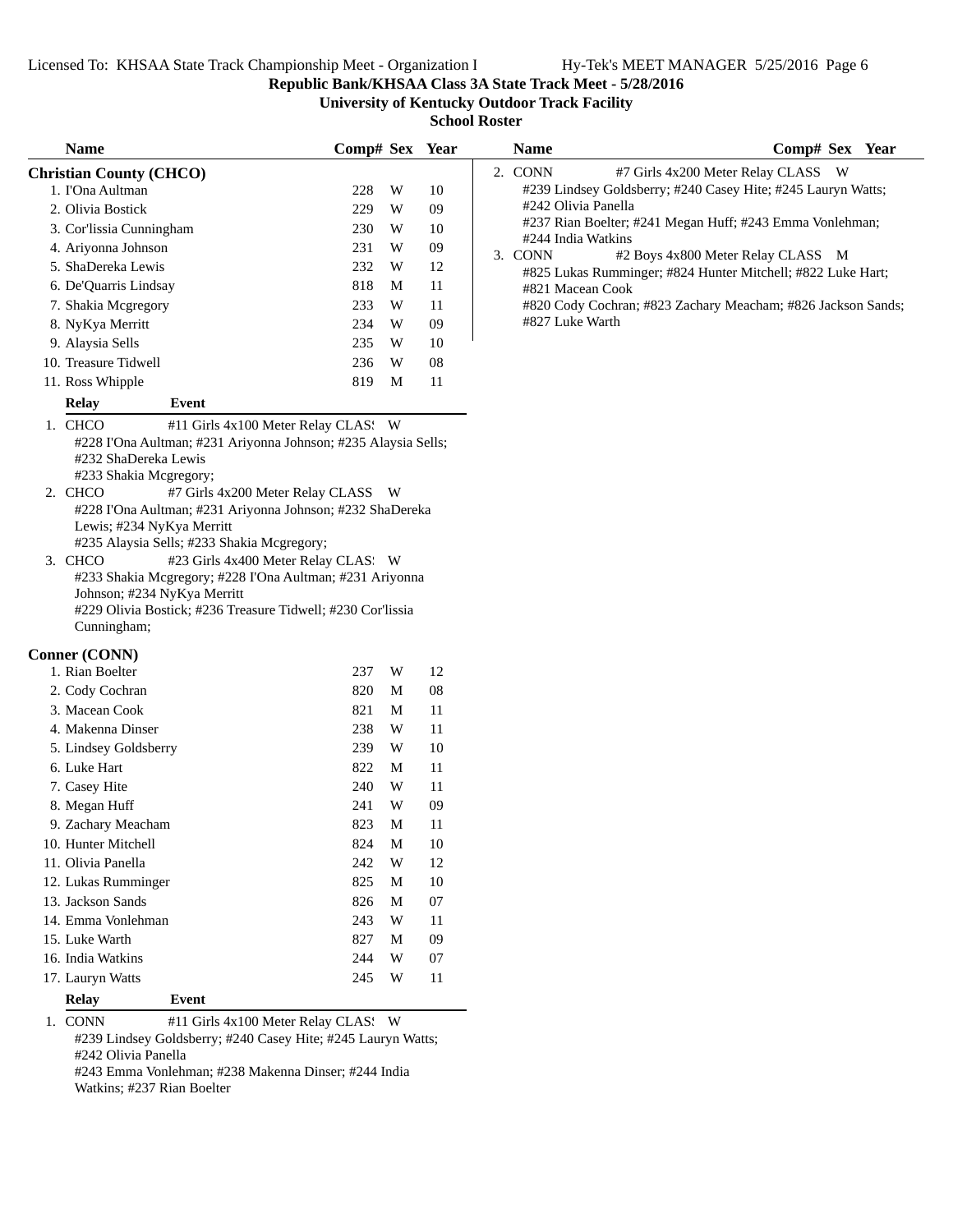**Republic Bank/KHSAA Class 3A State Track Meet - 5/28/2016**

**University of Kentucky Outdoor Track Facility**

**School Roster**

## Christian County (CHCO)

| Name | Comp# | Sex | Year |
|---|---|---|---|
| 1. I'Ona Aultman | 228 | W | 10 |
| 2. Olivia Bostick | 229 | W | 09 |
| 3. Cor'lissia Cunningham | 230 | W | 10 |
| 4. Ariyonna Johnson | 231 | W | 09 |
| 5. ShaDereka Lewis | 232 | W | 12 |
| 6. De'Quarris Lindsay | 818 | M | 11 |
| 7. Shakia Mcgregory | 233 | W | 11 |
| 8. NyKya Merritt | 234 | W | 09 |
| 9. Alaysia Sells | 235 | W | 10 |
| 10. Treasure Tidwell | 236 | W | 08 |
| 11. Ross Whipple | 819 | M | 11 |

**Relay** **Event**

1. CHCO #11 Girls 4x100 Meter Relay CLAS! W
   #228 I'Ona Aultman; #231 Ariyonna Johnson; #235 Alaysia Sells; #232 ShaDereka Lewis
   #233 Shakia Mcgregory;
2. CHCO #7 Girls 4x200 Meter Relay CLASS W
   #228 I'Ona Aultman; #231 Ariyonna Johnson; #232 ShaDereka Lewis; #234 NyKya Merritt
   #235 Alaysia Sells; #233 Shakia Mcgregory;
3. CHCO #23 Girls 4x400 Meter Relay CLAS! W
   #233 Shakia Mcgregory; #228 I'Ona Aultman; #231 Ariyonna Johnson; #234 NyKya Merritt
   #229 Olivia Bostick; #236 Treasure Tidwell; #230 Cor'lissia Cunningham;

## Conner (CONN)

| Name | Comp# | Sex | Year |
|---|---|---|---|
| 1. Rian Boelter | 237 | W | 12 |
| 2. Cody Cochran | 820 | M | 08 |
| 3. Macean Cook | 821 | M | 11 |
| 4. Makenna Dinser | 238 | W | 11 |
| 5. Lindsey Goldsberry | 239 | W | 10 |
| 6. Luke Hart | 822 | M | 11 |
| 7. Casey Hite | 240 | W | 11 |
| 8. Megan Huff | 241 | W | 09 |
| 9. Zachary Meacham | 823 | M | 11 |
| 10. Hunter Mitchell | 824 | M | 10 |
| 11. Olivia Panella | 242 | W | 12 |
| 12. Lukas Rumminger | 825 | M | 10 |
| 13. Jackson Sands | 826 | M | 07 |
| 14. Emma Vonlehman | 243 | W | 11 |
| 15. Luke Warth | 827 | M | 09 |
| 16. India Watkins | 244 | W | 07 |
| 17. Lauryn Watts | 245 | W | 11 |

**Relay** **Event**

1. CONN #11 Girls 4x100 Meter Relay CLAS! W
   #239 Lindsey Goldsberry; #240 Casey Hite; #245 Lauryn Watts; #242 Olivia Panella
   #243 Emma Vonlehman; #238 Makenna Dinser; #244 India Watkins; #237 Rian Boelter
2. CONN #7 Girls 4x200 Meter Relay CLASS W
   #239 Lindsey Goldsberry; #240 Casey Hite; #245 Lauryn Watts; #242 Olivia Panella
   #237 Rian Boelter; #241 Megan Huff; #243 Emma Vonlehman; #244 India Watkins
3. CONN #2 Boys 4x800 Meter Relay CLASS M
   #825 Lukas Rumminger; #824 Hunter Mitchell; #822 Luke Hart; #821 Macean Cook
   #820 Cody Cochran; #823 Zachary Meacham; #826 Jackson Sands; #827 Luke Warth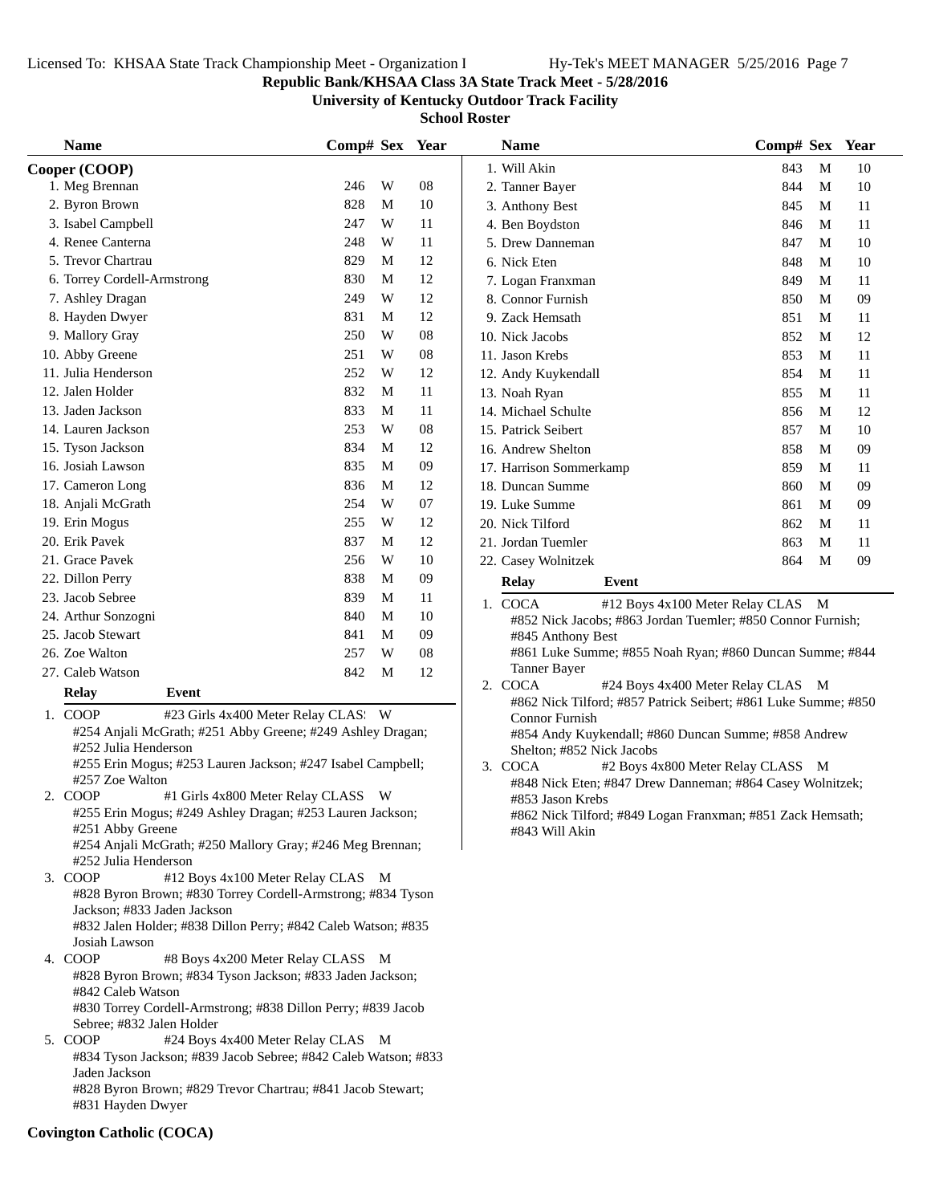**Republic Bank/KHSAA Class 3A State Track Meet - 5/28/2016**

**University of Kentucky Outdoor Track Facility**

**School Roster**

## Cooper (COOP)

| Name | Comp# | Sex | Year |
|---|---|---|---|
| 1. Meg Brennan | 246 | W | 08 |
| 2. Byron Brown | 828 | M | 10 |
| 3. Isabel Campbell | 247 | W | 11 |
| 4. Renee Canterna | 248 | W | 11 |
| 5. Trevor Chartrau | 829 | M | 12 |
| 6. Torrey Cordell-Armstrong | 830 | M | 12 |
| 7. Ashley Dragan | 249 | W | 12 |
| 8. Hayden Dwyer | 831 | M | 12 |
| 9. Mallory Gray | 250 | W | 08 |
| 10. Abby Greene | 251 | W | 08 |
| 11. Julia Henderson | 252 | W | 12 |
| 12. Jalen Holder | 832 | M | 11 |
| 13. Jaden Jackson | 833 | M | 11 |
| 14. Lauren Jackson | 253 | W | 08 |
| 15. Tyson Jackson | 834 | M | 12 |
| 16. Josiah Lawson | 835 | M | 09 |
| 17. Cameron Long | 836 | M | 12 |
| 18. Anjali McGrath | 254 | W | 07 |
| 19. Erin Mogus | 255 | W | 12 |
| 20. Erik Pavek | 837 | M | 12 |
| 21. Grace Pavek | 256 | W | 10 |
| 22. Dillon Perry | 838 | M | 09 |
| 23. Jacob Sebree | 839 | M | 11 |
| 24. Arthur Sonzogni | 840 | M | 10 |
| 25. Jacob Stewart | 841 | M | 09 |
| 26. Zoe Walton | 257 | W | 08 |
| 27. Caleb Watson | 842 | M | 12 |

**Relay — Event**

1. COOP — #23 Girls 4x400 Meter Relay CLAS! W
   #254 Anjali McGrath; #251 Abby Greene; #249 Ashley Dragan; #252 Julia Henderson
   #255 Erin Mogus; #253 Lauren Jackson; #247 Isabel Campbell; #257 Zoe Walton
2. COOP — #1 Girls 4x800 Meter Relay CLASS W
   #255 Erin Mogus; #249 Ashley Dragan; #253 Lauren Jackson; #251 Abby Greene
   #254 Anjali McGrath; #250 Mallory Gray; #246 Meg Brennan; #252 Julia Henderson
3. COOP — #12 Boys 4x100 Meter Relay CLAS M
   #828 Byron Brown; #830 Torrey Cordell-Armstrong; #834 Tyson Jackson; #833 Jaden Jackson
   #832 Jalen Holder; #838 Dillon Perry; #842 Caleb Watson; #835 Josiah Lawson
4. COOP — #8 Boys 4x200 Meter Relay CLASS M
   #828 Byron Brown; #834 Tyson Jackson; #833 Jaden Jackson; #842 Caleb Watson
   #830 Torrey Cordell-Armstrong; #838 Dillon Perry; #839 Jacob Sebree; #832 Jalen Holder
5. COOP — #24 Boys 4x400 Meter Relay CLAS M
   #834 Tyson Jackson; #839 Jacob Sebree; #842 Caleb Watson; #833 Jaden Jackson
   #828 Byron Brown; #829 Trevor Chartrau; #841 Jacob Stewart; #831 Hayden Dwyer

## Covington Catholic (COCA)

| Name | Comp# | Sex | Year |
|---|---|---|---|
| 1. Will Akin | 843 | M | 10 |
| 2. Tanner Bayer | 844 | M | 10 |
| 3. Anthony Best | 845 | M | 11 |
| 4. Ben Boydston | 846 | M | 11 |
| 5. Drew Danneman | 847 | M | 10 |
| 6. Nick Eten | 848 | M | 10 |
| 7. Logan Franxman | 849 | M | 11 |
| 8. Connor Furnish | 850 | M | 09 |
| 9. Zack Hemsath | 851 | M | 11 |
| 10. Nick Jacobs | 852 | M | 12 |
| 11. Jason Krebs | 853 | M | 11 |
| 12. Andy Kuykendall | 854 | M | 11 |
| 13. Noah Ryan | 855 | M | 11 |
| 14. Michael Schulte | 856 | M | 12 |
| 15. Patrick Seibert | 857 | M | 10 |
| 16. Andrew Shelton | 858 | M | 09 |
| 17. Harrison Sommerkamp | 859 | M | 11 |
| 18. Duncan Summe | 860 | M | 09 |
| 19. Luke Summe | 861 | M | 09 |
| 20. Nick Tilford | 862 | M | 11 |
| 21. Jordan Tuemler | 863 | M | 11 |
| 22. Casey Wolnitzek | 864 | M | 09 |

**Relay — Event**

1. COCA — #12 Boys 4x100 Meter Relay CLAS M
   #852 Nick Jacobs; #863 Jordan Tuemler; #850 Connor Furnish; #845 Anthony Best
   #861 Luke Summe; #855 Noah Ryan; #860 Duncan Summe; #844 Tanner Bayer
2. COCA — #24 Boys 4x400 Meter Relay CLAS M
   #862 Nick Tilford; #857 Patrick Seibert; #861 Luke Summe; #850 Connor Furnish
   #854 Andy Kuykendall; #860 Duncan Summe; #858 Andrew Shelton; #852 Nick Jacobs
3. COCA — #2 Boys 4x800 Meter Relay CLASS M
   #848 Nick Eten; #847 Drew Danneman; #864 Casey Wolnitzek; #853 Jason Krebs
   #862 Nick Tilford; #849 Logan Franxman; #851 Zack Hemsath; #843 Will Akin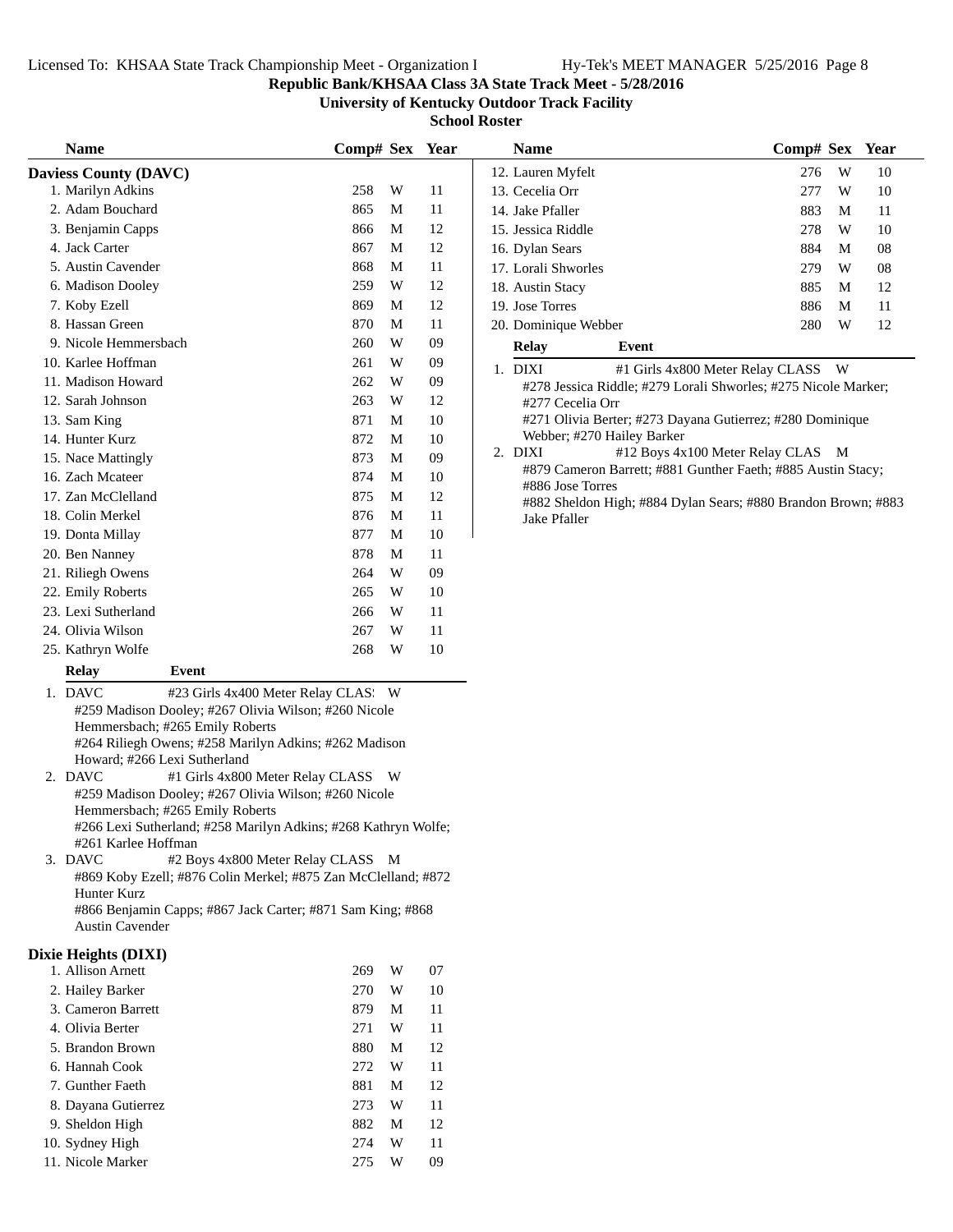Republic Bank/KHSAA Class 3A State Track Meet - 5/28/2016

University of Kentucky Outdoor Track Facility

**School Roster**

## Daviess County (DAVC)

| Name | Comp# | Sex | Year |
|---|---|---|---|
| 1. Marilyn Adkins | 258 | W | 11 |
| 2. Adam Bouchard | 865 | M | 11 |
| 3. Benjamin Capps | 866 | M | 12 |
| 4. Jack Carter | 867 | M | 12 |
| 5. Austin Cavender | 868 | M | 11 |
| 6. Madison Dooley | 259 | W | 12 |
| 7. Koby Ezell | 869 | M | 12 |
| 8. Hassan Green | 870 | M | 11 |
| 9. Nicole Hemmersbach | 260 | W | 09 |
| 10. Karlee Hoffman | 261 | W | 09 |
| 11. Madison Howard | 262 | W | 09 |
| 12. Sarah Johnson | 263 | W | 12 |
| 13. Sam King | 871 | M | 10 |
| 14. Hunter Kurz | 872 | M | 10 |
| 15. Nace Mattingly | 873 | M | 09 |
| 16. Zach Mcateer | 874 | M | 10 |
| 17. Zan McClelland | 875 | M | 12 |
| 18. Colin Merkel | 876 | M | 11 |
| 19. Donta Millay | 877 | M | 10 |
| 20. Ben Nanney | 878 | M | 11 |
| 21. Riliegh Owens | 264 | W | 09 |
| 22. Emily Roberts | 265 | W | 10 |
| 23. Lexi Sutherland | 266 | W | 11 |
| 24. Olivia Wilson | 267 | W | 11 |
| 25. Kathryn Wolfe | 268 | W | 10 |

| Relay | Event | |
|---|---|---|
| 1. DAVC | #23 Girls 4x400 Meter Relay CLAS! | W |
| 2. DAVC | #1 Girls 4x800 Meter Relay CLASS | W |
| 3. DAVC | #2 Boys 4x800 Meter Relay CLASS | M |

1. DAVC — #23 Girls 4x400 Meter Relay CLAS! W
   #259 Madison Dooley; #267 Olivia Wilson; #260 Nicole Hemmersbach; #265 Emily Roberts
   #264 Riliegh Owens; #258 Marilyn Adkins; #262 Madison Howard; #266 Lexi Sutherland
2. DAVC — #1 Girls 4x800 Meter Relay CLASS W
   #259 Madison Dooley; #267 Olivia Wilson; #260 Nicole Hemmersbach; #265 Emily Roberts
   #266 Lexi Sutherland; #258 Marilyn Adkins; #268 Kathryn Wolfe; #261 Karlee Hoffman
3. DAVC — #2 Boys 4x800 Meter Relay CLASS M
   #869 Koby Ezell; #876 Colin Merkel; #875 Zan McClelland; #872 Hunter Kurz
   #866 Benjamin Capps; #867 Jack Carter; #871 Sam King; #868 Austin Cavender

## Dixie Heights (DIXI)

| Name | Comp# | Sex | Year |
|---|---|---|---|
| 1. Allison Arnett | 269 | W | 07 |
| 2. Hailey Barker | 270 | W | 10 |
| 3. Cameron Barrett | 879 | M | 11 |
| 4. Olivia Berter | 271 | W | 11 |
| 5. Brandon Brown | 880 | M | 12 |
| 6. Hannah Cook | 272 | W | 11 |
| 7. Gunther Faeth | 881 | M | 12 |
| 8. Dayana Gutierrez | 273 | W | 11 |
| 9. Sheldon High | 882 | M | 12 |
| 10. Sydney High | 274 | W | 11 |
| 11. Nicole Marker | 275 | W | 09 |
| 12. Lauren Myfelt | 276 | W | 10 |
| 13. Cecelia Orr | 277 | W | 10 |
| 14. Jake Pfaller | 883 | M | 11 |
| 15. Jessica Riddle | 278 | W | 10 |
| 16. Dylan Sears | 884 | M | 08 |
| 17. Lorali Shworles | 279 | W | 08 |
| 18. Austin Stacy | 885 | M | 12 |
| 19. Jose Torres | 886 | M | 11 |
| 20. Dominique Webber | 280 | W | 12 |

1. DIXI — #1 Girls 4x800 Meter Relay CLASS W
   #278 Jessica Riddle; #279 Lorali Shworles; #275 Nicole Marker; #277 Cecelia Orr
   #271 Olivia Berter; #273 Dayana Gutierrez; #280 Dominique Webber; #270 Hailey Barker
2. DIXI — #12 Boys 4x100 Meter Relay CLAS M
   #879 Cameron Barrett; #881 Gunther Faeth; #885 Austin Stacy; #886 Jose Torres
   #882 Sheldon High; #884 Dylan Sears; #880 Brandon Brown; #883 Jake Pfaller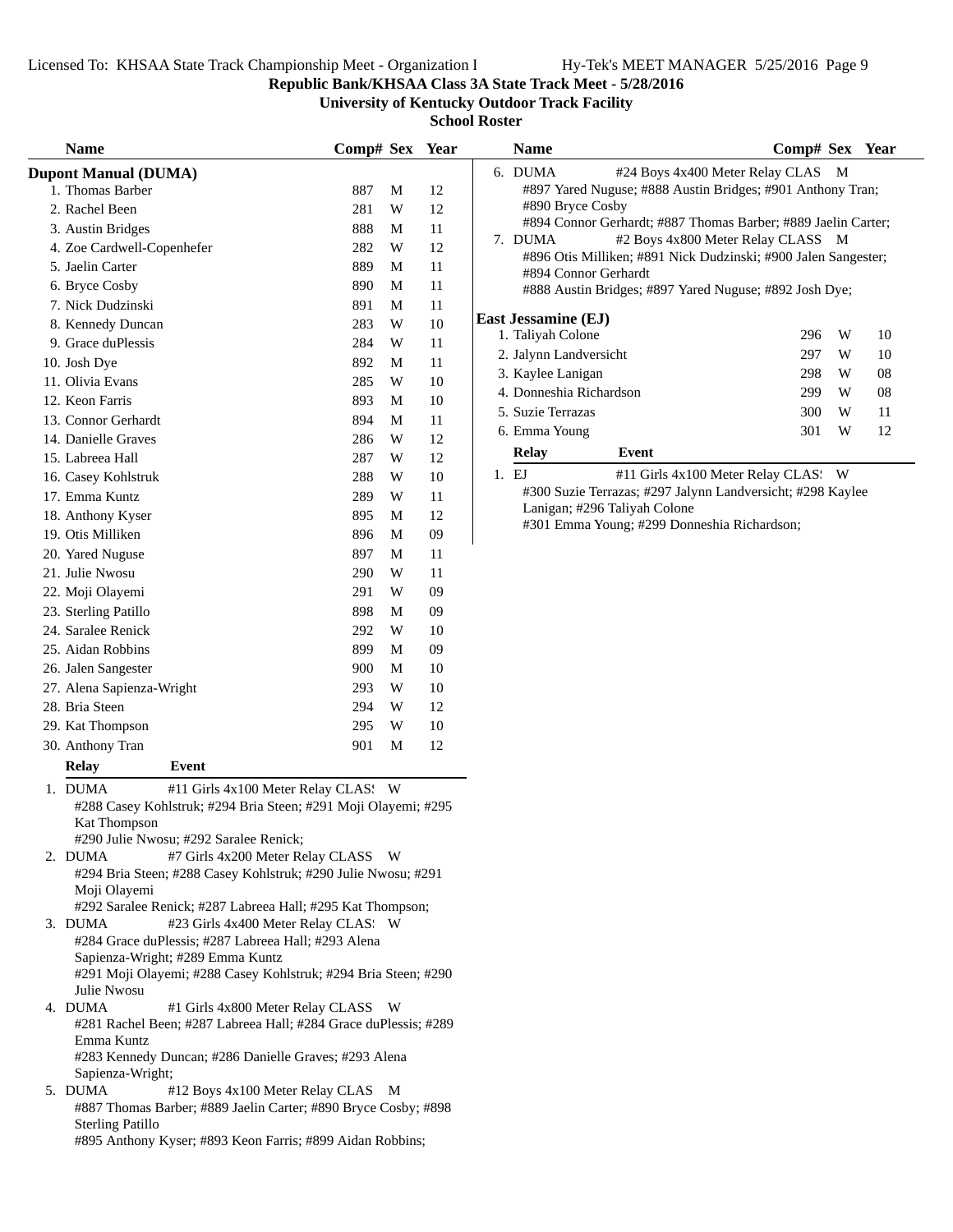**Republic Bank/KHSAA Class 3A State Track Meet - 5/28/2016**

**University of Kentucky Outdoor Track Facility**

**School Roster**

## Dupont Manual (DUMA)

| Name | Comp# | Sex | Year |
|---|---|---|---|
| 1. Thomas Barber | 887 | M | 12 |
| 2. Rachel Been | 281 | W | 12 |
| 3. Austin Bridges | 888 | M | 11 |
| 4. Zoe Cardwell-Copenhefer | 282 | W | 12 |
| 5. Jaelin Carter | 889 | M | 11 |
| 6. Bryce Cosby | 890 | M | 11 |
| 7. Nick Dudzinski | 891 | M | 11 |
| 8. Kennedy Duncan | 283 | W | 10 |
| 9. Grace duPlessis | 284 | W | 11 |
| 10. Josh Dye | 892 | M | 11 |
| 11. Olivia Evans | 285 | W | 10 |
| 12. Keon Farris | 893 | M | 10 |
| 13. Connor Gerhardt | 894 | M | 11 |
| 14. Danielle Graves | 286 | W | 12 |
| 15. Labreea Hall | 287 | W | 12 |
| 16. Casey Kohlstruk | 288 | W | 10 |
| 17. Emma Kuntz | 289 | W | 11 |
| 18. Anthony Kyser | 895 | M | 12 |
| 19. Otis Milliken | 896 | M | 09 |
| 20. Yared Nuguse | 897 | M | 11 |
| 21. Julie Nwosu | 290 | W | 11 |
| 22. Moji Olayemi | 291 | W | 09 |
| 23. Sterling Patillo | 898 | M | 09 |
| 24. Saralee Renick | 292 | W | 10 |
| 25. Aidan Robbins | 899 | M | 09 |
| 26. Jalen Sangester | 900 | M | 10 |
| 27. Alena Sapienza-Wright | 293 | W | 10 |
| 28. Bria Steen | 294 | W | 12 |
| 29. Kat Thompson | 295 | W | 10 |
| 30. Anthony Tran | 901 | M | 12 |

**Relay — Event**

1. DUMA — #11 Girls 4x100 Meter Relay CLASS — W
   #288 Casey Kohlstruk; #294 Bria Steen; #291 Moji Olayemi; #295 Kat Thompson
   #290 Julie Nwosu; #292 Saralee Renick;
2. DUMA — #7 Girls 4x200 Meter Relay CLASS — W
   #294 Bria Steen; #288 Casey Kohlstruk; #290 Julie Nwosu; #291 Moji Olayemi
   #292 Saralee Renick; #287 Labreea Hall; #295 Kat Thompson;
3. DUMA — #23 Girls 4x400 Meter Relay CLASS — W
   #284 Grace duPlessis; #287 Labreea Hall; #293 Alena Sapienza-Wright; #289 Emma Kuntz
   #291 Moji Olayemi; #288 Casey Kohlstruk; #294 Bria Steen; #290 Julie Nwosu
4. DUMA — #1 Girls 4x800 Meter Relay CLASS — W
   #281 Rachel Been; #287 Labreea Hall; #284 Grace duPlessis; #289 Emma Kuntz
   #283 Kennedy Duncan; #286 Danielle Graves; #293 Alena Sapienza-Wright;
5. DUMA — #12 Boys 4x100 Meter Relay CLASS — M
   #887 Thomas Barber; #889 Jaelin Carter; #890 Bryce Cosby; #898 Sterling Patillo
   #895 Anthony Kyser; #893 Keon Farris; #899 Aidan Robbins;
6. DUMA — #24 Boys 4x400 Meter Relay CLASS — M
   #897 Yared Nuguse; #888 Austin Bridges; #901 Anthony Tran; #890 Bryce Cosby
   #894 Connor Gerhardt; #887 Thomas Barber; #889 Jaelin Carter;
7. DUMA — #2 Boys 4x800 Meter Relay CLASS — M
   #896 Otis Milliken; #891 Nick Dudzinski; #900 Jalen Sangester; #894 Connor Gerhardt
   #888 Austin Bridges; #897 Yared Nuguse; #892 Josh Dye;

## East Jessamine (EJ)

| Name | Comp# | Sex | Year |
|---|---|---|---|
| 1. Taliyah Colone | 296 | W | 10 |
| 2. Jalynn Landversicht | 297 | W | 10 |
| 3. Kaylee Lanigan | 298 | W | 08 |
| 4. Donneshia Richardson | 299 | W | 08 |
| 5. Suzie Terrazas | 300 | W | 11 |
| 6. Emma Young | 301 | W | 12 |

**Relay — Event**

1. EJ — #11 Girls 4x100 Meter Relay CLASS — W
   #300 Suzie Terrazas; #297 Jalynn Landversicht; #298 Kaylee Lanigan; #296 Taliyah Colone
   #301 Emma Young; #299 Donneshia Richardson;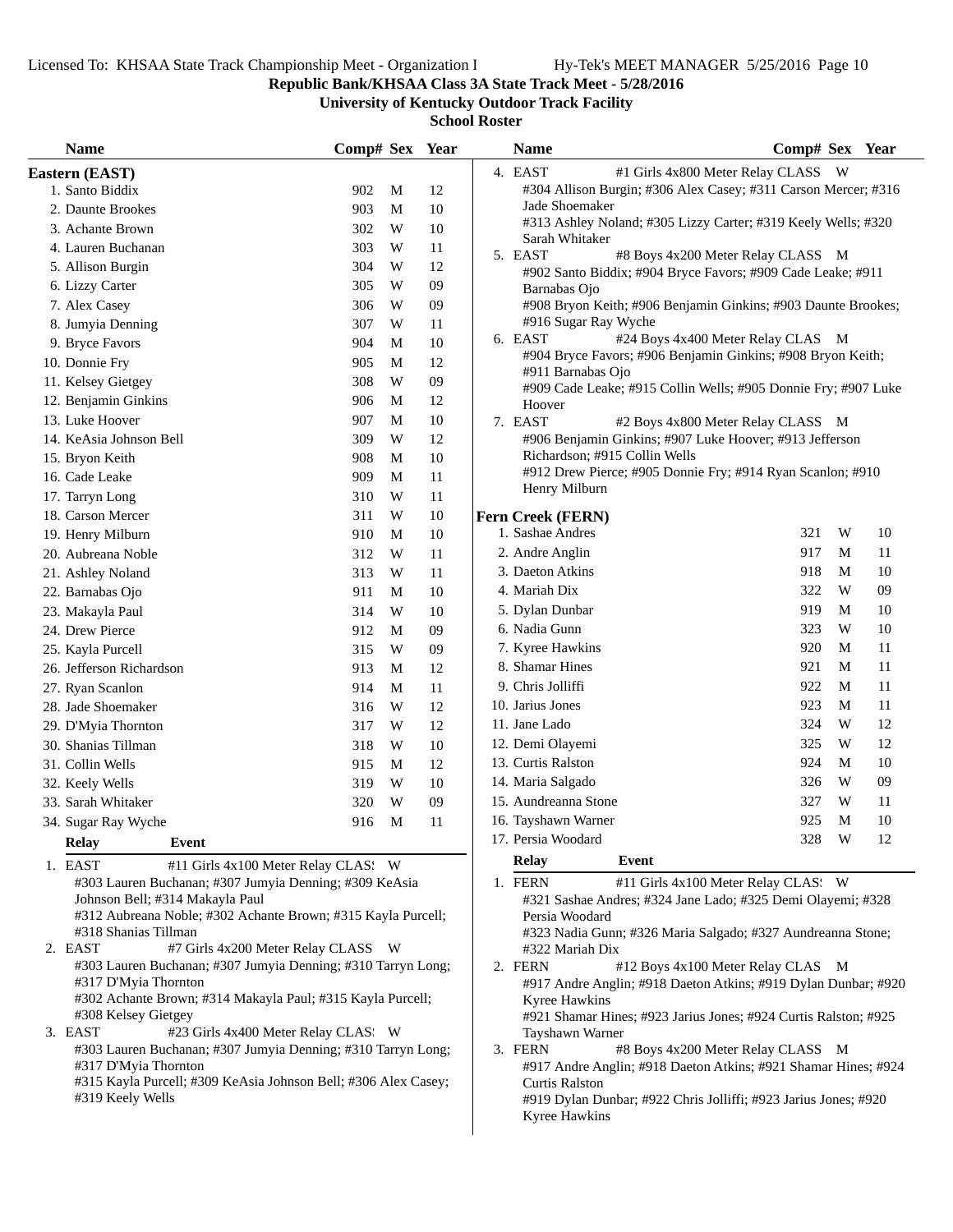Licensed To: KHSAA State Track Championship Meet - Organization I

**Republic Bank/KHSAA Class 3A State Track Meet - 5/28/2016**

**University of Kentucky Outdoor Track Facility**

**School Roster**

## Eastern (EAST)

| Name | Comp# | Sex | Year |
|---|---|---|---|
| 1. Santo Biddix | 902 | M | 12 |
| 2. Daunte Brookes | 903 | M | 10 |
| 3. Achante Brown | 302 | W | 10 |
| 4. Lauren Buchanan | 303 | W | 11 |
| 5. Allison Burgin | 304 | W | 12 |
| 6. Lizzy Carter | 305 | W | 09 |
| 7. Alex Casey | 306 | W | 09 |
| 8. Jumyia Denning | 307 | W | 11 |
| 9. Bryce Favors | 904 | M | 10 |
| 10. Donnie Fry | 905 | M | 12 |
| 11. Kelsey Gietgey | 308 | W | 09 |
| 12. Benjamin Ginkins | 906 | M | 12 |
| 13. Luke Hoover | 907 | M | 10 |
| 14. KeAsia Johnson Bell | 309 | W | 12 |
| 15. Bryon Keith | 908 | M | 10 |
| 16. Cade Leake | 909 | M | 11 |
| 17. Tarryn Long | 310 | W | 11 |
| 18. Carson Mercer | 311 | W | 10 |
| 19. Henry Milburn | 910 | M | 10 |
| 20. Aubreana Noble | 312 | W | 11 |
| 21. Ashley Noland | 313 | W | 11 |
| 22. Barnabas Ojo | 911 | M | 10 |
| 23. Makayla Paul | 314 | W | 10 |
| 24. Drew Pierce | 912 | M | 09 |
| 25. Kayla Purcell | 315 | W | 09 |
| 26. Jefferson Richardson | 913 | M | 12 |
| 27. Ryan Scanlon | 914 | M | 11 |
| 28. Jade Shoemaker | 316 | W | 12 |
| 29. D'Myia Thornton | 317 | W | 12 |
| 30. Shanias Tillman | 318 | W | 10 |
| 31. Collin Wells | 915 | M | 12 |
| 32. Keely Wells | 319 | W | 10 |
| 33. Sarah Whitaker | 320 | W | 09 |
| 34. Sugar Ray Wyche | 916 | M | 11 |

**Relay** **Event**

1. EAST — #11 Girls 4x100 Meter Relay CLASS W
   #303 Lauren Buchanan; #307 Jumyia Denning; #309 KeAsia Johnson Bell; #314 Makayla Paul
   #312 Aubreana Noble; #302 Achante Brown; #315 Kayla Purcell; #318 Shanias Tillman
2. EAST — #7 Girls 4x200 Meter Relay CLASS W
   #303 Lauren Buchanan; #307 Jumyia Denning; #310 Tarryn Long; #317 D'Myia Thornton
   #302 Achante Brown; #314 Makayla Paul; #315 Kayla Purcell; #308 Kelsey Gietgey
3. EAST — #23 Girls 4x400 Meter Relay CLASS W
   #303 Lauren Buchanan; #307 Jumyia Denning; #310 Tarryn Long; #317 D'Myia Thornton
   #315 Kayla Purcell; #309 KeAsia Johnson Bell; #306 Alex Casey; #319 Keely Wells
4. EAST — #1 Girls 4x800 Meter Relay CLASS W
   #304 Allison Burgin; #306 Alex Casey; #311 Carson Mercer; #316 Jade Shoemaker
   #313 Ashley Noland; #305 Lizzy Carter; #319 Keely Wells; #320 Sarah Whitaker
5. EAST — #8 Boys 4x200 Meter Relay CLASS M
   #902 Santo Biddix; #904 Bryce Favors; #909 Cade Leake; #911 Barnabas Ojo
   #908 Bryon Keith; #906 Benjamin Ginkins; #903 Daunte Brookes; #916 Sugar Ray Wyche
6. EAST — #24 Boys 4x400 Meter Relay CLASS M
   #904 Bryce Favors; #906 Benjamin Ginkins; #908 Bryon Keith; #911 Barnabas Ojo
   #909 Cade Leake; #915 Collin Wells; #905 Donnie Fry; #907 Luke Hoover
7. EAST — #2 Boys 4x800 Meter Relay CLASS M
   #906 Benjamin Ginkins; #907 Luke Hoover; #913 Jefferson Richardson; #915 Collin Wells
   #912 Drew Pierce; #905 Donnie Fry; #914 Ryan Scanlon; #910 Henry Milburn

## Fern Creek (FERN)

| Name | Comp# | Sex | Year |
|---|---|---|---|
| 1. Sashae Andres | 321 | W | 10 |
| 2. Andre Anglin | 917 | M | 11 |
| 3. Daeton Atkins | 918 | M | 10 |
| 4. Mariah Dix | 322 | W | 09 |
| 5. Dylan Dunbar | 919 | M | 10 |
| 6. Nadia Gunn | 323 | W | 10 |
| 7. Kyree Hawkins | 920 | M | 11 |
| 8. Shamar Hines | 921 | M | 11 |
| 9. Chris Jolliffi | 922 | M | 11 |
| 10. Jarius Jones | 923 | M | 11 |
| 11. Jane Lado | 324 | W | 12 |
| 12. Demi Olayemi | 325 | W | 12 |
| 13. Curtis Ralston | 924 | M | 10 |
| 14. Maria Salgado | 326 | W | 09 |
| 15. Aundreanna Stone | 327 | W | 11 |
| 16. Tayshawn Warner | 925 | M | 10 |
| 17. Persia Woodard | 328 | W | 12 |

**Relay** **Event**

1. FERN — #11 Girls 4x100 Meter Relay CLASS W
   #321 Sashae Andres; #324 Jane Lado; #325 Demi Olayemi; #328 Persia Woodard
   #323 Nadia Gunn; #326 Maria Salgado; #327 Aundreanna Stone; #322 Mariah Dix
2. FERN — #12 Boys 4x100 Meter Relay CLASS M
   #917 Andre Anglin; #918 Daeton Atkins; #919 Dylan Dunbar; #920 Kyree Hawkins
   #921 Shamar Hines; #923 Jarius Jones; #924 Curtis Ralston; #925 Tayshawn Warner
3. FERN — #8 Boys 4x200 Meter Relay CLASS M
   #917 Andre Anglin; #918 Daeton Atkins; #921 Shamar Hines; #924 Curtis Ralston
   #919 Dylan Dunbar; #922 Chris Jolliffi; #923 Jarius Jones; #920 Kyree Hawkins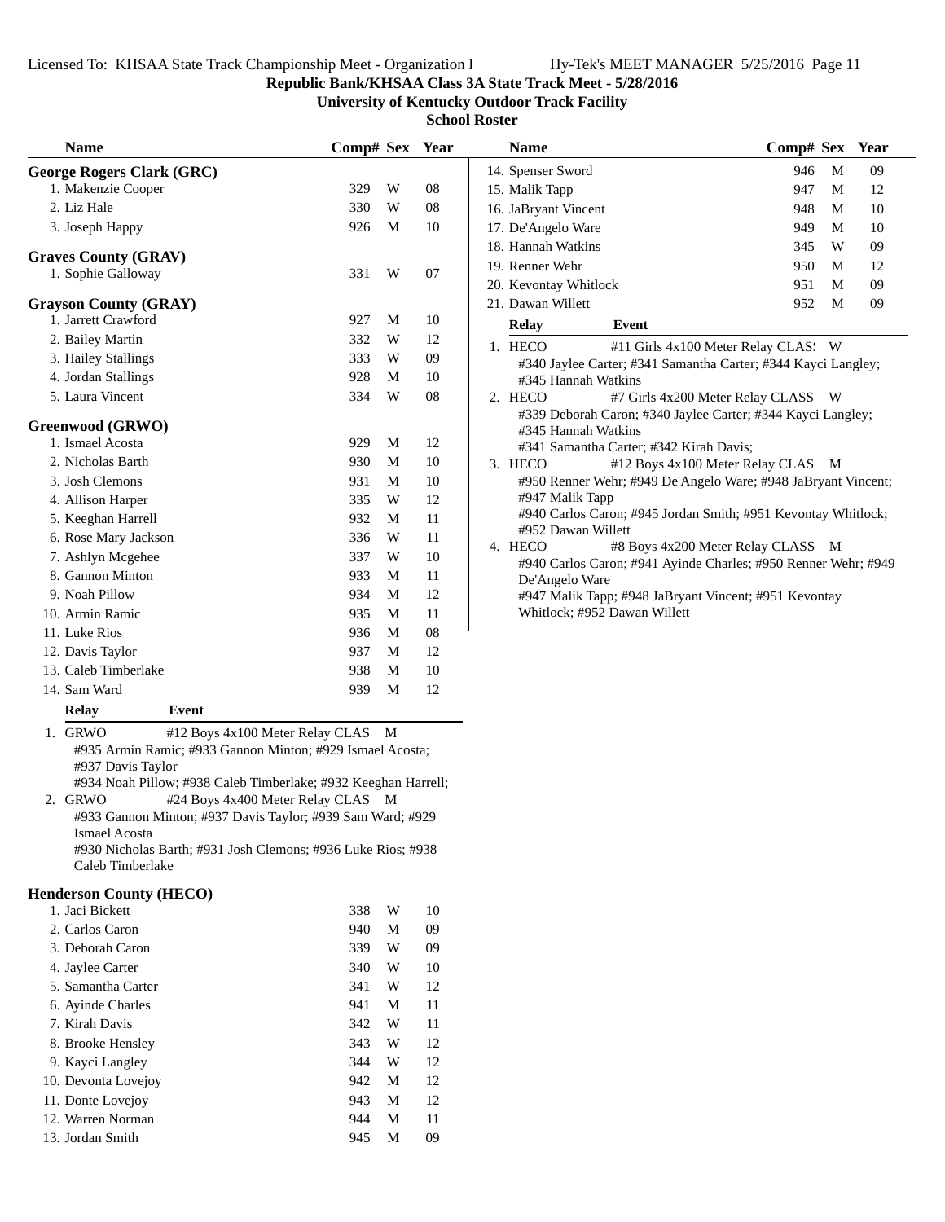**Republic Bank/KHSAA Class 3A State Track Meet - 5/28/2016**

**University of Kentucky Outdoor Track Facility**

**School Roster**

### George Rogers Clark (GRC)

| Name | Comp# | Sex | Year |
|---|---|---|---|
| 1. Makenzie Cooper | 329 | W | 08 |
| 2. Liz Hale | 330 | W | 08 |
| 3. Joseph Happy | 926 | M | 10 |

### Graves County (GRAV)

| Name | Comp# | Sex | Year |
|---|---|---|---|
| 1. Sophie Galloway | 331 | W | 07 |

### Grayson County (GRAY)

| Name | Comp# | Sex | Year |
|---|---|---|---|
| 1. Jarrett Crawford | 927 | M | 10 |
| 2. Bailey Martin | 332 | W | 12 |
| 3. Hailey Stallings | 333 | W | 09 |
| 4. Jordan Stallings | 928 | M | 10 |
| 5. Laura Vincent | 334 | W | 08 |

### Greenwood (GRWO)

| Name | Comp# | Sex | Year |
|---|---|---|---|
| 1. Ismael Acosta | 929 | M | 12 |
| 2. Nicholas Barth | 930 | M | 10 |
| 3. Josh Clemons | 931 | M | 10 |
| 4. Allison Harper | 335 | W | 12 |
| 5. Keeghan Harrell | 932 | M | 11 |
| 6. Rose Mary Jackson | 336 | W | 11 |
| 7. Ashlyn Mcgehee | 337 | W | 10 |
| 8. Gannon Minton | 933 | M | 11 |
| 9. Noah Pillow | 934 | M | 12 |
| 10. Armin Ramic | 935 | M | 11 |
| 11. Luke Rios | 936 | M | 08 |
| 12. Davis Taylor | 937 | M | 12 |
| 13. Caleb Timberlake | 938 | M | 10 |
| 14. Sam Ward | 939 | M | 12 |

| Relay | Event | |
|---|---|---|
| 1. GRWO | #12 Boys 4x100 Meter Relay CLAS | M |

#935 Armin Ramic; #933 Gannon Minton; #929 Ismael Acosta; #937 Davis Taylor
#934 Noah Pillow; #938 Caleb Timberlake; #932 Keeghan Harrell;

| Relay | Event | |
|---|---|---|
| 2. GRWO | #24 Boys 4x400 Meter Relay CLAS | M |

#933 Gannon Minton; #937 Davis Taylor; #939 Sam Ward; #929 Ismael Acosta
#930 Nicholas Barth; #931 Josh Clemons; #936 Luke Rios; #938 Caleb Timberlake

### Henderson County (HECO)

| Name | Comp# | Sex | Year |
|---|---|---|---|
| 1. Jaci Bickett | 338 | W | 10 |
| 2. Carlos Caron | 940 | M | 09 |
| 3. Deborah Caron | 339 | W | 09 |
| 4. Jaylee Carter | 340 | W | 10 |
| 5. Samantha Carter | 341 | W | 12 |
| 6. Ayinde Charles | 941 | M | 11 |
| 7. Kirah Davis | 342 | W | 11 |
| 8. Brooke Hensley | 343 | W | 12 |
| 9. Kayci Langley | 344 | W | 12 |
| 10. Devonta Lovejoy | 942 | M | 12 |
| 11. Donte Lovejoy | 943 | M | 12 |
| 12. Warren Norman | 944 | M | 11 |
| 13. Jordan Smith | 945 | M | 09 |
| 14. Spenser Sword | 946 | M | 09 |
| 15. Malik Tapp | 947 | M | 12 |
| 16. JaBryant Vincent | 948 | M | 10 |
| 17. De'Angelo Ware | 949 | M | 10 |
| 18. Hannah Watkins | 345 | W | 09 |
| 19. Renner Wehr | 950 | M | 12 |
| 20. Kevontay Whitlock | 951 | M | 09 |
| 21. Dawan Willett | 952 | M | 09 |

| Relay | Event | |
|---|---|---|
| 1. HECO | #11 Girls 4x100 Meter Relay CLAS! | W |

#340 Jaylee Carter; #341 Samantha Carter; #344 Kayci Langley; #345 Hannah Watkins

| Relay | Event | |
|---|---|---|
| 2. HECO | #7 Girls 4x200 Meter Relay CLASS | W |

#339 Deborah Caron; #340 Jaylee Carter; #344 Kayci Langley; #345 Hannah Watkins
#341 Samantha Carter; #342 Kirah Davis;

| Relay | Event | |
|---|---|---|
| 3. HECO | #12 Boys 4x100 Meter Relay CLAS | M |

#950 Renner Wehr; #949 De'Angelo Ware; #948 JaBryant Vincent; #947 Malik Tapp
#940 Carlos Caron; #945 Jordan Smith; #951 Kevontay Whitlock; #952 Dawan Willett

| Relay | Event | |
|---|---|---|
| 4. HECO | #8 Boys 4x200 Meter Relay CLASS | M |

#940 Carlos Caron; #941 Ayinde Charles; #950 Renner Wehr; #949 De'Angelo Ware
#947 Malik Tapp; #948 JaBryant Vincent; #951 Kevontay Whitlock; #952 Dawan Willett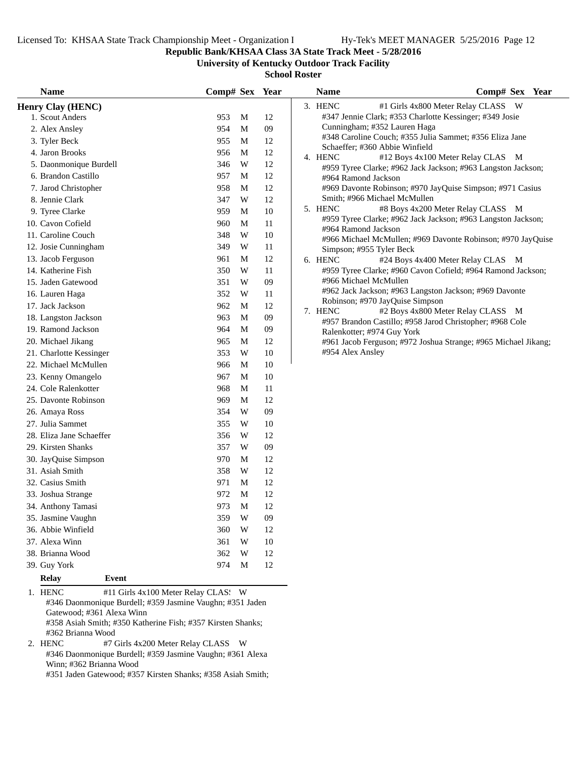**Republic Bank/KHSAA Class 3A State Track Meet - 5/28/2016**

**University of Kentucky Outdoor Track Facility**

**School Roster**

## Henry Clay (HENC)

| Name | Comp# | Sex | Year |
|---|---|---|---|
| 1. Scout Anders | 953 | M | 12 |
| 2. Alex Ansley | 954 | M | 09 |
| 3. Tyler Beck | 955 | M | 12 |
| 4. Jaron Brooks | 956 | M | 12 |
| 5. Daonmonique Burdell | 346 | W | 12 |
| 6. Brandon Castillo | 957 | M | 12 |
| 7. Jarod Christopher | 958 | M | 12 |
| 8. Jennie Clark | 347 | W | 12 |
| 9. Tyree Clarke | 959 | M | 10 |
| 10. Cavon Cofield | 960 | M | 11 |
| 11. Caroline Couch | 348 | W | 10 |
| 12. Josie Cunningham | 349 | W | 11 |
| 13. Jacob Ferguson | 961 | M | 12 |
| 14. Katherine Fish | 350 | W | 11 |
| 15. Jaden Gatewood | 351 | W | 09 |
| 16. Lauren Haga | 352 | W | 11 |
| 17. Jack Jackson | 962 | M | 12 |
| 18. Langston Jackson | 963 | M | 09 |
| 19. Ramond Jackson | 964 | M | 09 |
| 20. Michael Jikang | 965 | M | 12 |
| 21. Charlotte Kessinger | 353 | W | 10 |
| 22. Michael McMullen | 966 | M | 10 |
| 23. Kenny Omangelo | 967 | M | 10 |
| 24. Cole Ralenkotter | 968 | M | 11 |
| 25. Davonte Robinson | 969 | M | 12 |
| 26. Amaya Ross | 354 | W | 09 |
| 27. Julia Sammet | 355 | W | 10 |
| 28. Eliza Jane Schaeffer | 356 | W | 12 |
| 29. Kirsten Shanks | 357 | W | 09 |
| 30. JayQuise Simpson | 970 | M | 12 |
| 31. Asiah Smith | 358 | W | 12 |
| 32. Casius Smith | 971 | M | 12 |
| 33. Joshua Strange | 972 | M | 12 |
| 34. Anthony Tamasi | 973 | M | 12 |
| 35. Jasmine Vaughn | 359 | W | 09 |
| 36. Abbie Winfield | 360 | W | 12 |
| 37. Alexa Winn | 361 | W | 10 |
| 38. Brianna Wood | 362 | W | 12 |
| 39. Guy York | 974 | M | 12 |

**Relay — Event**

1. HENC — #11 Girls 4x100 Meter Relay CLAS! W
   #346 Daonmonique Burdell; #359 Jasmine Vaughn; #351 Jaden Gatewood; #361 Alexa Winn
   #358 Asiah Smith; #350 Katherine Fish; #357 Kirsten Shanks; #362 Brianna Wood
2. HENC — #7 Girls 4x200 Meter Relay CLASS W
   #346 Daonmonique Burdell; #359 Jasmine Vaughn; #361 Alexa Winn; #362 Brianna Wood
   #351 Jaden Gatewood; #357 Kirsten Shanks; #358 Asiah Smith;
3. HENC — #1 Girls 4x800 Meter Relay CLASS W
   #347 Jennie Clark; #353 Charlotte Kessinger; #349 Josie Cunningham; #352 Lauren Haga
   #348 Caroline Couch; #355 Julia Sammet; #356 Eliza Jane Schaeffer; #360 Abbie Winfield
4. HENC — #12 Boys 4x100 Meter Relay CLAS M
   #959 Tyree Clarke; #962 Jack Jackson; #963 Langston Jackson; #964 Ramond Jackson
   #969 Davonte Robinson; #970 JayQuise Simpson; #971 Casius Smith; #966 Michael McMullen
5. HENC — #8 Boys 4x200 Meter Relay CLASS M
   #959 Tyree Clarke; #962 Jack Jackson; #963 Langston Jackson; #964 Ramond Jackson
   #966 Michael McMullen; #969 Davonte Robinson; #970 JayQuise Simpson; #955 Tyler Beck
6. HENC — #24 Boys 4x400 Meter Relay CLAS M
   #959 Tyree Clarke; #960 Cavon Cofield; #964 Ramond Jackson; #966 Michael McMullen
   #962 Jack Jackson; #963 Langston Jackson; #969 Davonte Robinson; #970 JayQuise Simpson
7. HENC — #2 Boys 4x800 Meter Relay CLASS M
   #957 Brandon Castillo; #958 Jarod Christopher; #968 Cole Ralenkotter; #974 Guy York
   #961 Jacob Ferguson; #972 Joshua Strange; #965 Michael Jikang; #954 Alex Ansley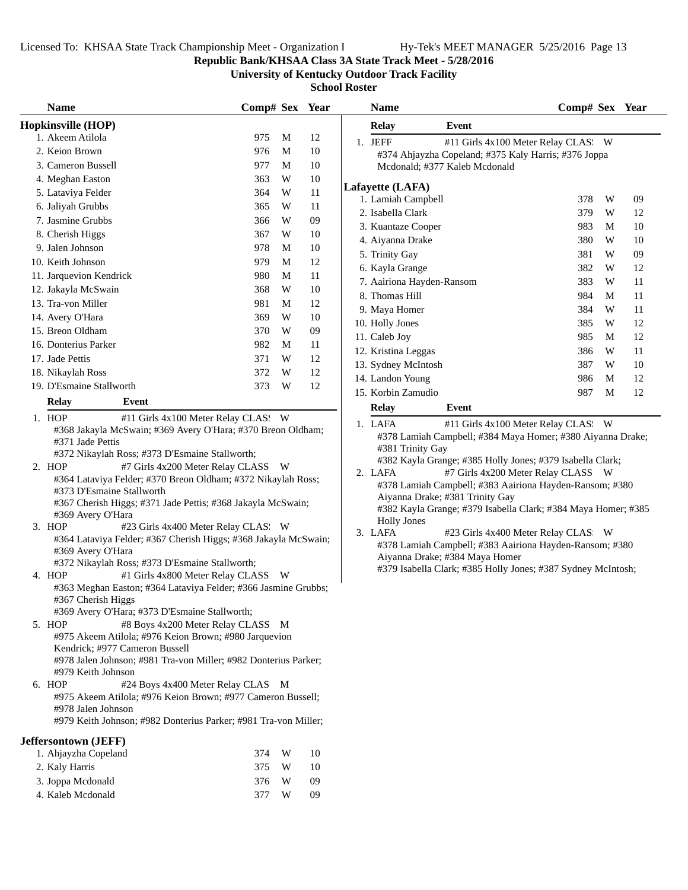**Republic Bank/KHSAA Class 3A State Track Meet - 5/28/2016**

**University of Kentucky Outdoor Track Facility**

**School Roster**

### Hopkinsville (HOP)

| Name | Comp# | Sex | Year |
|---|---|---|---|
| 1. Akeem Atilola | 975 | M | 12 |
| 2. Keion Brown | 976 | M | 10 |
| 3. Cameron Bussell | 977 | M | 10 |
| 4. Meghan Easton | 363 | W | 10 |
| 5. Lataviya Felder | 364 | W | 11 |
| 6. Jaliyah Grubbs | 365 | W | 11 |
| 7. Jasmine Grubbs | 366 | W | 09 |
| 8. Cherish Higgs | 367 | W | 10 |
| 9. Jalen Johnson | 978 | M | 10 |
| 10. Keith Johnson | 979 | M | 12 |
| 11. Jarquevion Kendrick | 980 | M | 11 |
| 12. Jakayla McSwain | 368 | W | 10 |
| 13. Tra-von Miller | 981 | M | 12 |
| 14. Avery O'Hara | 369 | W | 10 |
| 15. Breon Oldham | 370 | W | 09 |
| 16. Donterius Parker | 982 | M | 11 |
| 17. Jade Pettis | 371 | W | 12 |
| 18. Nikaylah Ross | 372 | W | 12 |
| 19. D'Esmaine Stallworth | 373 | W | 12 |

| Relay | Event | Sex |
|---|---|---|
| 1. HOP | #11 Girls 4x100 Meter Relay CLAS! | W |
| 2. HOP | #7 Girls 4x200 Meter Relay CLASS | W |
| 3. HOP | #23 Girls 4x400 Meter Relay CLAS! | W |
| 4. HOP | #1 Girls 4x800 Meter Relay CLASS | W |
| 5. HOP | #8 Boys 4x200 Meter Relay CLASS | M |
| 6. HOP | #24 Boys 4x400 Meter Relay CLAS | M |

1. HOP — #368 Jakayla McSwain; #369 Avery O'Hara; #370 Breon Oldham; #371 Jade Pettis; #372 Nikaylah Ross; #373 D'Esmaine Stallworth;
2. HOP — #364 Lataviya Felder; #370 Breon Oldham; #372 Nikaylah Ross; #373 D'Esmaine Stallworth; #367 Cherish Higgs; #371 Jade Pettis; #368 Jakayla McSwain; #369 Avery O'Hara
3. HOP — #364 Lataviya Felder; #367 Cherish Higgs; #368 Jakayla McSwain; #369 Avery O'Hara; #372 Nikaylah Ross; #373 D'Esmaine Stallworth;
4. HOP — #363 Meghan Easton; #364 Lataviya Felder; #366 Jasmine Grubbs; #367 Cherish Higgs; #369 Avery O'Hara; #373 D'Esmaine Stallworth;
5. HOP — #975 Akeem Atilola; #976 Keion Brown; #980 Jarquevion Kendrick; #977 Cameron Bussell; #978 Jalen Johnson; #981 Tra-von Miller; #982 Donterius Parker; #979 Keith Johnson
6. HOP — #975 Akeem Atilola; #976 Keion Brown; #977 Cameron Bussell; #978 Jalen Johnson; #979 Keith Johnson; #982 Donterius Parker; #981 Tra-von Miller;

### Jeffersontown (JEFF)

| Name | Comp# | Sex | Year |
|---|---|---|---|
| 1. Ahjayzha Copeland | 374 | W | 10 |
| 2. Kaly Harris | 375 | W | 10 |
| 3. Joppa Mcdonald | 376 | W | 09 |
| 4. Kaleb Mcdonald | 377 | W | 09 |

| Relay | Event | Sex |
|---|---|---|
| 1. JEFF | #11 Girls 4x100 Meter Relay CLAS! | W |

1. JEFF — #374 Ahjayzha Copeland; #375 Kaly Harris; #376 Joppa Mcdonald; #377 Kaleb Mcdonald

### Lafayette (LAFA)

| Name | Comp# | Sex | Year |
|---|---|---|---|
| 1. Lamiah Campbell | 378 | W | 09 |
| 2. Isabella Clark | 379 | W | 12 |
| 3. Kuantaze Cooper | 983 | M | 10 |
| 4. Aiyanna Drake | 380 | W | 10 |
| 5. Trinity Gay | 381 | W | 09 |
| 6. Kayla Grange | 382 | W | 12 |
| 7. Aairiona Hayden-Ransom | 383 | W | 11 |
| 8. Thomas Hill | 984 | M | 11 |
| 9. Maya Homer | 384 | W | 11 |
| 10. Holly Jones | 385 | W | 12 |
| 11. Caleb Joy | 985 | M | 12 |
| 12. Kristina Leggas | 386 | W | 11 |
| 13. Sydney McIntosh | 387 | W | 10 |
| 14. Landon Young | 986 | M | 12 |
| 15. Korbin Zamudio | 987 | M | 12 |

| Relay | Event | Sex |
|---|---|---|
| 1. LAFA | #11 Girls 4x100 Meter Relay CLAS! | W |
| 2. LAFA | #7 Girls 4x200 Meter Relay CLASS | W |
| 3. LAFA | #23 Girls 4x400 Meter Relay CLAS! | W |

1. LAFA — #378 Lamiah Campbell; #384 Maya Homer; #380 Aiyanna Drake; #381 Trinity Gay; #382 Kayla Grange; #385 Holly Jones; #379 Isabella Clark;
2. LAFA — #378 Lamiah Campbell; #383 Aairiona Hayden-Ransom; #380 Aiyanna Drake; #381 Trinity Gay; #382 Kayla Grange; #379 Isabella Clark; #384 Maya Homer; #385 Holly Jones
3. LAFA — #378 Lamiah Campbell; #383 Aairiona Hayden-Ransom; #380 Aiyanna Drake; #384 Maya Homer; #379 Isabella Clark; #385 Holly Jones; #387 Sydney McIntosh;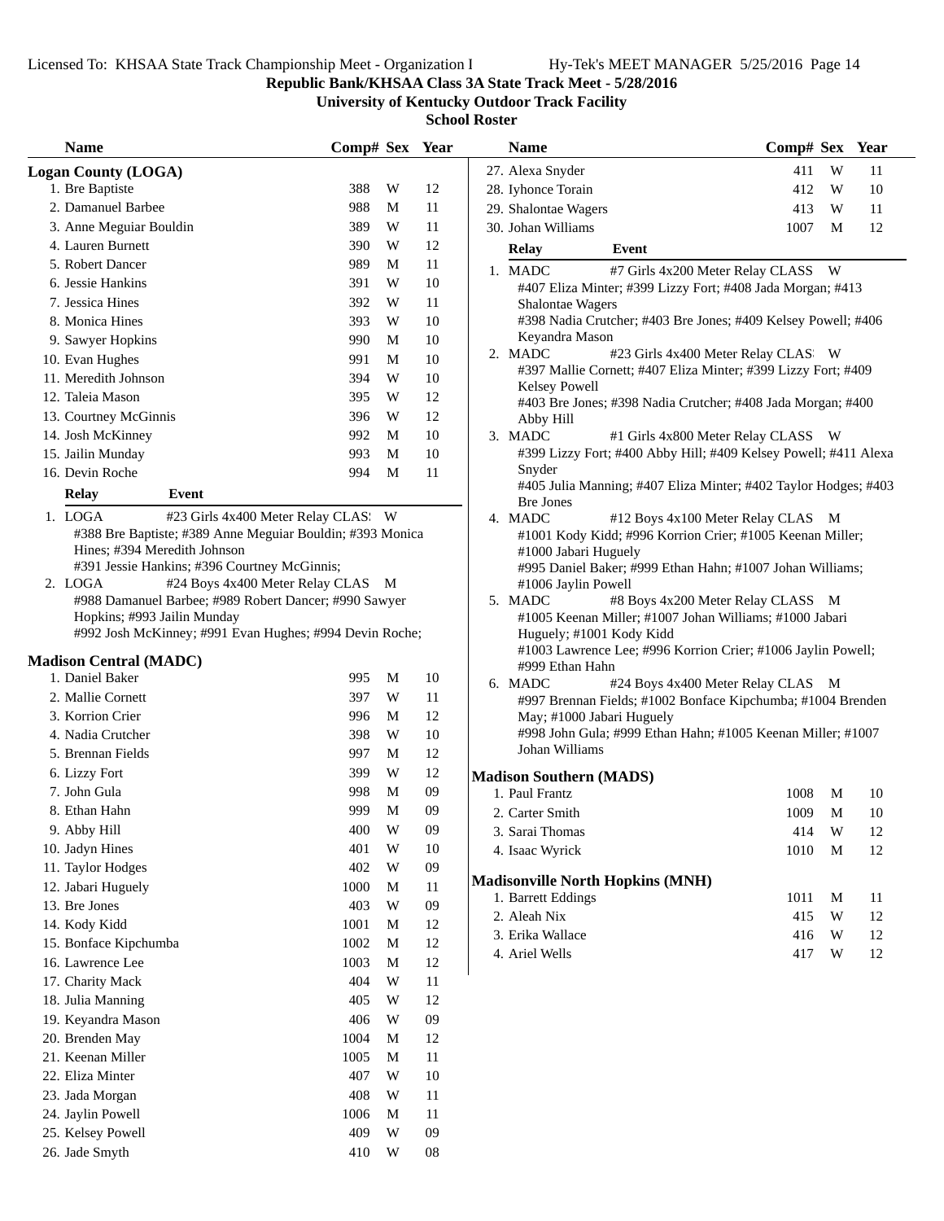# Republic Bank/KHSAA Class 3A State Track Meet - 5/28/2016

## University of Kentucky Outdoor Track Facility

### School Roster

## Logan County (LOGA)

| Name | Comp# | Sex | Year |
|---|---|---|---|
| 1. Bre Baptiste | 388 | W | 12 |
| 2. Damanuel Barbee | 988 | M | 11 |
| 3. Anne Meguiar Bouldin | 389 | W | 11 |
| 4. Lauren Burnett | 390 | W | 12 |
| 5. Robert Dancer | 989 | M | 11 |
| 6. Jessie Hankins | 391 | W | 10 |
| 7. Jessica Hines | 392 | W | 11 |
| 8. Monica Hines | 393 | W | 10 |
| 9. Sawyer Hopkins | 990 | M | 10 |
| 10. Evan Hughes | 991 | M | 10 |
| 11. Meredith Johnson | 394 | W | 10 |
| 12. Taleia Mason | 395 | W | 12 |
| 13. Courtney McGinnis | 396 | W | 12 |
| 14. Josh McKinney | 992 | M | 10 |
| 15. Jailin Munday | 993 | M | 10 |
| 16. Devin Roche | 994 | M | 11 |

| Relay | Event |
|---|---|
| 1. LOGA | #23 Girls 4x400 Meter Relay CLASS W |

#388 Bre Baptiste; #389 Anne Meguiar Bouldin; #393 Monica Hines; #394 Meredith Johnson
#391 Jessie Hankins; #396 Courtney McGinnis;

| Relay | Event |
|---|---|
| 2. LOGA | #24 Boys 4x400 Meter Relay CLASS M |

#988 Damanuel Barbee; #989 Robert Dancer; #990 Sawyer Hopkins; #993 Jailin Munday
#992 Josh McKinney; #991 Evan Hughes; #994 Devin Roche;

## Madison Central (MADC)

| Name | Comp# | Sex | Year |
|---|---|---|---|
| 1. Daniel Baker | 995 | M | 10 |
| 2. Mallie Cornett | 397 | W | 11 |
| 3. Korrion Crier | 996 | M | 12 |
| 4. Nadia Crutcher | 398 | W | 10 |
| 5. Brennan Fields | 997 | M | 12 |
| 6. Lizzy Fort | 399 | W | 12 |
| 7. John Gula | 998 | M | 09 |
| 8. Ethan Hahn | 999 | M | 09 |
| 9. Abby Hill | 400 | W | 09 |
| 10. Jadyn Hines | 401 | W | 10 |
| 11. Taylor Hodges | 402 | W | 09 |
| 12. Jabari Huguely | 1000 | M | 11 |
| 13. Bre Jones | 403 | W | 09 |
| 14. Kody Kidd | 1001 | M | 12 |
| 15. Bonface Kipchumba | 1002 | M | 12 |
| 16. Lawrence Lee | 1003 | M | 12 |
| 17. Charity Mack | 404 | W | 11 |
| 18. Julia Manning | 405 | W | 12 |
| 19. Keyandra Mason | 406 | W | 09 |
| 20. Brenden May | 1004 | M | 12 |
| 21. Keenan Miller | 1005 | M | 11 |
| 22. Eliza Minter | 407 | W | 10 |
| 23. Jada Morgan | 408 | W | 11 |
| 24. Jaylin Powell | 1006 | M | 11 |
| 25. Kelsey Powell | 409 | W | 09 |
| 26. Jade Smyth | 410 | W | 08 |
| 27. Alexa Snyder | 411 | W | 11 |
| 28. Iyhonce Torain | 412 | W | 10 |
| 29. Shalontae Wagers | 413 | W | 11 |
| 30. Johan Williams | 1007 | M | 12 |

| Relay | Event |
|---|---|
| 1. MADC | #7 Girls 4x200 Meter Relay CLASS W |

#407 Eliza Minter; #399 Lizzy Fort; #408 Jada Morgan; #413 Shalontae Wagers
#398 Nadia Crutcher; #403 Bre Jones; #409 Kelsey Powell; #406 Keyandra Mason

| Relay | Event |
|---|---|
| 2. MADC | #23 Girls 4x400 Meter Relay CLASS W |

#397 Mallie Cornett; #407 Eliza Minter; #399 Lizzy Fort; #409 Kelsey Powell
#403 Bre Jones; #398 Nadia Crutcher; #408 Jada Morgan; #400 Abby Hill

| Relay | Event |
|---|---|
| 3. MADC | #1 Girls 4x800 Meter Relay CLASS W |

#399 Lizzy Fort; #400 Abby Hill; #409 Kelsey Powell; #411 Alexa Snyder
#405 Julia Manning; #407 Eliza Minter; #402 Taylor Hodges; #403 Bre Jones

| Relay | Event |
|---|---|
| 4. MADC | #12 Boys 4x100 Meter Relay CLASS M |

#1001 Kody Kidd; #996 Korrion Crier; #1005 Keenan Miller; #1000 Jabari Huguely
#995 Daniel Baker; #999 Ethan Hahn; #1007 Johan Williams; #1006 Jaylin Powell

| Relay | Event |
|---|---|
| 5. MADC | #8 Boys 4x200 Meter Relay CLASS M |

#1005 Keenan Miller; #1007 Johan Williams; #1000 Jabari Huguely; #1001 Kody Kidd
#1003 Lawrence Lee; #996 Korrion Crier; #1006 Jaylin Powell; #999 Ethan Hahn

| Relay | Event |
|---|---|
| 6. MADC | #24 Boys 4x400 Meter Relay CLASS M |

#997 Brennan Fields; #1002 Bonface Kipchumba; #1004 Brenden May; #1000 Jabari Huguely
#998 John Gula; #999 Ethan Hahn; #1005 Keenan Miller; #1007 Johan Williams

## Madison Southern (MADS)

| Name | Comp# | Sex | Year |
|---|---|---|---|
| 1. Paul Frantz | 1008 | M | 10 |
| 2. Carter Smith | 1009 | M | 10 |
| 3. Sarai Thomas | 414 | W | 12 |
| 4. Isaac Wyrick | 1010 | M | 12 |

## Madisonville North Hopkins (MNH)

| Name | Comp# | Sex | Year |
|---|---|---|---|
| 1. Barrett Eddings | 1011 | M | 11 |
| 2. Aleah Nix | 415 | W | 12 |
| 3. Erika Wallace | 416 | W | 12 |
| 4. Ariel Wells | 417 | W | 12 |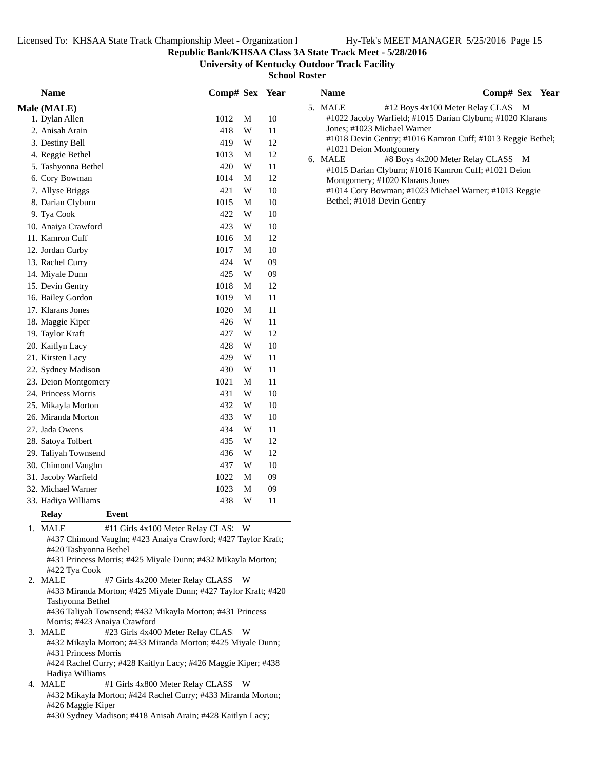**Republic Bank/KHSAA Class 3A State Track Meet - 5/28/2016**

**University of Kentucky Outdoor Track Facility**

**School Roster**

| Name | Comp# | Sex | Year |
|---|---|---|---|
| **Male (MALE)** | | | |
| 1. Dylan Allen | 1012 | M | 10 |
| 2. Anisah Arain | 418 | W | 11 |
| 3. Destiny Bell | 419 | W | 12 |
| 4. Reggie Bethel | 1013 | M | 12 |
| 5. Tashyonna Bethel | 420 | W | 11 |
| 6. Cory Bowman | 1014 | M | 12 |
| 7. Allyse Briggs | 421 | W | 10 |
| 8. Darian Clyburn | 1015 | M | 10 |
| 9. Tya Cook | 422 | W | 10 |
| 10. Anaiya Crawford | 423 | W | 10 |
| 11. Kamron Cuff | 1016 | M | 12 |
| 12. Jordan Curby | 1017 | M | 10 |
| 13. Rachel Curry | 424 | W | 09 |
| 14. Miyale Dunn | 425 | W | 09 |
| 15. Devin Gentry | 1018 | M | 12 |
| 16. Bailey Gordon | 1019 | M | 11 |
| 17. Klarans Jones | 1020 | M | 11 |
| 18. Maggie Kiper | 426 | W | 11 |
| 19. Taylor Kraft | 427 | W | 12 |
| 20. Kaitlyn Lacy | 428 | W | 10 |
| 21. Kirsten Lacy | 429 | W | 11 |
| 22. Sydney Madison | 430 | W | 11 |
| 23. Deion Montgomery | 1021 | M | 11 |
| 24. Princess Morris | 431 | W | 10 |
| 25. Mikayla Morton | 432 | W | 10 |
| 26. Miranda Morton | 433 | W | 10 |
| 27. Jada Owens | 434 | W | 11 |
| 28. Satoya Tolbert | 435 | W | 12 |
| 29. Taliyah Townsend | 436 | W | 12 |
| 30. Chimond Vaughn | 437 | W | 10 |
| 31. Jacoby Warfield | 1022 | M | 09 |
| 32. Michael Warner | 1023 | M | 09 |
| 33. Hadiya Williams | 438 | W | 11 |

| Relay | Event |
|---|---|

1. MALE — #11 Girls 4x100 Meter Relay CLAS! W
   #437 Chimond Vaughn; #423 Anaiya Crawford; #427 Taylor Kraft; #420 Tashyonna Bethel
   #431 Princess Morris; #425 Miyale Dunn; #432 Mikayla Morton; #422 Tya Cook
2. MALE — #7 Girls 4x200 Meter Relay CLASS W
   #433 Miranda Morton; #425 Miyale Dunn; #427 Taylor Kraft; #420 Tashyonna Bethel
   #436 Taliyah Townsend; #432 Mikayla Morton; #431 Princess Morris; #423 Anaiya Crawford
3. MALE — #23 Girls 4x400 Meter Relay CLAS! W
   #432 Mikayla Morton; #433 Miranda Morton; #425 Miyale Dunn; #431 Princess Morris
   #424 Rachel Curry; #428 Kaitlyn Lacy; #426 Maggie Kiper; #438 Hadiya Williams
4. MALE — #1 Girls 4x800 Meter Relay CLASS W
   #432 Mikayla Morton; #424 Rachel Curry; #433 Miranda Morton; #426 Maggie Kiper
   #430 Sydney Madison; #418 Anisah Arain; #428 Kaitlyn Lacy;
5. MALE — #12 Boys 4x100 Meter Relay CLAS M
   #1022 Jacoby Warfield; #1015 Darian Clyburn; #1020 Klarans Jones; #1023 Michael Warner
   #1018 Devin Gentry; #1016 Kamron Cuff; #1013 Reggie Bethel; #1021 Deion Montgomery
6. MALE — #8 Boys 4x200 Meter Relay CLASS M
   #1015 Darian Clyburn; #1016 Kamron Cuff; #1021 Deion Montgomery; #1020 Klarans Jones
   #1014 Cory Bowman; #1023 Michael Warner; #1013 Reggie Bethel; #1018 Devin Gentry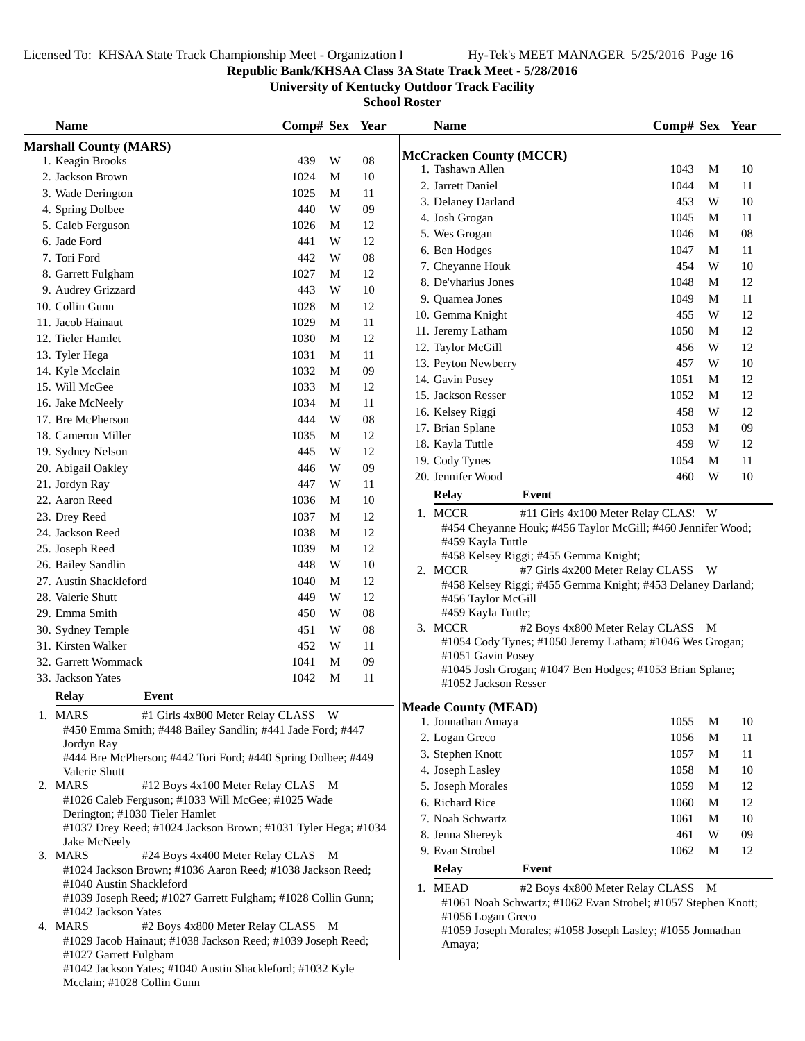**Republic Bank/KHSAA Class 3A State Track Meet - 5/28/2016**

**University of Kentucky Outdoor Track Facility**

**School Roster**

## Marshall County (MARS)

| Name | Comp# | Sex | Year |
|---|---|---|---|
| 1. Keagin Brooks | 439 | W | 08 |
| 2. Jackson Brown | 1024 | M | 10 |
| 3. Wade Derington | 1025 | M | 11 |
| 4. Spring Dolbee | 440 | W | 09 |
| 5. Caleb Ferguson | 1026 | M | 12 |
| 6. Jade Ford | 441 | W | 12 |
| 7. Tori Ford | 442 | W | 08 |
| 8. Garrett Fulgham | 1027 | M | 12 |
| 9. Audrey Grizzard | 443 | W | 10 |
| 10. Collin Gunn | 1028 | M | 12 |
| 11. Jacob Hainaut | 1029 | M | 11 |
| 12. Tieler Hamlet | 1030 | M | 12 |
| 13. Tyler Hega | 1031 | M | 11 |
| 14. Kyle Mcclain | 1032 | M | 09 |
| 15. Will McGee | 1033 | M | 12 |
| 16. Jake McNeely | 1034 | M | 11 |
| 17. Bre McPherson | 444 | W | 08 |
| 18. Cameron Miller | 1035 | M | 12 |
| 19. Sydney Nelson | 445 | W | 12 |
| 20. Abigail Oakley | 446 | W | 09 |
| 21. Jordyn Ray | 447 | W | 11 |
| 22. Aaron Reed | 1036 | M | 10 |
| 23. Drey Reed | 1037 | M | 12 |
| 24. Jackson Reed | 1038 | M | 12 |
| 25. Joseph Reed | 1039 | M | 12 |
| 26. Bailey Sandlin | 448 | W | 10 |
| 27. Austin Shackleford | 1040 | M | 12 |
| 28. Valerie Shutt | 449 | W | 12 |
| 29. Emma Smith | 450 | W | 08 |
| 30. Sydney Temple | 451 | W | 08 |
| 31. Kirsten Walker | 452 | W | 11 |
| 32. Garrett Wommack | 1041 | M | 09 |
| 33. Jackson Yates | 1042 | M | 11 |

**Relay — Event**

1. MARS — #1 Girls 4x800 Meter Relay CLASS — W
   #450 Emma Smith; #448 Bailey Sandlin; #441 Jade Ford; #447 Jordyn Ray
   #444 Bre McPherson; #442 Tori Ford; #440 Spring Dolbee; #449 Valerie Shutt
2. MARS — #12 Boys 4x100 Meter Relay CLAS — M
   #1026 Caleb Ferguson; #1033 Will McGee; #1025 Wade Derington; #1030 Tieler Hamlet
   #1037 Drey Reed; #1024 Jackson Brown; #1031 Tyler Hega; #1034 Jake McNeely
3. MARS — #24 Boys 4x400 Meter Relay CLAS — M
   #1024 Jackson Brown; #1036 Aaron Reed; #1038 Jackson Reed; #1040 Austin Shackleford
   #1039 Joseph Reed; #1027 Garrett Fulgham; #1028 Collin Gunn; #1042 Jackson Yates
4. MARS — #2 Boys 4x800 Meter Relay CLASS — M
   #1029 Jacob Hainaut; #1038 Jackson Reed; #1039 Joseph Reed; #1027 Garrett Fulgham
   #1042 Jackson Yates; #1040 Austin Shackleford; #1032 Kyle Mcclain; #1028 Collin Gunn

## McCracken County (MCCR)

| Name | Comp# | Sex | Year |
|---|---|---|---|
| 1. Tashawn Allen | 1043 | M | 10 |
| 2. Jarrett Daniel | 1044 | M | 11 |
| 3. Delaney Darland | 453 | W | 10 |
| 4. Josh Grogan | 1045 | M | 11 |
| 5. Wes Grogan | 1046 | M | 08 |
| 6. Ben Hodges | 1047 | M | 11 |
| 7. Cheyanne Houk | 454 | W | 10 |
| 8. De'vharius Jones | 1048 | M | 12 |
| 9. Quamea Jones | 1049 | M | 11 |
| 10. Gemma Knight | 455 | W | 12 |
| 11. Jeremy Latham | 1050 | M | 12 |
| 12. Taylor McGill | 456 | W | 12 |
| 13. Peyton Newberry | 457 | W | 10 |
| 14. Gavin Posey | 1051 | M | 12 |
| 15. Jackson Resser | 1052 | M | 12 |
| 16. Kelsey Riggi | 458 | W | 12 |
| 17. Brian Splane | 1053 | M | 09 |
| 18. Kayla Tuttle | 459 | W | 12 |
| 19. Cody Tynes | 1054 | M | 11 |
| 20. Jennifer Wood | 460 | W | 10 |

**Relay — Event**

1. MCCR — #11 Girls 4x100 Meter Relay CLAS! — W
   #454 Cheyanne Houk; #456 Taylor McGill; #460 Jennifer Wood; #459 Kayla Tuttle
   #458 Kelsey Riggi; #455 Gemma Knight;
2. MCCR — #7 Girls 4x200 Meter Relay CLASS — W
   #458 Kelsey Riggi; #455 Gemma Knight; #453 Delaney Darland; #456 Taylor McGill
   #459 Kayla Tuttle;
3. MCCR — #2 Boys 4x800 Meter Relay CLASS — M
   #1054 Cody Tynes; #1050 Jeremy Latham; #1046 Wes Grogan; #1051 Gavin Posey
   #1045 Josh Grogan; #1047 Ben Hodges; #1053 Brian Splane; #1052 Jackson Resser

## Meade County (MEAD)

| Name | Comp# | Sex | Year |
|---|---|---|---|
| 1. Jonnathan Amaya | 1055 | M | 10 |
| 2. Logan Greco | 1056 | M | 11 |
| 3. Stephen Knott | 1057 | M | 11 |
| 4. Joseph Lasley | 1058 | M | 10 |
| 5. Joseph Morales | 1059 | M | 12 |
| 6. Richard Rice | 1060 | M | 12 |
| 7. Noah Schwartz | 1061 | M | 10 |
| 8. Jenna Shereyk | 461 | W | 09 |
| 9. Evan Strobel | 1062 | M | 12 |

**Relay — Event**

1. MEAD — #2 Boys 4x800 Meter Relay CLASS — M
   #1061 Noah Schwartz; #1062 Evan Strobel; #1057 Stephen Knott; #1056 Logan Greco
   #1059 Joseph Morales; #1058 Joseph Lasley; #1055 Jonnathan Amaya;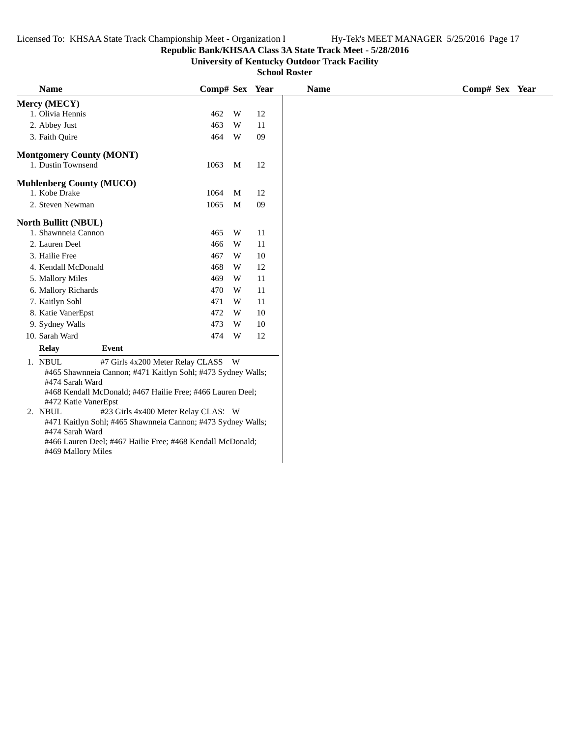**Republic Bank/KHSAA Class 3A State Track Meet - 5/28/2016**

**University of Kentucky Outdoor Track Facility**

**School Roster**

| Name | Comp# | Sex | Year |
|---|---|---|---|
| **Mercy (MECY)** | | | |
| 1. Olivia Hennis | 462 | W | 12 |
| 2. Abbey Just | 463 | W | 11 |
| 3. Faith Quire | 464 | W | 09 |
| **Montgomery County (MONT)** | | | |
| 1. Dustin Townsend | 1063 | M | 12 |
| **Muhlenberg County (MUCO)** | | | |
| 1. Kobe Drake | 1064 | M | 12 |
| 2. Steven Newman | 1065 | M | 09 |
| **North Bullitt (NBUL)** | | | |
| 1. Shawnneia Cannon | 465 | W | 11 |
| 2. Lauren Deel | 466 | W | 11 |
| 3. Hailie Free | 467 | W | 10 |
| 4. Kendall McDonald | 468 | W | 12 |
| 5. Mallory Miles | 469 | W | 11 |
| 6. Mallory Richards | 470 | W | 11 |
| 7. Kaitlyn Sohl | 471 | W | 11 |
| 8. Katie VanerEpst | 472 | W | 10 |
| 9. Sydney Walls | 473 | W | 10 |
| 10. Sarah Ward | 474 | W | 12 |

| Relay | Event | |
|---|---|---|
| 1. NBUL | #7 Girls 4x200 Meter Relay CLASS | W |
| | #465 Shawnneia Cannon; #471 Kaitlyn Sohl; #473 Sydney Walls; #474 Sarah Ward | |
| | #468 Kendall McDonald; #467 Hailie Free; #466 Lauren Deel; #472 Katie VanerEpst | |
| 2. NBUL | #23 Girls 4x400 Meter Relay CLAS! | W |
| | #471 Kaitlyn Sohl; #465 Shawnneia Cannon; #473 Sydney Walls; #474 Sarah Ward | |
| | #466 Lauren Deel; #467 Hailie Free; #468 Kendall McDonald; #469 Mallory Miles | |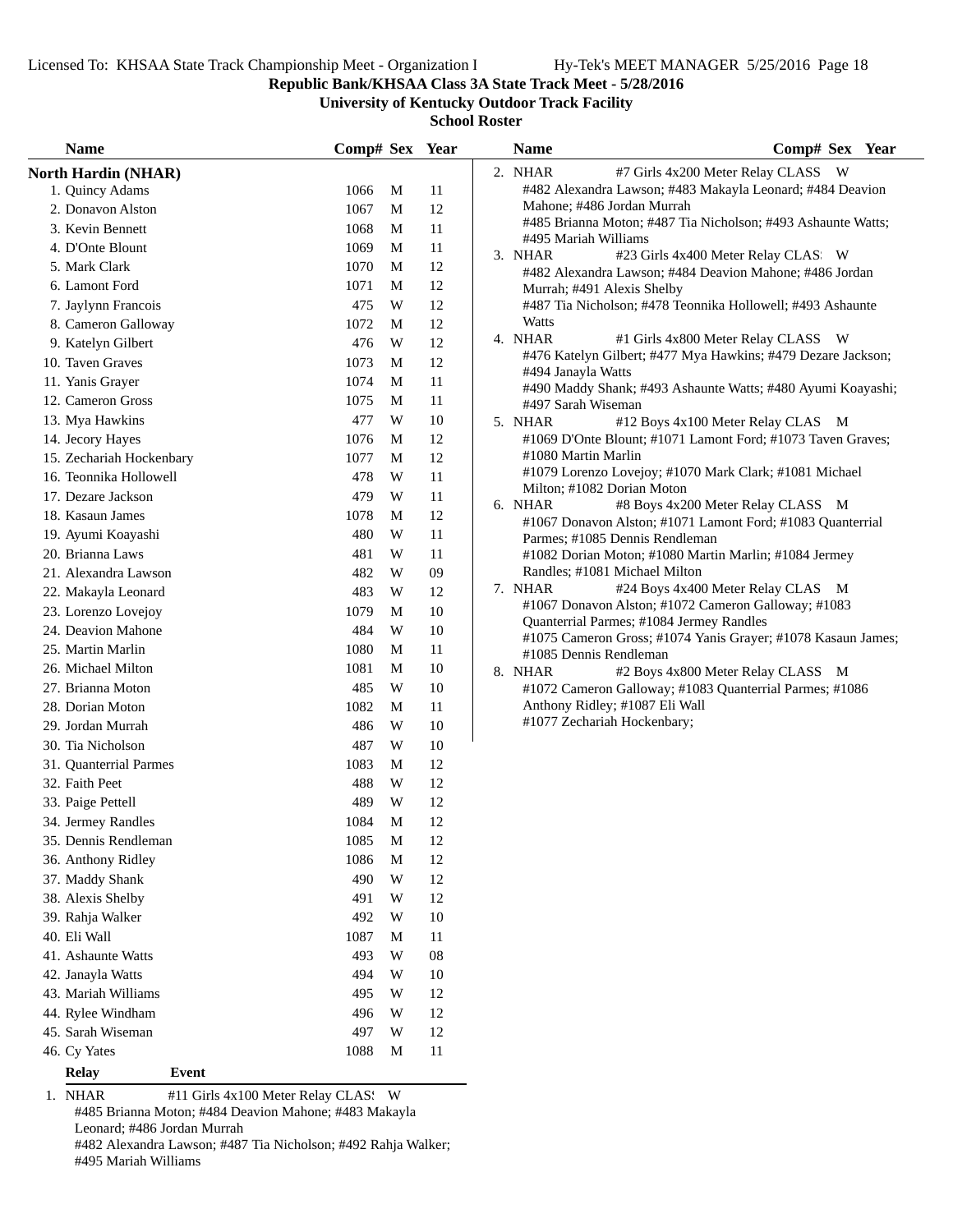**Republic Bank/KHSAA Class 3A State Track Meet - 5/28/2016**

**University of Kentucky Outdoor Track Facility**

**School Roster**

## North Hardin (NHAR)

| | Name | Comp# | Sex | Year |
|---|---|---|---|---|
| 1. | Quincy Adams | 1066 | M | 11 |
| 2. | Donavon Alston | 1067 | M | 12 |
| 3. | Kevin Bennett | 1068 | M | 11 |
| 4. | D'Onte Blount | 1069 | M | 11 |
| 5. | Mark Clark | 1070 | M | 12 |
| 6. | Lamont Ford | 1071 | M | 12 |
| 7. | Jaylynn Francois | 475 | W | 12 |
| 8. | Cameron Galloway | 1072 | M | 12 |
| 9. | Katelyn Gilbert | 476 | W | 12 |
| 10. | Taven Graves | 1073 | M | 12 |
| 11. | Yanis Grayer | 1074 | M | 11 |
| 12. | Cameron Gross | 1075 | M | 11 |
| 13. | Mya Hawkins | 477 | W | 10 |
| 14. | Jecory Hayes | 1076 | M | 12 |
| 15. | Zechariah Hockenbary | 1077 | M | 12 |
| 16. | Teonnika Hollowell | 478 | W | 11 |
| 17. | Dezare Jackson | 479 | W | 11 |
| 18. | Kasaun James | 1078 | M | 12 |
| 19. | Ayumi Koayashi | 480 | W | 11 |
| 20. | Brianna Laws | 481 | W | 11 |
| 21. | Alexandra Lawson | 482 | W | 09 |
| 22. | Makayla Leonard | 483 | W | 12 |
| 23. | Lorenzo Lovejoy | 1079 | M | 10 |
| 24. | Deavion Mahone | 484 | W | 10 |
| 25. | Martin Marlin | 1080 | M | 11 |
| 26. | Michael Milton | 1081 | M | 10 |
| 27. | Brianna Moton | 485 | W | 10 |
| 28. | Dorian Moton | 1082 | M | 11 |
| 29. | Jordan Murrah | 486 | W | 10 |
| 30. | Tia Nicholson | 487 | W | 10 |
| 31. | Quanterrial Parmes | 1083 | M | 12 |
| 32. | Faith Peet | 488 | W | 12 |
| 33. | Paige Pettell | 489 | W | 12 |
| 34. | Jermey Randles | 1084 | M | 12 |
| 35. | Dennis Rendleman | 1085 | M | 12 |
| 36. | Anthony Ridley | 1086 | M | 12 |
| 37. | Maddy Shank | 490 | W | 12 |
| 38. | Alexis Shelby | 491 | W | 12 |
| 39. | Rahja Walker | 492 | W | 10 |
| 40. | Eli Wall | 1087 | M | 11 |
| 41. | Ashaunte Watts | 493 | W | 08 |
| 42. | Janayla Watts | 494 | W | 10 |
| 43. | Mariah Williams | 495 | W | 12 |
| 44. | Rylee Windham | 496 | W | 12 |
| 45. | Sarah Wiseman | 497 | W | 12 |
| 46. | Cy Yates | 1088 | M | 11 |

**Relay** **Event**

1. NHAR — #11 Girls 4x100 Meter Relay CLAS! W
   #485 Brianna Moton; #484 Deavion Mahone; #483 Makayla Leonard; #486 Jordan Murrah
   #482 Alexandra Lawson; #487 Tia Nicholson; #492 Rahja Walker; #495 Mariah Williams

2. NHAR — #7 Girls 4x200 Meter Relay CLASS W
   #482 Alexandra Lawson; #483 Makayla Leonard; #484 Deavion Mahone; #486 Jordan Murrah
   #485 Brianna Moton; #487 Tia Nicholson; #493 Ashaunte Watts; #495 Mariah Williams

3. NHAR — #23 Girls 4x400 Meter Relay CLAS: W
   #482 Alexandra Lawson; #484 Deavion Mahone; #486 Jordan Murrah; #491 Alexis Shelby
   #487 Tia Nicholson; #478 Teonnika Hollowell; #493 Ashaunte Watts

4. NHAR — #1 Girls 4x800 Meter Relay CLASS W
   #476 Katelyn Gilbert; #477 Mya Hawkins; #479 Dezare Jackson; #494 Janayla Watts
   #490 Maddy Shank; #493 Ashaunte Watts; #480 Ayumi Koayashi; #497 Sarah Wiseman

5. NHAR — #12 Boys 4x100 Meter Relay CLAS M
   #1069 D'Onte Blount; #1071 Lamont Ford; #1073 Taven Graves; #1080 Martin Marlin
   #1079 Lorenzo Lovejoy; #1070 Mark Clark; #1081 Michael Milton; #1082 Dorian Moton

6. NHAR — #8 Boys 4x200 Meter Relay CLASS M
   #1067 Donavon Alston; #1071 Lamont Ford; #1083 Quanterrial Parmes; #1085 Dennis Rendleman
   #1082 Dorian Moton; #1080 Martin Marlin; #1084 Jermey Randles; #1081 Michael Milton

7. NHAR — #24 Boys 4x400 Meter Relay CLAS M
   #1067 Donavon Alston; #1072 Cameron Galloway; #1083 Quanterrial Parmes; #1084 Jermey Randles
   #1075 Cameron Gross; #1074 Yanis Grayer; #1078 Kasaun James; #1085 Dennis Rendleman

8. NHAR — #2 Boys 4x800 Meter Relay CLASS M
   #1072 Cameron Galloway; #1083 Quanterrial Parmes; #1086 Anthony Ridley; #1087 Eli Wall
   #1077 Zechariah Hockenbary;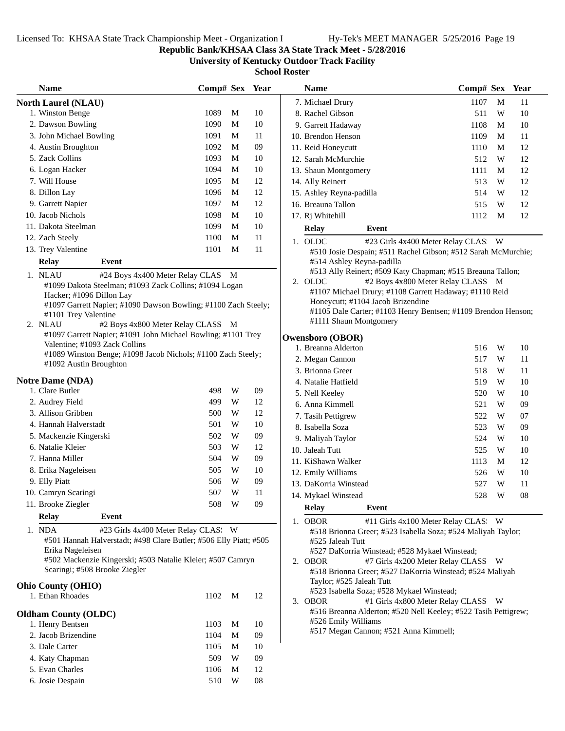Republic Bank/KHSAA Class 3A State Track Meet - 5/28/2016

University of Kentucky Outdoor Track Facility

School Roster

## North Laurel (NLAU)

| Name | Comp# | Sex | Year |
|---|---|---|---|
| 1. Winston Benge | 1089 | M | 10 |
| 2. Dawson Bowling | 1090 | M | 10 |
| 3. John Michael Bowling | 1091 | M | 11 |
| 4. Austin Broughton | 1092 | M | 09 |
| 5. Zack Collins | 1093 | M | 10 |
| 6. Logan Hacker | 1094 | M | 10 |
| 7. Will House | 1095 | M | 12 |
| 8. Dillon Lay | 1096 | M | 12 |
| 9. Garrett Napier | 1097 | M | 12 |
| 10. Jacob Nichols | 1098 | M | 10 |
| 11. Dakota Steelman | 1099 | M | 10 |
| 12. Zach Steely | 1100 | M | 11 |
| 13. Trey Valentine | 1101 | M | 11 |

**Relay Event**

1. NLAU #24 Boys 4x400 Meter Relay CLAS M
   #1099 Dakota Steelman; #1093 Zack Collins; #1094 Logan Hacker; #1096 Dillon Lay
   #1097 Garrett Napier; #1090 Dawson Bowling; #1100 Zach Steely; #1101 Trey Valentine
2. NLAU #2 Boys 4x800 Meter Relay CLASS M
   #1097 Garrett Napier; #1091 John Michael Bowling; #1101 Trey Valentine; #1093 Zack Collins
   #1089 Winston Benge; #1098 Jacob Nichols; #1100 Zach Steely; #1092 Austin Broughton

## Notre Dame (NDA)

| Name | Comp# | Sex | Year |
|---|---|---|---|
| 1. Clare Butler | 498 | W | 09 |
| 2. Audrey Field | 499 | W | 12 |
| 3. Allison Gribben | 500 | W | 12 |
| 4. Hannah Halverstadt | 501 | W | 10 |
| 5. Mackenzie Kingerski | 502 | W | 09 |
| 6. Natalie Kleier | 503 | W | 12 |
| 7. Hanna Miller | 504 | W | 09 |
| 8. Erika Nageleisen | 505 | W | 10 |
| 9. Elly Piatt | 506 | W | 09 |
| 10. Camryn Scaringi | 507 | W | 11 |
| 11. Brooke Ziegler | 508 | W | 09 |

**Relay Event**

1. NDA #23 Girls 4x400 Meter Relay CLAS! W
   #501 Hannah Halverstadt; #498 Clare Butler; #506 Elly Piatt; #505 Erika Nageleisen
   #502 Mackenzie Kingerski; #503 Natalie Kleier; #507 Camryn Scaringi; #508 Brooke Ziegler

## Ohio County (OHIO)

| Name | Comp# | Sex | Year |
|---|---|---|---|
| 1. Ethan Rhoades | 1102 | M | 12 |

## Oldham County (OLDC)

| Name | Comp# | Sex | Year |
|---|---|---|---|
| 1. Henry Bentsen | 1103 | M | 10 |
| 2. Jacob Brizendine | 1104 | M | 09 |
| 3. Dale Carter | 1105 | M | 10 |
| 4. Katy Chapman | 509 | W | 09 |
| 5. Evan Charles | 1106 | M | 12 |
| 6. Josie Despain | 510 | W | 08 |
| 7. Michael Drury | 1107 | M | 11 |
| 8. Rachel Gibson | 511 | W | 10 |
| 9. Garrett Hadaway | 1108 | M | 10 |
| 10. Brendon Henson | 1109 | M | 11 |
| 11. Reid Honeycutt | 1110 | M | 12 |
| 12. Sarah McMurchie | 512 | W | 12 |
| 13. Shaun Montgomery | 1111 | M | 12 |
| 14. Ally Reinert | 513 | W | 12 |
| 15. Ashley Reyna-padilla | 514 | W | 12 |
| 16. Breauna Tallon | 515 | W | 12 |
| 17. Rj Whitehill | 1112 | M | 12 |

**Relay Event**

1. OLDC #23 Girls 4x400 Meter Relay CLAS! W
   #510 Josie Despain; #511 Rachel Gibson; #512 Sarah McMurchie; #514 Ashley Reyna-padilla
   #513 Ally Reinert; #509 Katy Chapman; #515 Breauna Tallon;
2. OLDC #2 Boys 4x800 Meter Relay CLASS M
   #1107 Michael Drury; #1108 Garrett Hadaway; #1110 Reid Honeycutt; #1104 Jacob Brizendine
   #1105 Dale Carter; #1103 Henry Bentsen; #1109 Brendon Henson; #1111 Shaun Montgomery

## Owensboro (OBOR)

| Name | Comp# | Sex | Year |
|---|---|---|---|
| 1. Breanna Alderton | 516 | W | 10 |
| 2. Megan Cannon | 517 | W | 11 |
| 3. Brionna Greer | 518 | W | 11 |
| 4. Natalie Hatfield | 519 | W | 10 |
| 5. Nell Keeley | 520 | W | 10 |
| 6. Anna Kimmell | 521 | W | 09 |
| 7. Tasih Pettigrew | 522 | W | 07 |
| 8. Isabella Soza | 523 | W | 09 |
| 9. Maliyah Taylor | 524 | W | 10 |
| 10. Jaleah Tutt | 525 | W | 10 |
| 11. KiShawn Walker | 1113 | M | 12 |
| 12. Emily Williams | 526 | W | 10 |
| 13. DaKorria Winstead | 527 | W | 11 |
| 14. Mykael Winstead | 528 | W | 08 |

**Relay Event**

1. OBOR #11 Girls 4x100 Meter Relay CLAS! W
   #518 Brionna Greer; #523 Isabella Soza; #524 Maliyah Taylor; #525 Jaleah Tutt
   #527 DaKorria Winstead; #528 Mykael Winstead;
2. OBOR #7 Girls 4x200 Meter Relay CLASS W
   #518 Brionna Greer; #527 DaKorria Winstead; #524 Maliyah Taylor; #525 Jaleah Tutt
   #523 Isabella Soza; #528 Mykael Winstead;
3. OBOR #1 Girls 4x800 Meter Relay CLASS W
   #516 Breanna Alderton; #520 Nell Keeley; #522 Tasih Pettigrew; #526 Emily Williams
   #517 Megan Cannon; #521 Anna Kimmell;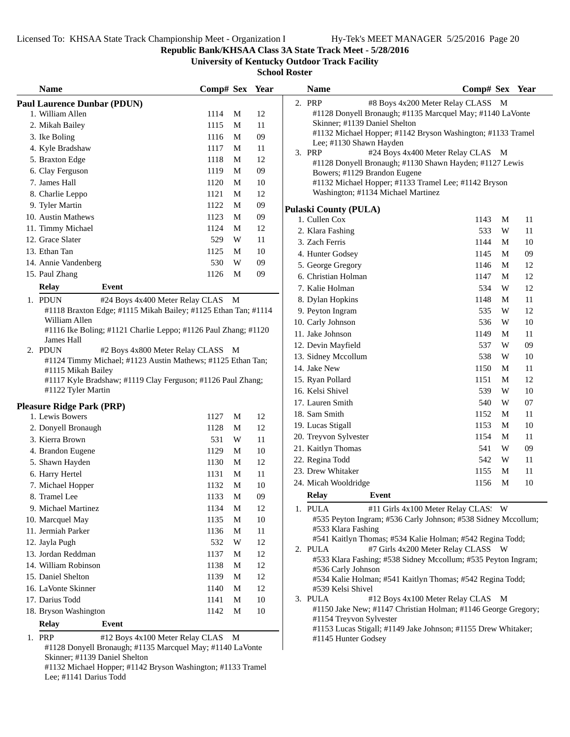## Republic Bank/KHSAA Class 3A State Track Meet - 5/28/2016

### University of Kentucky Outdoor Track Facility

### School Roster

### Paul Laurence Dunbar (PDUN)

| Name | Comp# | Sex | Year |
|---|---|---|---|
| 1. William Allen | 1114 | M | 12 |
| 2. Mikah Bailey | 1115 | M | 11 |
| 3. Ike Boling | 1116 | M | 09 |
| 4. Kyle Bradshaw | 1117 | M | 11 |
| 5. Braxton Edge | 1118 | M | 12 |
| 6. Clay Ferguson | 1119 | M | 09 |
| 7. James Hall | 1120 | M | 10 |
| 8. Charlie Leppo | 1121 | M | 12 |
| 9. Tyler Martin | 1122 | M | 09 |
| 10. Austin Mathews | 1123 | M | 09 |
| 11. Timmy Michael | 1124 | M | 12 |
| 12. Grace Slater | 529 | W | 11 |
| 13. Ethan Tan | 1125 | M | 10 |
| 14. Annie Vandenberg | 530 | W | 09 |
| 15. Paul Zhang | 1126 | M | 09 |

| Relay | Event |
|---|---|
| 1. PDUN | #24 Boys 4x400 Meter Relay CLAS M |

#1118 Braxton Edge; #1115 Mikah Bailey; #1125 Ethan Tan; #1114 William Allen
#1116 Ike Boling; #1121 Charlie Leppo; #1126 Paul Zhang; #1120 James Hall

| Relay | Event |
|---|---|
| 2. PDUN | #2 Boys 4x800 Meter Relay CLASS M |

#1124 Timmy Michael; #1123 Austin Mathews; #1125 Ethan Tan; #1115 Mikah Bailey
#1117 Kyle Bradshaw; #1119 Clay Ferguson; #1126 Paul Zhang; #1122 Tyler Martin

### Pleasure Ridge Park (PRP)

| Name | Comp# | Sex | Year |
|---|---|---|---|
| 1. Lewis Bowers | 1127 | M | 12 |
| 2. Donyell Bronaugh | 1128 | M | 12 |
| 3. Kierra Brown | 531 | W | 11 |
| 4. Brandon Eugene | 1129 | M | 10 |
| 5. Shawn Hayden | 1130 | M | 12 |
| 6. Harry Hertel | 1131 | M | 11 |
| 7. Michael Hopper | 1132 | M | 10 |
| 8. Tramel Lee | 1133 | M | 09 |
| 9. Michael Martinez | 1134 | M | 12 |
| 10. Marcquel May | 1135 | M | 10 |
| 11. Jermiah Parker | 1136 | M | 11 |
| 12. Jayla Pugh | 532 | W | 12 |
| 13. Jordan Reddman | 1137 | M | 12 |
| 14. William Robinson | 1138 | M | 12 |
| 15. Daniel Shelton | 1139 | M | 12 |
| 16. LaVonte Skinner | 1140 | M | 12 |
| 17. Darius Todd | 1141 | M | 10 |
| 18. Bryson Washington | 1142 | M | 10 |

| Relay | Event |
|---|---|
| 1. PRP | #12 Boys 4x100 Meter Relay CLAS M |

#1128 Donyell Bronaugh; #1135 Marcquel May; #1140 LaVonte Skinner; #1139 Daniel Shelton
#1132 Michael Hopper; #1142 Bryson Washington; #1133 Tramel Lee; #1141 Darius Todd

| Relay | Event |
|---|---|
| 2. PRP | #8 Boys 4x200 Meter Relay CLASS M |

#1128 Donyell Bronaugh; #1135 Marcquel May; #1140 LaVonte Skinner; #1139 Daniel Shelton
#1132 Michael Hopper; #1142 Bryson Washington; #1133 Tramel Lee; #1130 Shawn Hayden

| Relay | Event |
|---|---|
| 3. PRP | #24 Boys 4x400 Meter Relay CLAS M |

#1128 Donyell Bronaugh; #1130 Shawn Hayden; #1127 Lewis Bowers; #1129 Brandon Eugene
#1132 Michael Hopper; #1133 Tramel Lee; #1142 Bryson Washington; #1134 Michael Martinez

### Pulaski County (PULA)

| Name | Comp# | Sex | Year |
|---|---|---|---|
| 1. Cullen Cox | 1143 | M | 11 |
| 2. Klara Fashing | 533 | W | 11 |
| 3. Zach Ferris | 1144 | M | 10 |
| 4. Hunter Godsey | 1145 | M | 09 |
| 5. George Gregory | 1146 | M | 12 |
| 6. Christian Holman | 1147 | M | 12 |
| 7. Kalie Holman | 534 | W | 12 |
| 8. Dylan Hopkins | 1148 | M | 11 |
| 9. Peyton Ingram | 535 | W | 12 |
| 10. Carly Johnson | 536 | W | 10 |
| 11. Jake Johnson | 1149 | M | 11 |
| 12. Devin Mayfield | 537 | W | 09 |
| 13. Sidney Mccollum | 538 | W | 10 |
| 14. Jake New | 1150 | M | 11 |
| 15. Ryan Pollard | 1151 | M | 12 |
| 16. Kelsi Shivel | 539 | W | 10 |
| 17. Lauren Smith | 540 | W | 07 |
| 18. Sam Smith | 1152 | M | 11 |
| 19. Lucas Stigall | 1153 | M | 10 |
| 20. Treyvon Sylvester | 1154 | M | 11 |
| 21. Kaitlyn Thomas | 541 | W | 09 |
| 22. Regina Todd | 542 | W | 11 |
| 23. Drew Whitaker | 1155 | M | 11 |
| 24. Micah Wooldridge | 1156 | M | 10 |

| Relay | Event |
|---|---|
| 1. PULA | #11 Girls 4x100 Meter Relay CLAS W |

#535 Peyton Ingram; #536 Carly Johnson; #538 Sidney Mccollum; #533 Klara Fashing
#541 Kaitlyn Thomas; #534 Kalie Holman; #542 Regina Todd;

| Relay | Event |
|---|---|
| 2. PULA | #7 Girls 4x200 Meter Relay CLASS W |

#533 Klara Fashing; #538 Sidney Mccollum; #535 Peyton Ingram; #536 Carly Johnson
#534 Kalie Holman; #541 Kaitlyn Thomas; #542 Regina Todd; #539 Kelsi Shivel

| Relay | Event |
|---|---|
| 3. PULA | #12 Boys 4x100 Meter Relay CLAS M |

#1150 Jake New; #1147 Christian Holman; #1146 George Gregory; #1154 Treyvon Sylvester
#1153 Lucas Stigall; #1149 Jake Johnson; #1155 Drew Whitaker; #1145 Hunter Godsey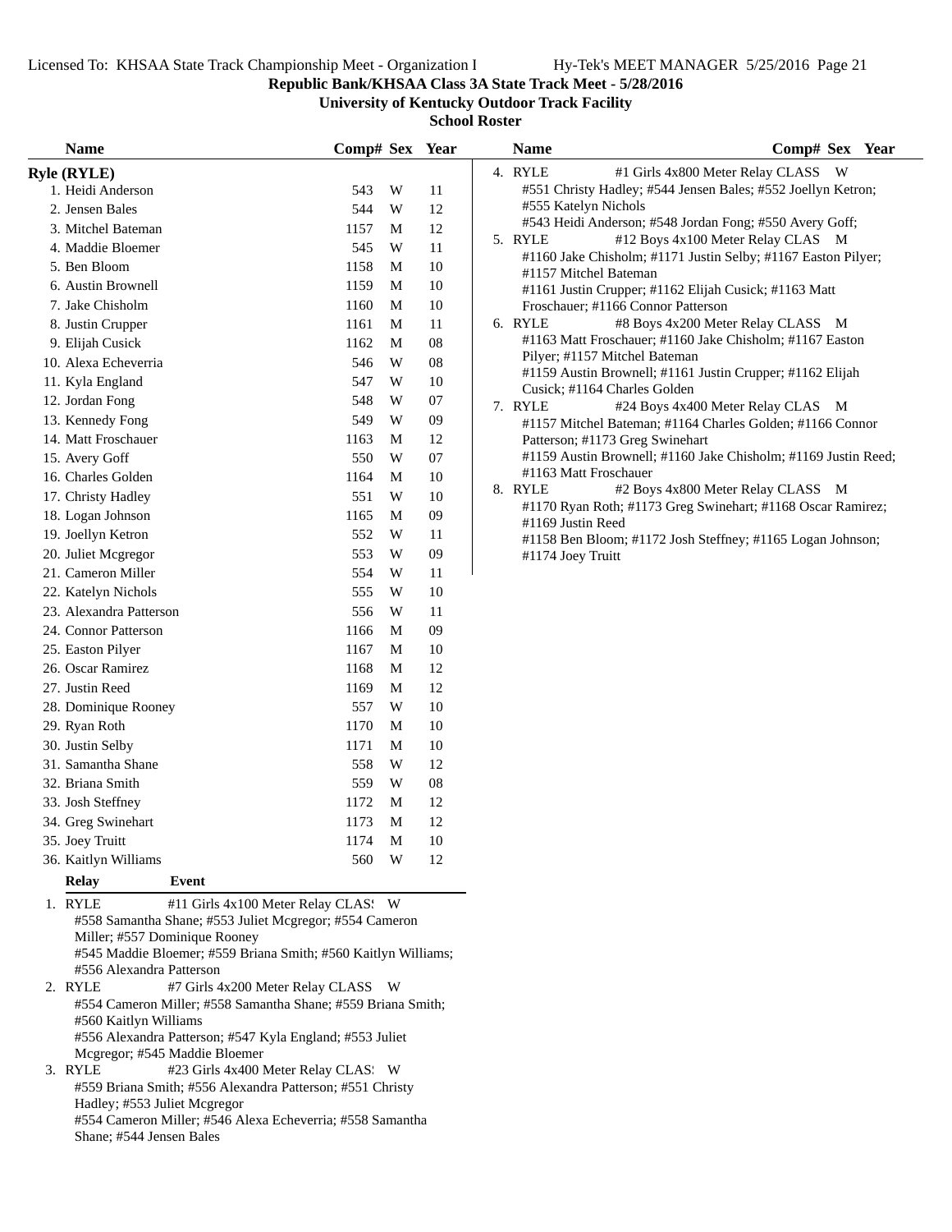**Republic Bank/KHSAA Class 3A State Track Meet - 5/28/2016**

**University of Kentucky Outdoor Track Facility**

**School Roster**

## Ryle (RYLE)

| Name | Comp# | Sex | Year |
|---|---|---|---|
| 1. Heidi Anderson | 543 | W | 11 |
| 2. Jensen Bales | 544 | W | 12 |
| 3. Mitchel Bateman | 1157 | M | 12 |
| 4. Maddie Bloemer | 545 | W | 11 |
| 5. Ben Bloom | 1158 | M | 10 |
| 6. Austin Brownell | 1159 | M | 10 |
| 7. Jake Chisholm | 1160 | M | 10 |
| 8. Justin Crupper | 1161 | M | 11 |
| 9. Elijah Cusick | 1162 | M | 08 |
| 10. Alexa Echeverria | 546 | W | 08 |
| 11. Kyla England | 547 | W | 10 |
| 12. Jordan Fong | 548 | W | 07 |
| 13. Kennedy Fong | 549 | W | 09 |
| 14. Matt Froschauer | 1163 | M | 12 |
| 15. Avery Goff | 550 | W | 07 |
| 16. Charles Golden | 1164 | M | 10 |
| 17. Christy Hadley | 551 | W | 10 |
| 18. Logan Johnson | 1165 | M | 09 |
| 19. Joellyn Ketron | 552 | W | 11 |
| 20. Juliet Mcgregor | 553 | W | 09 |
| 21. Cameron Miller | 554 | W | 11 |
| 22. Katelyn Nichols | 555 | W | 10 |
| 23. Alexandra Patterson | 556 | W | 11 |
| 24. Connor Patterson | 1166 | M | 09 |
| 25. Easton Pilyer | 1167 | M | 10 |
| 26. Oscar Ramirez | 1168 | M | 12 |
| 27. Justin Reed | 1169 | M | 12 |
| 28. Dominique Rooney | 557 | W | 10 |
| 29. Ryan Roth | 1170 | M | 10 |
| 30. Justin Selby | 1171 | M | 10 |
| 31. Samantha Shane | 558 | W | 12 |
| 32. Briana Smith | 559 | W | 08 |
| 33. Josh Steffney | 1172 | M | 12 |
| 34. Greg Swinehart | 1173 | M | 12 |
| 35. Joey Truitt | 1174 | M | 10 |
| 36. Kaitlyn Williams | 560 | W | 12 |

**Relay / Event**

1. RYLE — #11 Girls 4x100 Meter Relay CLASS W
   #558 Samantha Shane; #553 Juliet Mcgregor; #554 Cameron Miller; #557 Dominique Rooney
   #545 Maddie Bloemer; #559 Briana Smith; #560 Kaitlyn Williams; #556 Alexandra Patterson
2. RYLE — #7 Girls 4x200 Meter Relay CLASS W
   #554 Cameron Miller; #558 Samantha Shane; #559 Briana Smith; #560 Kaitlyn Williams
   #556 Alexandra Patterson; #547 Kyla England; #553 Juliet Mcgregor; #545 Maddie Bloemer
3. RYLE — #23 Girls 4x400 Meter Relay CLASS W
   #559 Briana Smith; #556 Alexandra Patterson; #551 Christy Hadley; #553 Juliet Mcgregor
   #554 Cameron Miller; #546 Alexa Echeverria; #558 Samantha Shane; #544 Jensen Bales
4. RYLE — #1 Girls 4x800 Meter Relay CLASS W
   #551 Christy Hadley; #544 Jensen Bales; #552 Joellyn Ketron; #555 Katelyn Nichols
   #543 Heidi Anderson; #548 Jordan Fong; #550 Avery Goff;
5. RYLE — #12 Boys 4x100 Meter Relay CLASS M
   #1160 Jake Chisholm; #1171 Justin Selby; #1167 Easton Pilyer; #1157 Mitchel Bateman
   #1161 Justin Crupper; #1162 Elijah Cusick; #1163 Matt Froschauer; #1166 Connor Patterson
6. RYLE — #8 Boys 4x200 Meter Relay CLASS M
   #1163 Matt Froschauer; #1160 Jake Chisholm; #1167 Easton Pilyer; #1157 Mitchel Bateman
   #1159 Austin Brownell; #1161 Justin Crupper; #1162 Elijah Cusick; #1164 Charles Golden
7. RYLE — #24 Boys 4x400 Meter Relay CLASS M
   #1157 Mitchel Bateman; #1164 Charles Golden; #1166 Connor Patterson; #1173 Greg Swinehart
   #1159 Austin Brownell; #1160 Jake Chisholm; #1169 Justin Reed; #1163 Matt Froschauer
8. RYLE — #2 Boys 4x800 Meter Relay CLASS M
   #1170 Ryan Roth; #1173 Greg Swinehart; #1168 Oscar Ramirez; #1169 Justin Reed
   #1158 Ben Bloom; #1172 Josh Steffney; #1165 Logan Johnson; #1174 Joey Truitt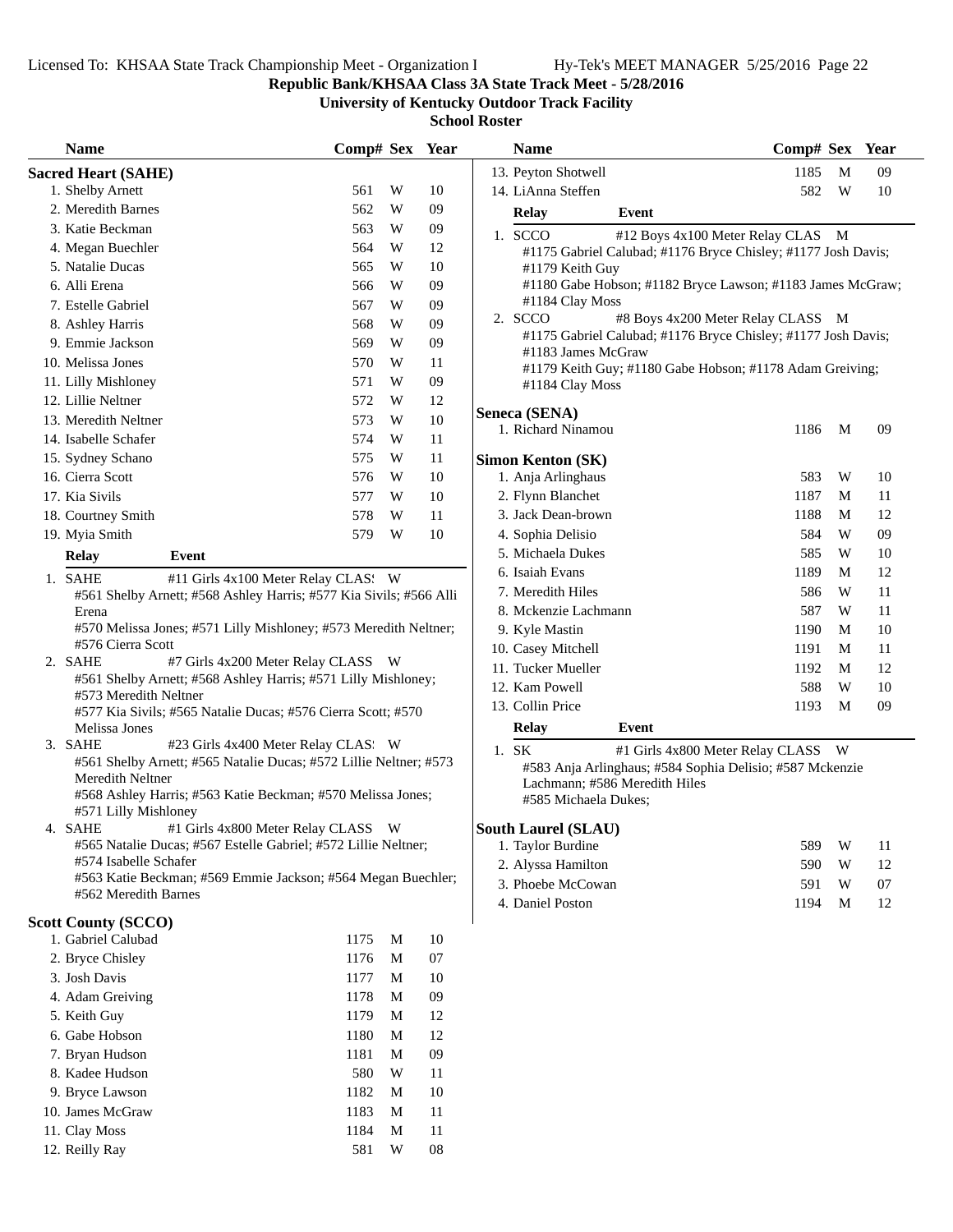**Republic Bank/KHSAA Class 3A State Track Meet - 5/28/2016**

**University of Kentucky Outdoor Track Facility**

**School Roster**

## Sacred Heart (SAHE)

| Name | Comp# | Sex | Year |
|---|---|---|---|
| 1. Shelby Arnett | 561 | W | 10 |
| 2. Meredith Barnes | 562 | W | 09 |
| 3. Katie Beckman | 563 | W | 09 |
| 4. Megan Buechler | 564 | W | 12 |
| 5. Natalie Ducas | 565 | W | 10 |
| 6. Alli Erena | 566 | W | 09 |
| 7. Estelle Gabriel | 567 | W | 09 |
| 8. Ashley Harris | 568 | W | 09 |
| 9. Emmie Jackson | 569 | W | 09 |
| 10. Melissa Jones | 570 | W | 11 |
| 11. Lilly Mishloney | 571 | W | 09 |
| 12. Lillie Neltner | 572 | W | 12 |
| 13. Meredith Neltner | 573 | W | 10 |
| 14. Isabelle Schafer | 574 | W | 11 |
| 15. Sydney Schano | 575 | W | 11 |
| 16. Cierra Scott | 576 | W | 10 |
| 17. Kia Sivils | 577 | W | 10 |
| 18. Courtney Smith | 578 | W | 11 |
| 19. Myia Smith | 579 | W | 10 |

**Relay / Event**

1. SAHE — #11 Girls 4x100 Meter Relay CLAS: W
   #561 Shelby Arnett; #568 Ashley Harris; #577 Kia Sivils; #566 Alli Erena
   #570 Melissa Jones; #571 Lilly Mishloney; #573 Meredith Neltner; #576 Cierra Scott
2. SAHE — #7 Girls 4x200 Meter Relay CLASS W
   #561 Shelby Arnett; #568 Ashley Harris; #571 Lilly Mishloney; #573 Meredith Neltner
   #577 Kia Sivils; #565 Natalie Ducas; #576 Cierra Scott; #570 Melissa Jones
3. SAHE — #23 Girls 4x400 Meter Relay CLAS: W
   #561 Shelby Arnett; #565 Natalie Ducas; #572 Lillie Neltner; #573 Meredith Neltner
   #568 Ashley Harris; #563 Katie Beckman; #570 Melissa Jones; #571 Lilly Mishloney
4. SAHE — #1 Girls 4x800 Meter Relay CLASS W
   #565 Natalie Ducas; #567 Estelle Gabriel; #572 Lillie Neltner; #574 Isabelle Schafer
   #563 Katie Beckman; #569 Emmie Jackson; #564 Megan Buechler; #562 Meredith Barnes

## Scott County (SCCO)

| Name | Comp# | Sex | Year |
|---|---|---|---|
| 1. Gabriel Calubad | 1175 | M | 10 |
| 2. Bryce Chisley | 1176 | M | 07 |
| 3. Josh Davis | 1177 | M | 10 |
| 4. Adam Greiving | 1178 | M | 09 |
| 5. Keith Guy | 1179 | M | 12 |
| 6. Gabe Hobson | 1180 | M | 12 |
| 7. Bryan Hudson | 1181 | M | 09 |
| 8. Kadee Hudson | 580 | W | 11 |
| 9. Bryce Lawson | 1182 | M | 10 |
| 10. James McGraw | 1183 | M | 11 |
| 11. Clay Moss | 1184 | M | 11 |
| 12. Reilly Ray | 581 | W | 08 |
| 13. Peyton Shotwell | 1185 | M | 09 |
| 14. LiAnna Steffen | 582 | W | 10 |

**Relay / Event**

1. SCCO — #12 Boys 4x100 Meter Relay CLAS M
   #1175 Gabriel Calubad; #1176 Bryce Chisley; #1177 Josh Davis; #1179 Keith Guy
   #1180 Gabe Hobson; #1182 Bryce Lawson; #1183 James McGraw; #1184 Clay Moss
2. SCCO — #8 Boys 4x200 Meter Relay CLASS M
   #1175 Gabriel Calubad; #1176 Bryce Chisley; #1177 Josh Davis; #1183 James McGraw
   #1179 Keith Guy; #1180 Gabe Hobson; #1178 Adam Greiving; #1184 Clay Moss

## Seneca (SENA)

| Name | Comp# | Sex | Year |
|---|---|---|---|
| 1. Richard Ninamou | 1186 | M | 09 |

## Simon Kenton (SK)

| Name | Comp# | Sex | Year |
|---|---|---|---|
| 1. Anja Arlinghaus | 583 | W | 10 |
| 2. Flynn Blanchet | 1187 | M | 11 |
| 3. Jack Dean-brown | 1188 | M | 12 |
| 4. Sophia Delisio | 584 | W | 09 |
| 5. Michaela Dukes | 585 | W | 10 |
| 6. Isaiah Evans | 1189 | M | 12 |
| 7. Meredith Hiles | 586 | W | 11 |
| 8. Mckenzie Lachmann | 587 | W | 11 |
| 9. Kyle Mastin | 1190 | M | 10 |
| 10. Casey Mitchell | 1191 | M | 11 |
| 11. Tucker Mueller | 1192 | M | 12 |
| 12. Kam Powell | 588 | W | 10 |
| 13. Collin Price | 1193 | M | 09 |

**Relay / Event**

1. SK — #1 Girls 4x800 Meter Relay CLASS W
   #583 Anja Arlinghaus; #584 Sophia Delisio; #587 Mckenzie Lachmann; #586 Meredith Hiles
   #585 Michaela Dukes;

## South Laurel (SLAU)

| Name | Comp# | Sex | Year |
|---|---|---|---|
| 1. Taylor Burdine | 589 | W | 11 |
| 2. Alyssa Hamilton | 590 | W | 12 |
| 3. Phoebe McCowan | 591 | W | 07 |
| 4. Daniel Poston | 1194 | M | 12 |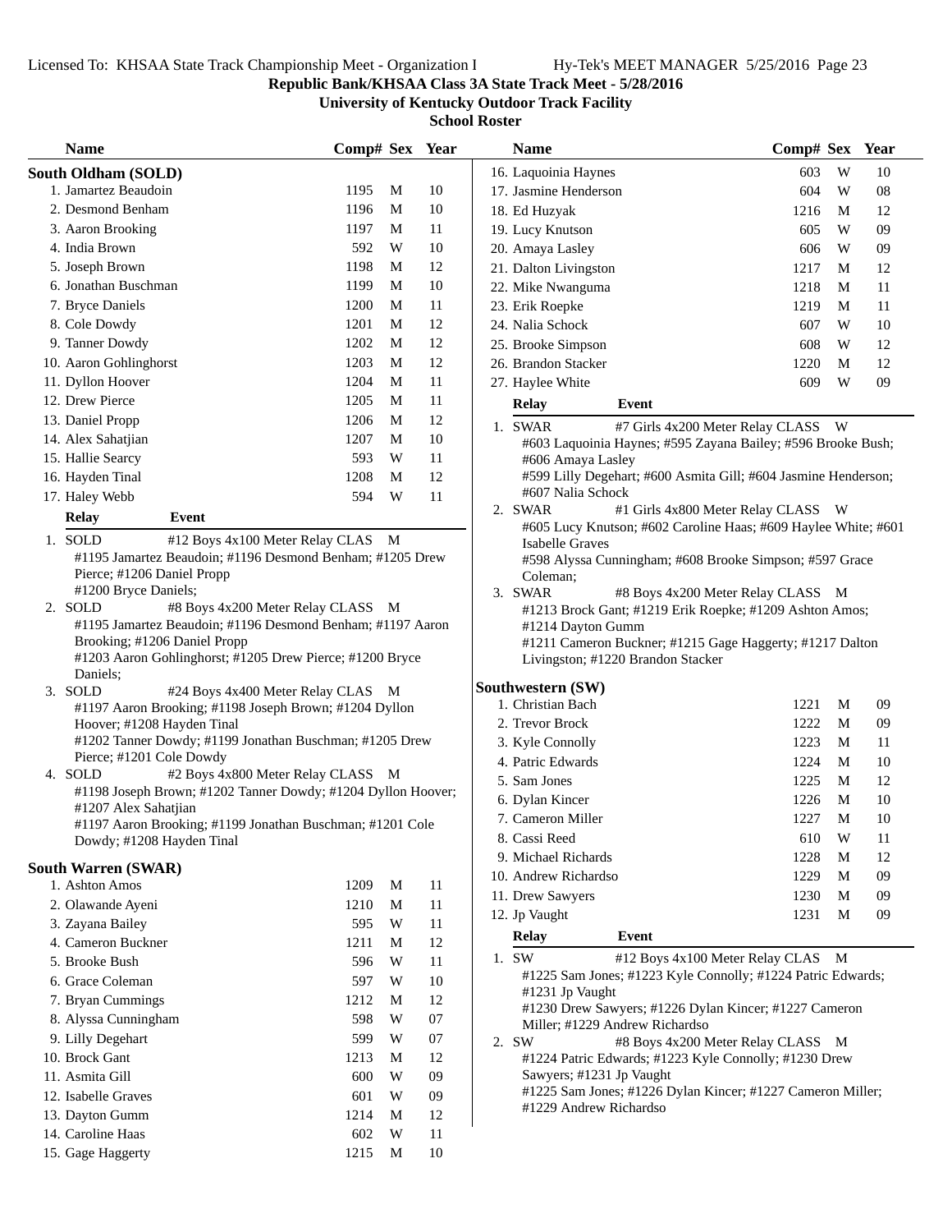Republic Bank/KHSAA Class 3A State Track Meet - 5/28/2016

University of Kentucky Outdoor Track Facility

School Roster

## South Oldham (SOLD)

| Name | Comp# | Sex | Year |
|---|---|---|---|
| 1. Jamartez Beaudoin | 1195 | M | 10 |
| 2. Desmond Benham | 1196 | M | 10 |
| 3. Aaron Brooking | 1197 | M | 11 |
| 4. India Brown | 592 | W | 10 |
| 5. Joseph Brown | 1198 | M | 12 |
| 6. Jonathan Buschman | 1199 | M | 10 |
| 7. Bryce Daniels | 1200 | M | 11 |
| 8. Cole Dowdy | 1201 | M | 12 |
| 9. Tanner Dowdy | 1202 | M | 12 |
| 10. Aaron Gohlinghorst | 1203 | M | 12 |
| 11. Dyllon Hoover | 1204 | M | 11 |
| 12. Drew Pierce | 1205 | M | 11 |
| 13. Daniel Propp | 1206 | M | 12 |
| 14. Alex Sahatjian | 1207 | M | 10 |
| 15. Hallie Searcy | 593 | W | 11 |
| 16. Hayden Tinal | 1208 | M | 12 |
| 17. Haley Webb | 594 | W | 11 |

**Relay** **Event**

1. SOLD #12 Boys 4x100 Meter Relay CLAS M
   #1195 Jamartez Beaudoin; #1196 Desmond Benham; #1205 Drew Pierce; #1206 Daniel Propp
   #1200 Bryce Daniels;
2. SOLD #8 Boys 4x200 Meter Relay CLASS M
   #1195 Jamartez Beaudoin; #1196 Desmond Benham; #1197 Aaron Brooking; #1206 Daniel Propp
   #1203 Aaron Gohlinghorst; #1205 Drew Pierce; #1200 Bryce Daniels;
3. SOLD #24 Boys 4x400 Meter Relay CLAS M
   #1197 Aaron Brooking; #1198 Joseph Brown; #1204 Dyllon Hoover; #1208 Hayden Tinal
   #1202 Tanner Dowdy; #1199 Jonathan Buschman; #1205 Drew Pierce; #1201 Cole Dowdy
4. SOLD #2 Boys 4x800 Meter Relay CLASS M
   #1198 Joseph Brown; #1202 Tanner Dowdy; #1204 Dyllon Hoover; #1207 Alex Sahatjian
   #1197 Aaron Brooking; #1199 Jonathan Buschman; #1201 Cole Dowdy; #1208 Hayden Tinal

## South Warren (SWAR)

| Name | Comp# | Sex | Year |
|---|---|---|---|
| 1. Ashton Amos | 1209 | M | 11 |
| 2. Olawande Ayeni | 1210 | M | 11 |
| 3. Zayana Bailey | 595 | W | 11 |
| 4. Cameron Buckner | 1211 | M | 12 |
| 5. Brooke Bush | 596 | W | 11 |
| 6. Grace Coleman | 597 | W | 10 |
| 7. Bryan Cummings | 1212 | M | 12 |
| 8. Alyssa Cunningham | 598 | W | 07 |
| 9. Lilly Degehart | 599 | W | 07 |
| 10. Brock Gant | 1213 | M | 12 |
| 11. Asmita Gill | 600 | W | 09 |
| 12. Isabelle Graves | 601 | W | 09 |
| 13. Dayton Gumm | 1214 | M | 12 |
| 14. Caroline Haas | 602 | W | 11 |
| 15. Gage Haggerty | 1215 | M | 10 |
| 16. Laquoinia Haynes | 603 | W | 10 |
| 17. Jasmine Henderson | 604 | W | 08 |
| 18. Ed Huzyak | 1216 | M | 12 |
| 19. Lucy Knutson | 605 | W | 09 |
| 20. Amaya Lasley | 606 | W | 09 |
| 21. Dalton Livingston | 1217 | M | 12 |
| 22. Mike Nwanguma | 1218 | M | 11 |
| 23. Erik Roepke | 1219 | M | 11 |
| 24. Nalia Schock | 607 | W | 10 |
| 25. Brooke Simpson | 608 | W | 12 |
| 26. Brandon Stacker | 1220 | M | 12 |
| 27. Haylee White | 609 | W | 09 |

**Relay** **Event**

1. SWAR #7 Girls 4x200 Meter Relay CLASS W
   #603 Laquoinia Haynes; #595 Zayana Bailey; #596 Brooke Bush; #606 Amaya Lasley
   #599 Lilly Degehart; #600 Asmita Gill; #604 Jasmine Henderson; #607 Nalia Schock
2. SWAR #1 Girls 4x800 Meter Relay CLASS W
   #605 Lucy Knutson; #602 Caroline Haas; #609 Haylee White; #601 Isabelle Graves
   #598 Alyssa Cunningham; #608 Brooke Simpson; #597 Grace Coleman;
3. SWAR #8 Boys 4x200 Meter Relay CLASS M
   #1213 Brock Gant; #1219 Erik Roepke; #1209 Ashton Amos; #1214 Dayton Gumm
   #1211 Cameron Buckner; #1215 Gage Haggerty; #1217 Dalton Livingston; #1220 Brandon Stacker

## Southwestern (SW)

| Name | Comp# | Sex | Year |
|---|---|---|---|
| 1. Christian Bach | 1221 | M | 09 |
| 2. Trevor Brock | 1222 | M | 09 |
| 3. Kyle Connolly | 1223 | M | 11 |
| 4. Patric Edwards | 1224 | M | 10 |
| 5. Sam Jones | 1225 | M | 12 |
| 6. Dylan Kincer | 1226 | M | 10 |
| 7. Cameron Miller | 1227 | M | 10 |
| 8. Cassi Reed | 610 | W | 11 |
| 9. Michael Richards | 1228 | M | 12 |
| 10. Andrew Richardso | 1229 | M | 09 |
| 11. Drew Sawyers | 1230 | M | 09 |
| 12. Jp Vaught | 1231 | M | 09 |

**Relay** **Event**

1. SW #12 Boys 4x100 Meter Relay CLAS M
   #1225 Sam Jones; #1223 Kyle Connolly; #1224 Patric Edwards; #1231 Jp Vaught
   #1230 Drew Sawyers; #1226 Dylan Kincer; #1227 Cameron Miller; #1229 Andrew Richardso
2. SW #8 Boys 4x200 Meter Relay CLASS M
   #1224 Patric Edwards; #1223 Kyle Connolly; #1230 Drew Sawyers; #1231 Jp Vaught
   #1225 Sam Jones; #1226 Dylan Kincer; #1227 Cameron Miller; #1229 Andrew Richardso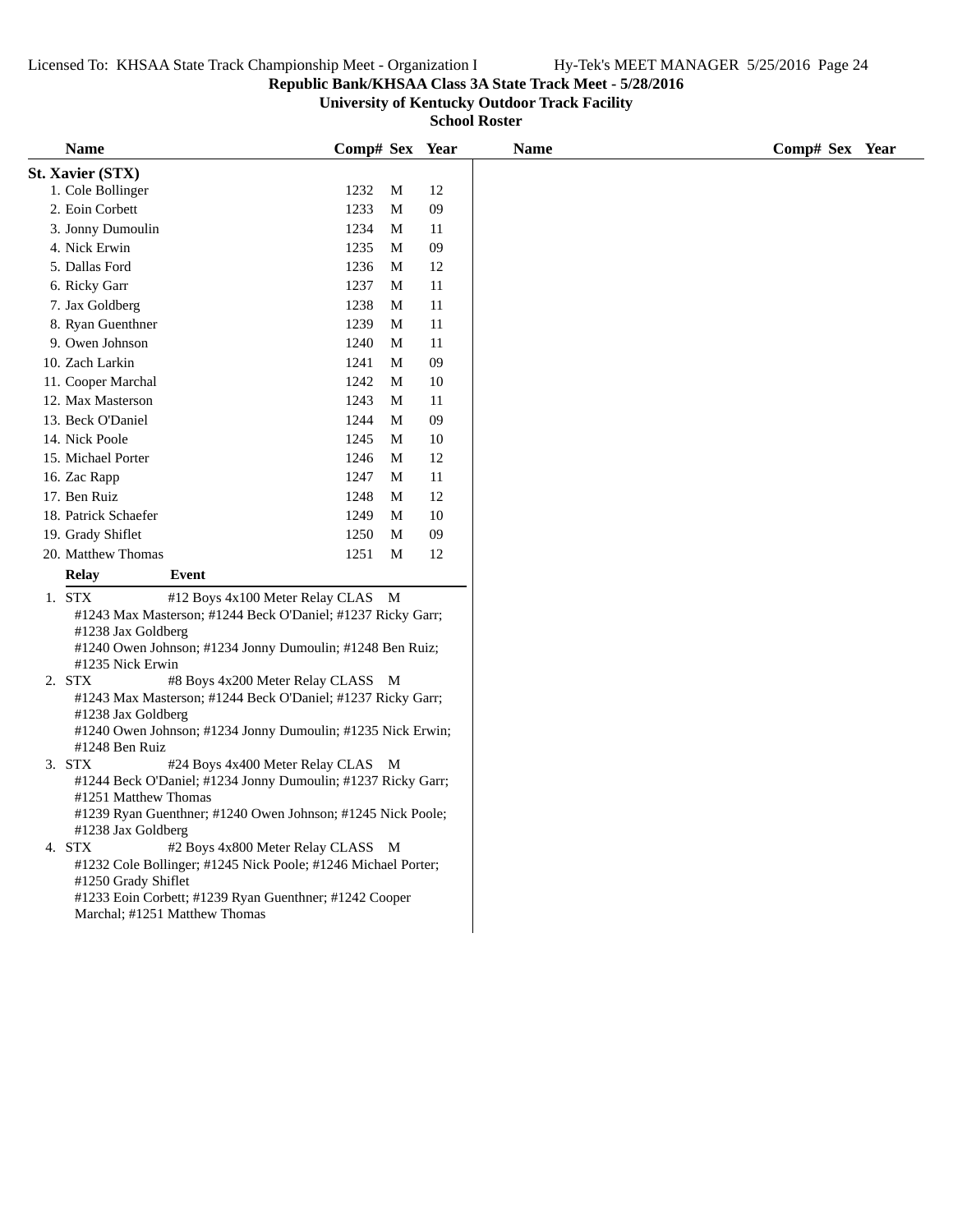**Republic Bank/KHSAA Class 3A State Track Meet - 5/28/2016**

**University of Kentucky Outdoor Track Facility**

**School Roster**

**St. Xavier (STX)**

| Name | Comp# | Sex | Year |
|---|---|---|---|
| 1. Cole Bollinger | 1232 | M | 12 |
| 2. Eoin Corbett | 1233 | M | 09 |
| 3. Jonny Dumoulin | 1234 | M | 11 |
| 4. Nick Erwin | 1235 | M | 09 |
| 5. Dallas Ford | 1236 | M | 12 |
| 6. Ricky Garr | 1237 | M | 11 |
| 7. Jax Goldberg | 1238 | M | 11 |
| 8. Ryan Guenthner | 1239 | M | 11 |
| 9. Owen Johnson | 1240 | M | 11 |
| 10. Zach Larkin | 1241 | M | 09 |
| 11. Cooper Marchal | 1242 | M | 10 |
| 12. Max Masterson | 1243 | M | 11 |
| 13. Beck O'Daniel | 1244 | M | 09 |
| 14. Nick Poole | 1245 | M | 10 |
| 15. Michael Porter | 1246 | M | 12 |
| 16. Zac Rapp | 1247 | M | 11 |
| 17. Ben Ruiz | 1248 | M | 12 |
| 18. Patrick Schaefer | 1249 | M | 10 |
| 19. Grady Shiflet | 1250 | M | 09 |
| 20. Matthew Thomas | 1251 | M | 12 |

| Relay | Event | |
|---|---|---|
| 1. STX | #12 Boys 4x100 Meter Relay CLAS | M |

#1243 Max Masterson; #1244 Beck O'Daniel; #1237 Ricky Garr; #1238 Jax Goldberg
#1240 Owen Johnson; #1234 Jonny Dumoulin; #1248 Ben Ruiz; #1235 Nick Erwin

| Relay | Event | |
|---|---|---|
| 2. STX | #8 Boys 4x200 Meter Relay CLASS | M |

#1243 Max Masterson; #1244 Beck O'Daniel; #1237 Ricky Garr; #1238 Jax Goldberg
#1240 Owen Johnson; #1234 Jonny Dumoulin; #1235 Nick Erwin; #1248 Ben Ruiz

| Relay | Event | |
|---|---|---|
| 3. STX | #24 Boys 4x400 Meter Relay CLAS | M |

#1244 Beck O'Daniel; #1234 Jonny Dumoulin; #1237 Ricky Garr; #1251 Matthew Thomas
#1239 Ryan Guenthner; #1240 Owen Johnson; #1245 Nick Poole; #1238 Jax Goldberg

| Relay | Event | |
|---|---|---|
| 4. STX | #2 Boys 4x800 Meter Relay CLASS | M |

#1232 Cole Bollinger; #1245 Nick Poole; #1246 Michael Porter; #1250 Grady Shiflet
#1233 Eoin Corbett; #1239 Ryan Guenthner; #1242 Cooper Marchal; #1251 Matthew Thomas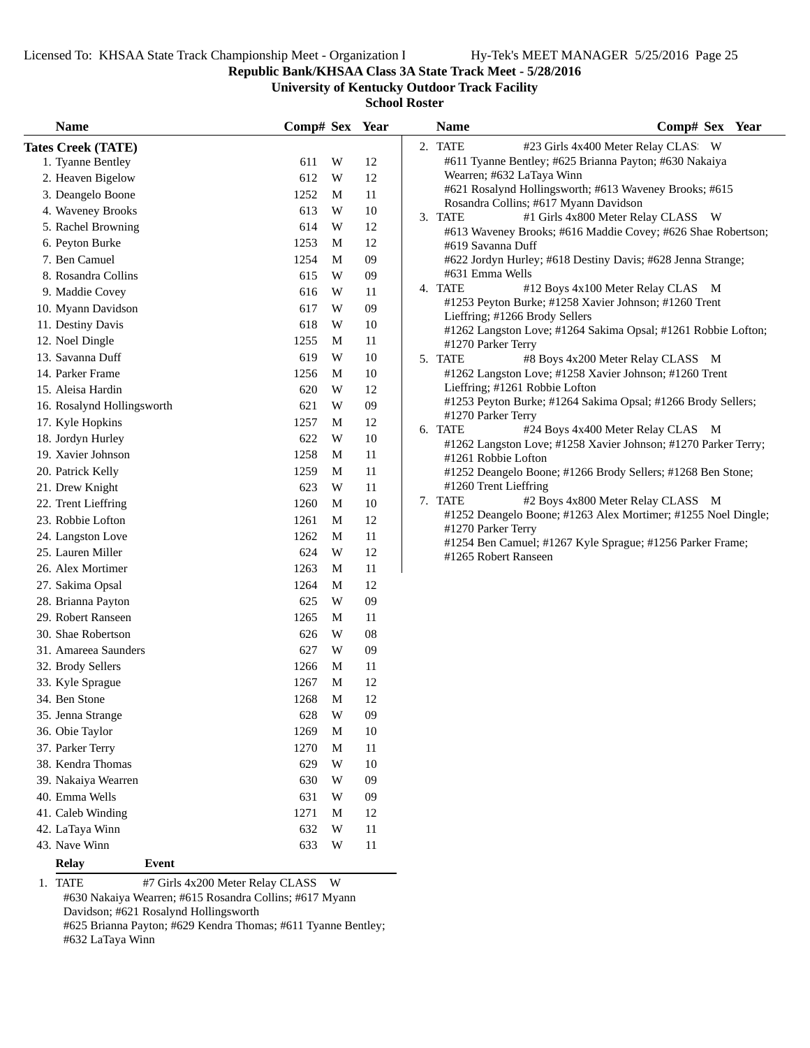**Republic Bank/KHSAA Class 3A State Track Meet - 5/28/2016**

**University of Kentucky Outdoor Track Facility**

**School Roster**

### Tates Creek (TATE)

| Name | Comp# | Sex | Year |
|---|---|---|---|
| 1. Tyanne Bentley | 611 | W | 12 |
| 2. Heaven Bigelow | 612 | W | 12 |
| 3. Deangelo Boone | 1252 | M | 11 |
| 4. Waveney Brooks | 613 | W | 10 |
| 5. Rachel Browning | 614 | W | 12 |
| 6. Peyton Burke | 1253 | M | 12 |
| 7. Ben Camuel | 1254 | M | 09 |
| 8. Rosandra Collins | 615 | W | 09 |
| 9. Maddie Covey | 616 | W | 11 |
| 10. Myann Davidson | 617 | W | 09 |
| 11. Destiny Davis | 618 | W | 10 |
| 12. Noel Dingle | 1255 | M | 11 |
| 13. Savanna Duff | 619 | W | 10 |
| 14. Parker Frame | 1256 | M | 10 |
| 15. Aleisa Hardin | 620 | W | 12 |
| 16. Rosalynd Hollingsworth | 621 | W | 09 |
| 17. Kyle Hopkins | 1257 | M | 12 |
| 18. Jordyn Hurley | 622 | W | 10 |
| 19. Xavier Johnson | 1258 | M | 11 |
| 20. Patrick Kelly | 1259 | M | 11 |
| 21. Drew Knight | 623 | W | 11 |
| 22. Trent Lieffring | 1260 | M | 10 |
| 23. Robbie Lofton | 1261 | M | 12 |
| 24. Langston Love | 1262 | M | 11 |
| 25. Lauren Miller | 624 | W | 12 |
| 26. Alex Mortimer | 1263 | M | 11 |
| 27. Sakima Opsal | 1264 | M | 12 |
| 28. Brianna Payton | 625 | W | 09 |
| 29. Robert Ranseen | 1265 | M | 11 |
| 30. Shae Robertson | 626 | W | 08 |
| 31. Amareea Saunders | 627 | W | 09 |
| 32. Brody Sellers | 1266 | M | 11 |
| 33. Kyle Sprague | 1267 | M | 12 |
| 34. Ben Stone | 1268 | M | 12 |
| 35. Jenna Strange | 628 | W | 09 |
| 36. Obie Taylor | 1269 | M | 10 |
| 37. Parker Terry | 1270 | M | 11 |
| 38. Kendra Thomas | 629 | W | 10 |
| 39. Nakaiya Wearren | 630 | W | 09 |
| 40. Emma Wells | 631 | W | 09 |
| 41. Caleb Winding | 1271 | M | 12 |
| 42. LaTaya Winn | 632 | W | 11 |
| 43. Nave Winn | 633 | W | 11 |

| Relay | Event | Sex |
|---|---|---|

1. TATE — #7 Girls 4x200 Meter Relay CLASS — W
   #630 Nakaiya Wearren; #615 Rosandra Collins; #617 Myann Davidson; #621 Rosalynd Hollingsworth
   #625 Brianna Payton; #629 Kendra Thomas; #611 Tyanne Bentley; #632 LaTaya Winn

2. TATE — #23 Girls 4x400 Meter Relay CLAS — W
   #611 Tyanne Bentley; #625 Brianna Payton; #630 Nakaiya Wearren; #632 LaTaya Winn
   #621 Rosalynd Hollingsworth; #613 Waveney Brooks; #615 Rosandra Collins; #617 Myann Davidson

3. TATE — #1 Girls 4x800 Meter Relay CLASS — W
   #613 Waveney Brooks; #616 Maddie Covey; #626 Shae Robertson; #619 Savanna Duff
   #622 Jordyn Hurley; #618 Destiny Davis; #628 Jenna Strange; #631 Emma Wells

4. TATE — #12 Boys 4x100 Meter Relay CLAS — M
   #1253 Peyton Burke; #1258 Xavier Johnson; #1260 Trent Lieffring; #1266 Brody Sellers
   #1262 Langston Love; #1264 Sakima Opsal; #1261 Robbie Lofton; #1270 Parker Terry

5. TATE — #8 Boys 4x200 Meter Relay CLASS — M
   #1262 Langston Love; #1258 Xavier Johnson; #1260 Trent Lieffring; #1261 Robbie Lofton
   #1253 Peyton Burke; #1264 Sakima Opsal; #1266 Brody Sellers; #1270 Parker Terry

6. TATE — #24 Boys 4x400 Meter Relay CLAS — M
   #1262 Langston Love; #1258 Xavier Johnson; #1270 Parker Terry; #1261 Robbie Lofton
   #1252 Deangelo Boone; #1266 Brody Sellers; #1268 Ben Stone; #1260 Trent Lieffring

7. TATE — #2 Boys 4x800 Meter Relay CLASS — M
   #1252 Deangelo Boone; #1263 Alex Mortimer; #1255 Noel Dingle; #1270 Parker Terry
   #1254 Ben Camuel; #1267 Kyle Sprague; #1256 Parker Frame; #1265 Robert Ranseen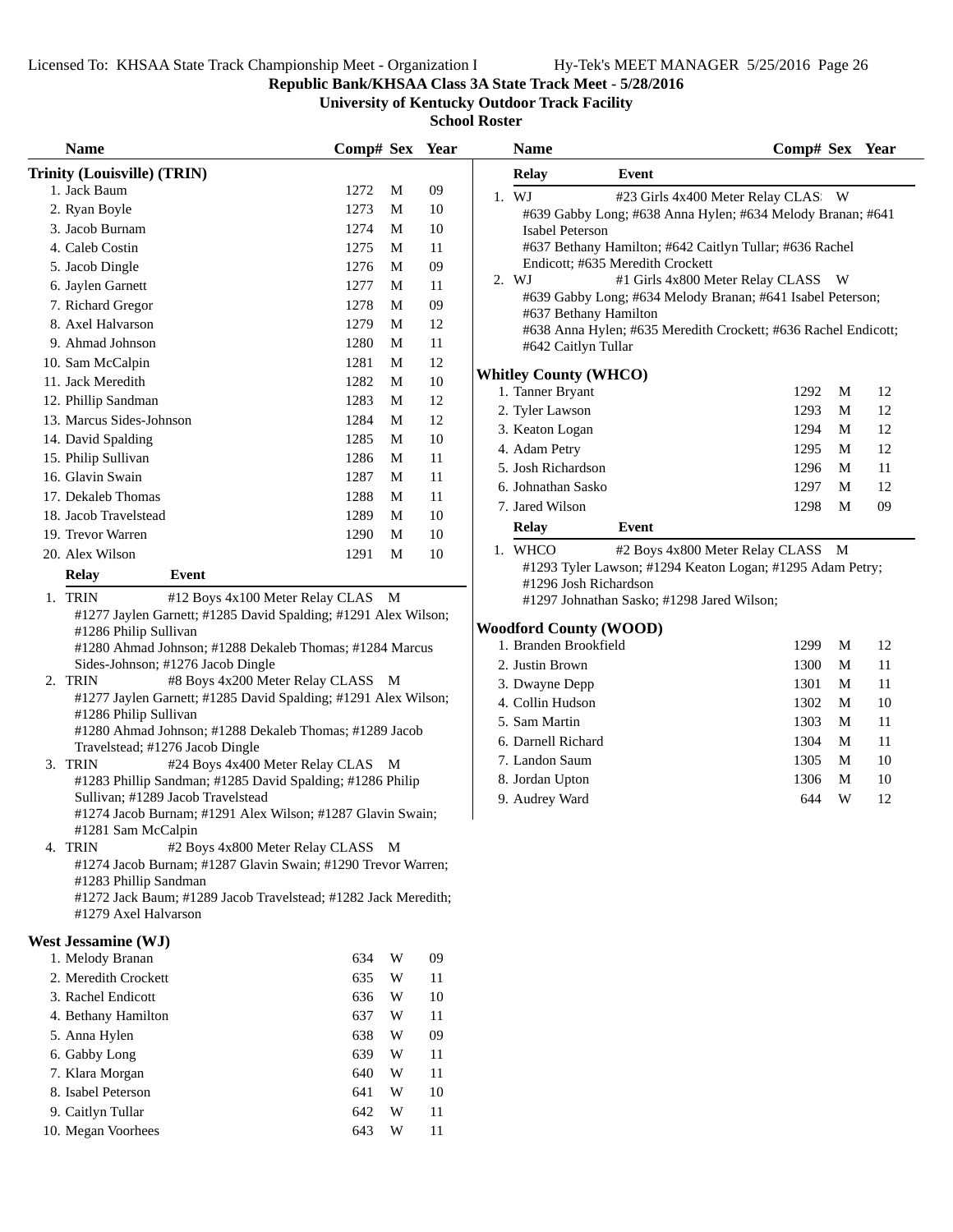**Republic Bank/KHSAA Class 3A State Track Meet - 5/28/2016**

**University of Kentucky Outdoor Track Facility**

**School Roster**

## Trinity (Louisville) (TRIN)

| Name | Comp# | Sex | Year |
|---|---|---|---|
| 1. Jack Baum | 1272 | M | 09 |
| 2. Ryan Boyle | 1273 | M | 10 |
| 3. Jacob Burnam | 1274 | M | 10 |
| 4. Caleb Costin | 1275 | M | 11 |
| 5. Jacob Dingle | 1276 | M | 09 |
| 6. Jaylen Garnett | 1277 | M | 11 |
| 7. Richard Gregor | 1278 | M | 09 |
| 8. Axel Halvarson | 1279 | M | 12 |
| 9. Ahmad Johnson | 1280 | M | 11 |
| 10. Sam McCalpin | 1281 | M | 12 |
| 11. Jack Meredith | 1282 | M | 10 |
| 12. Phillip Sandman | 1283 | M | 12 |
| 13. Marcus Sides-Johnson | 1284 | M | 12 |
| 14. David Spalding | 1285 | M | 10 |
| 15. Philip Sullivan | 1286 | M | 11 |
| 16. Glavin Swain | 1287 | M | 11 |
| 17. Dekaleb Thomas | 1288 | M | 11 |
| 18. Jacob Travelstead | 1289 | M | 10 |
| 19. Trevor Warren | 1290 | M | 10 |
| 20. Alex Wilson | 1291 | M | 10 |

| Relay | Event |
|---|---|
| 1. TRIN | #12 Boys 4x100 Meter Relay CLAS M |

#1277 Jaylen Garnett; #1285 David Spalding; #1291 Alex Wilson; #1286 Philip Sullivan
#1280 Ahmad Johnson; #1288 Dekaleb Thomas; #1284 Marcus Sides-Johnson; #1276 Jacob Dingle

| Relay | Event |
|---|---|
| 2. TRIN | #8 Boys 4x200 Meter Relay CLASS M |

#1277 Jaylen Garnett; #1285 David Spalding; #1291 Alex Wilson; #1286 Philip Sullivan
#1280 Ahmad Johnson; #1288 Dekaleb Thomas; #1289 Jacob Travelstead; #1276 Jacob Dingle

| Relay | Event |
|---|---|
| 3. TRIN | #24 Boys 4x400 Meter Relay CLAS M |

#1283 Phillip Sandman; #1285 David Spalding; #1286 Philip Sullivan; #1289 Jacob Travelstead
#1274 Jacob Burnam; #1291 Alex Wilson; #1287 Glavin Swain; #1281 Sam McCalpin

| Relay | Event |
|---|---|
| 4. TRIN | #2 Boys 4x800 Meter Relay CLASS M |

#1274 Jacob Burnam; #1287 Glavin Swain; #1290 Trevor Warren; #1283 Phillip Sandman
#1272 Jack Baum; #1289 Jacob Travelstead; #1282 Jack Meredith; #1279 Axel Halvarson

## West Jessamine (WJ)

| Name | Comp# | Sex | Year |
|---|---|---|---|
| 1. Melody Branan | 634 | W | 09 |
| 2. Meredith Crockett | 635 | W | 11 |
| 3. Rachel Endicott | 636 | W | 10 |
| 4. Bethany Hamilton | 637 | W | 11 |
| 5. Anna Hylen | 638 | W | 09 |
| 6. Gabby Long | 639 | W | 11 |
| 7. Klara Morgan | 640 | W | 11 |
| 8. Isabel Peterson | 641 | W | 10 |
| 9. Caitlyn Tullar | 642 | W | 11 |
| 10. Megan Voorhees | 643 | W | 11 |

| Relay | Event |
|---|---|
| 1. WJ | #23 Girls 4x400 Meter Relay CLAS W |

#639 Gabby Long; #638 Anna Hylen; #634 Melody Branan; #641 Isabel Peterson
#637 Bethany Hamilton; #642 Caitlyn Tullar; #636 Rachel Endicott; #635 Meredith Crockett

| Relay | Event |
|---|---|
| 2. WJ | #1 Girls 4x800 Meter Relay CLASS W |

#639 Gabby Long; #634 Melody Branan; #641 Isabel Peterson; #637 Bethany Hamilton
#638 Anna Hylen; #635 Meredith Crockett; #636 Rachel Endicott; #642 Caitlyn Tullar

## Whitley County (WHCO)

| Name | Comp# | Sex | Year |
|---|---|---|---|
| 1. Tanner Bryant | 1292 | M | 12 |
| 2. Tyler Lawson | 1293 | M | 12 |
| 3. Keaton Logan | 1294 | M | 12 |
| 4. Adam Petry | 1295 | M | 12 |
| 5. Josh Richardson | 1296 | M | 11 |
| 6. Johnathan Sasko | 1297 | M | 12 |
| 7. Jared Wilson | 1298 | M | 09 |

| Relay | Event |
|---|---|
| 1. WHCO | #2 Boys 4x800 Meter Relay CLASS M |

#1293 Tyler Lawson; #1294 Keaton Logan; #1295 Adam Petry; #1296 Josh Richardson
#1297 Johnathan Sasko; #1298 Jared Wilson;

## Woodford County (WOOD)

| Name | Comp# | Sex | Year |
|---|---|---|---|
| 1. Branden Brookfield | 1299 | M | 12 |
| 2. Justin Brown | 1300 | M | 11 |
| 3. Dwayne Depp | 1301 | M | 11 |
| 4. Collin Hudson | 1302 | M | 10 |
| 5. Sam Martin | 1303 | M | 11 |
| 6. Darnell Richard | 1304 | M | 11 |
| 7. Landon Saum | 1305 | M | 10 |
| 8. Jordan Upton | 1306 | M | 10 |
| 9. Audrey Ward | 644 | W | 12 |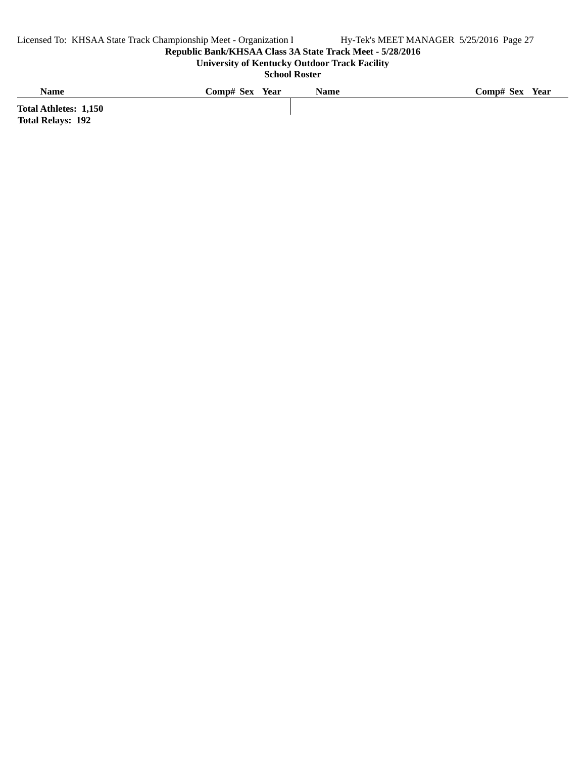**Total Athletes: 1,150**

**Total Relays: 192**